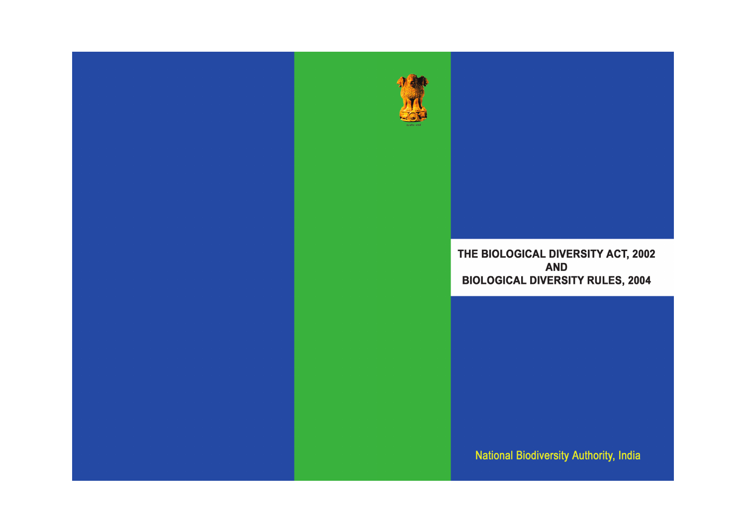# THE BIOLOGICAL DIVERSITY ACT, 2002
# AND
# BIOLOGICAL DIVERSITY RULES, 2004

National Biodiversity Authority, India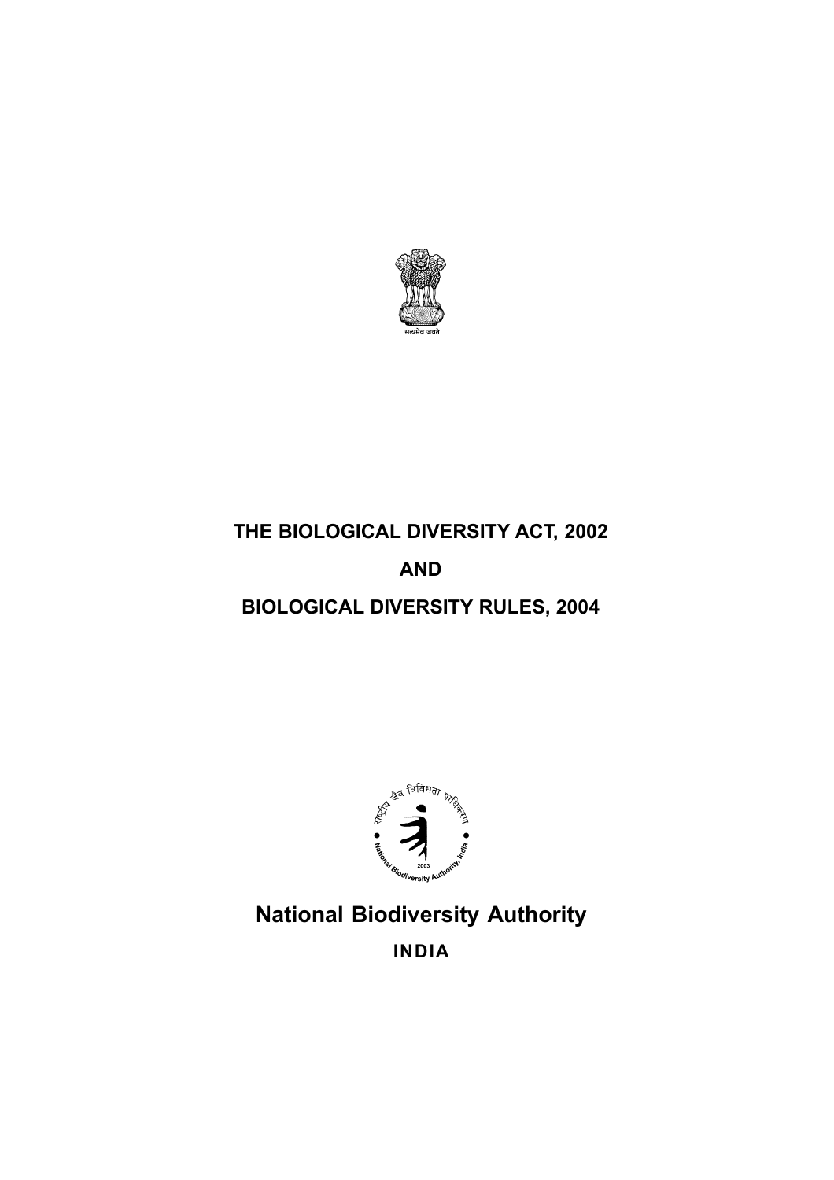सत्यमेव जयते

# THE BIOLOGICAL DIVERSITY ACT, 2002

# AND

# BIOLOGICAL DIVERSITY RULES, 2004

राष्ट्रीय जैव विविधता प्राधिकरण

National Biodiversity Authority, India

2003

## National Biodiversity Authority

**INDIA**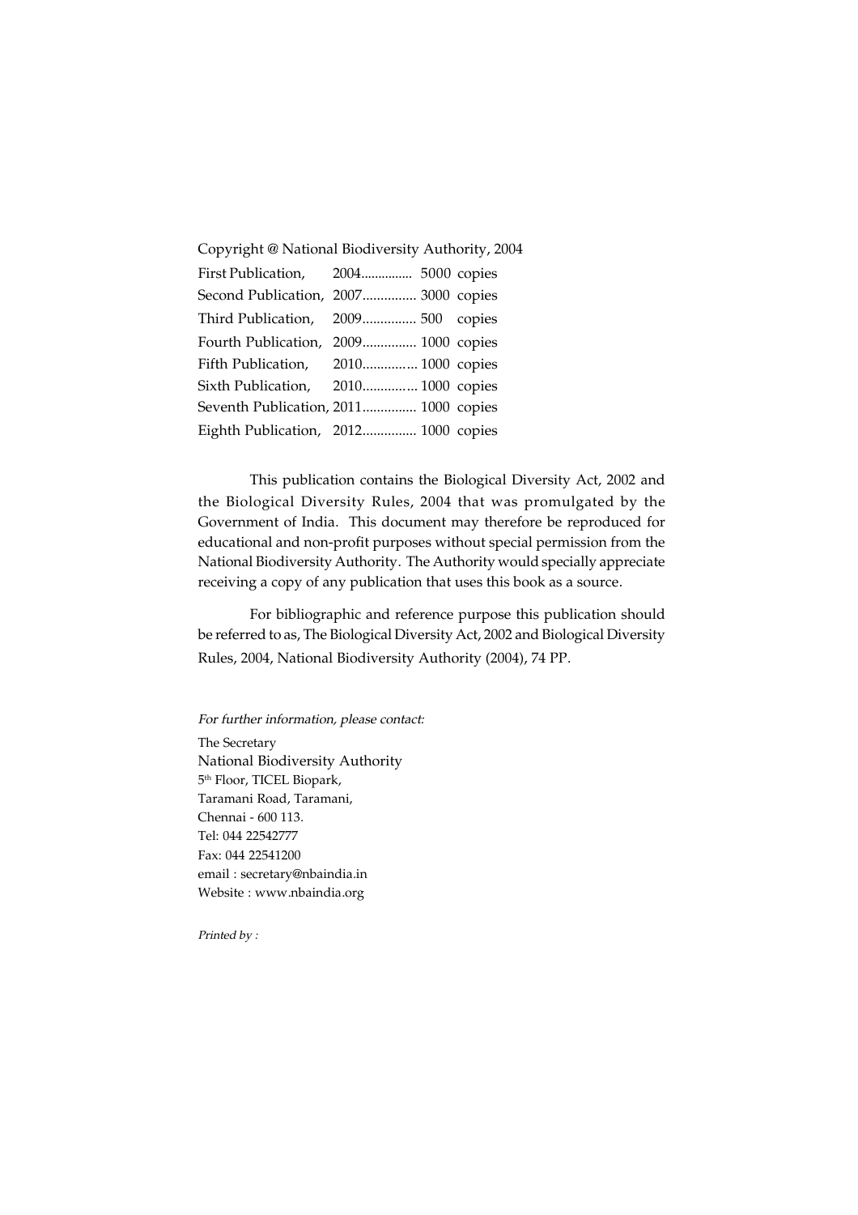Copyright @ National Biodiversity Authority, 2004

First Publication, 2004............... 5000 copies
Second Publication, 2007............... 3000 copies
Third Publication, 2009............... 500 copies
Fourth Publication, 2009............... 1000 copies
Fifth Publication, 2010............... 1000 copies
Sixth Publication, 2010............... 1000 copies
Seventh Publication, 2011............... 1000 copies
Eighth Publication, 2012............... 1000 copies

This publication contains the Biological Diversity Act, 2002 and the Biological Diversity Rules, 2004 that was promulgated by the Government of India. This document may therefore be reproduced for educational and non-profit purposes without special permission from the National Biodiversity Authority. The Authority would specially appreciate receiving a copy of any publication that uses this book as a source.

For bibliographic and reference purpose this publication should be referred to as, The Biological Diversity Act, 2002 and Biological Diversity Rules, 2004, National Biodiversity Authority (2004), 74 PP.

*For further information, please contact:*

The Secretary
National Biodiversity Authority
5th Floor, TICEL Biopark,
Taramani Road, Taramani,
Chennai - 600 113.
Tel: 044 22542777
Fax: 044 22541200
email : secretary@nbaindia.in
Website : www.nbaindia.org

*Printed by :*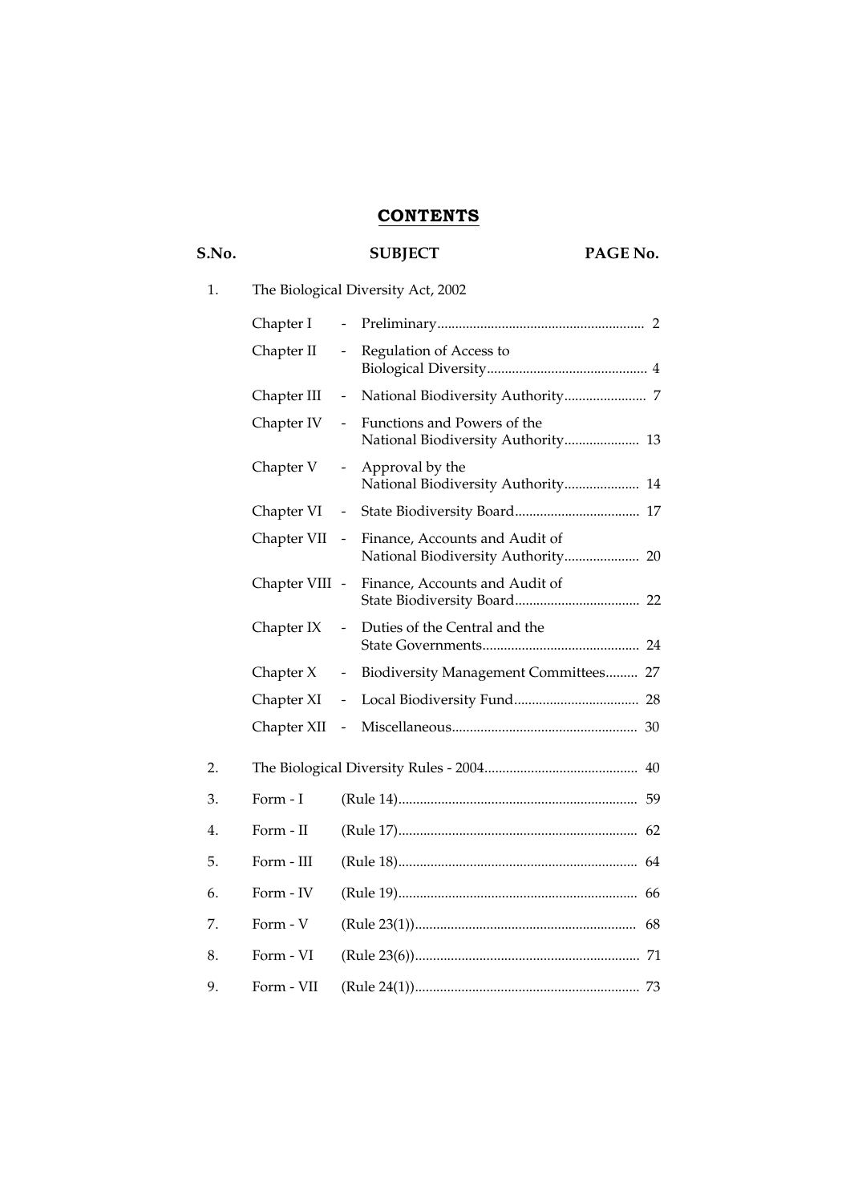# CONTENTS

| S.No. | SUBJECT | | PAGE No. |
|---|---|---|---|
| 1. | The Biological Diversity Act, 2002 | | |
| | Chapter I | - Preliminary | 2 |
| | Chapter II | - Regulation of Access to Biological Diversity | 4 |
| | Chapter III | - National Biodiversity Authority | 7 |
| | Chapter IV | - Functions and Powers of the National Biodiversity Authority | 13 |
| | Chapter V | - Approval by the National Biodiversity Authority | 14 |
| | Chapter VI | - State Biodiversity Board | 17 |
| | Chapter VII | - Finance, Accounts and Audit of National Biodiversity Authority | 20 |
| | Chapter VIII | - Finance, Accounts and Audit of State Biodiversity Board | 22 |
| | Chapter IX | - Duties of the Central and the State Governments | 24 |
| | Chapter X | - Biodiversity Management Committees | 27 |
| | Chapter XI | - Local Biodiversity Fund | 28 |
| | Chapter XII | - Miscellaneous | 30 |
| 2. | The Biological Diversity Rules - 2004 | | 40 |
| 3. | Form - I | (Rule 14) | 59 |
| 4. | Form - II | (Rule 17) | 62 |
| 5. | Form - III | (Rule 18) | 64 |
| 6. | Form - IV | (Rule 19) | 66 |
| 7. | Form - V | (Rule 23(1)) | 68 |
| 8. | Form - VI | (Rule 23(6)) | 71 |
| 9. | Form - VII | (Rule 24(1)) | 73 |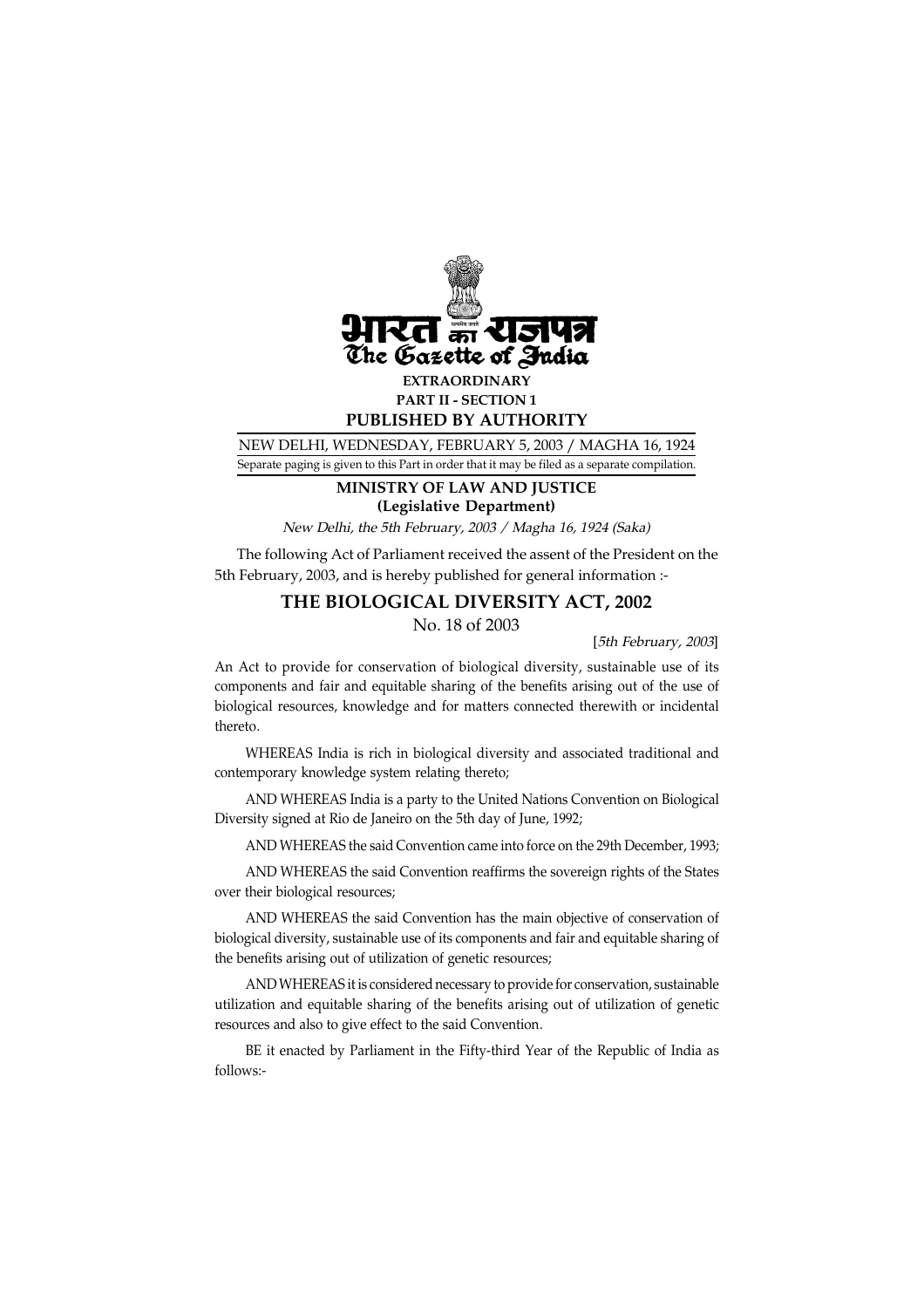# भारत का राजपत्र
# The Gazette of India

**EXTRAORDINARY**

**PART II - SECTION 1**

**PUBLISHED BY AUTHORITY**

NEW DELHI, WEDNESDAY, FEBRUARY 5, 2003 / MAGHA 16, 1924

Separate paging is given to this Part in order that it may be filed as a separate compilation.

**MINISTRY OF LAW AND JUSTICE**
**(Legislative Department)**

*New Delhi, the 5th February, 2003 / Magha 16, 1924 (Saka)*

The following Act of Parliament received the assent of the President on the 5th February, 2003, and is hereby published for general information :-

## THE BIOLOGICAL DIVERSITY ACT, 2002

No. 18 of 2003

[*5th February, 2003*]

An Act to provide for conservation of biological diversity, sustainable use of its components and fair and equitable sharing of the benefits arising out of the use of biological resources, knowledge and for matters connected therewith or incidental thereto.

WHEREAS India is rich in biological diversity and associated traditional and contemporary knowledge system relating thereto;

AND WHEREAS India is a party to the United Nations Convention on Biological Diversity signed at Rio de Janeiro on the 5th day of June, 1992;

AND WHEREAS the said Convention came into force on the 29th December, 1993;

AND WHEREAS the said Convention reaffirms the sovereign rights of the States over their biological resources;

AND WHEREAS the said Convention has the main objective of conservation of biological diversity, sustainable use of its components and fair and equitable sharing of the benefits arising out of utilization of genetic resources;

AND WHEREAS it is considered necessary to provide for conservation, sustainable utilization and equitable sharing of the benefits arising out of utilization of genetic resources and also to give effect to the said Convention.

BE it enacted by Parliament in the Fifty-third Year of the Republic of India as follows:-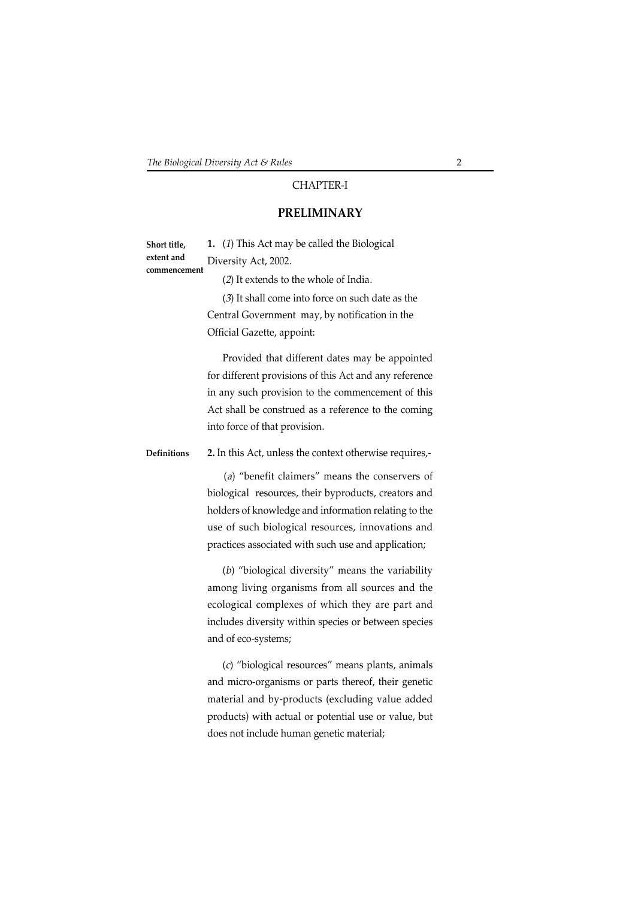## CHAPTER-I

## PRELIMINARY

**Short title, extent and commencement**

**1.** (*1*) This Act may be called the Biological Diversity Act, 2002.

(*2*) It extends to the whole of India.

(*3*) It shall come into force on such date as the Central Government may, by notification in the Official Gazette, appoint:

Provided that different dates may be appointed for different provisions of this Act and any reference in any such provision to the commencement of this Act shall be construed as a reference to the coming into force of that provision.

**Definitions**

**2.** In this Act, unless the context otherwise requires,-

(*a*) "benefit claimers" means the conservers of biological resources, their byproducts, creators and holders of knowledge and information relating to the use of such biological resources, innovations and practices associated with such use and application;

(*b*) "biological diversity" means the variability among living organisms from all sources and the ecological complexes of which they are part and includes diversity within species or between species and of eco-systems;

(*c*) "biological resources" means plants, animals and micro-organisms or parts thereof, their genetic material and by-products (excluding value added products) with actual or potential use or value, but does not include human genetic material;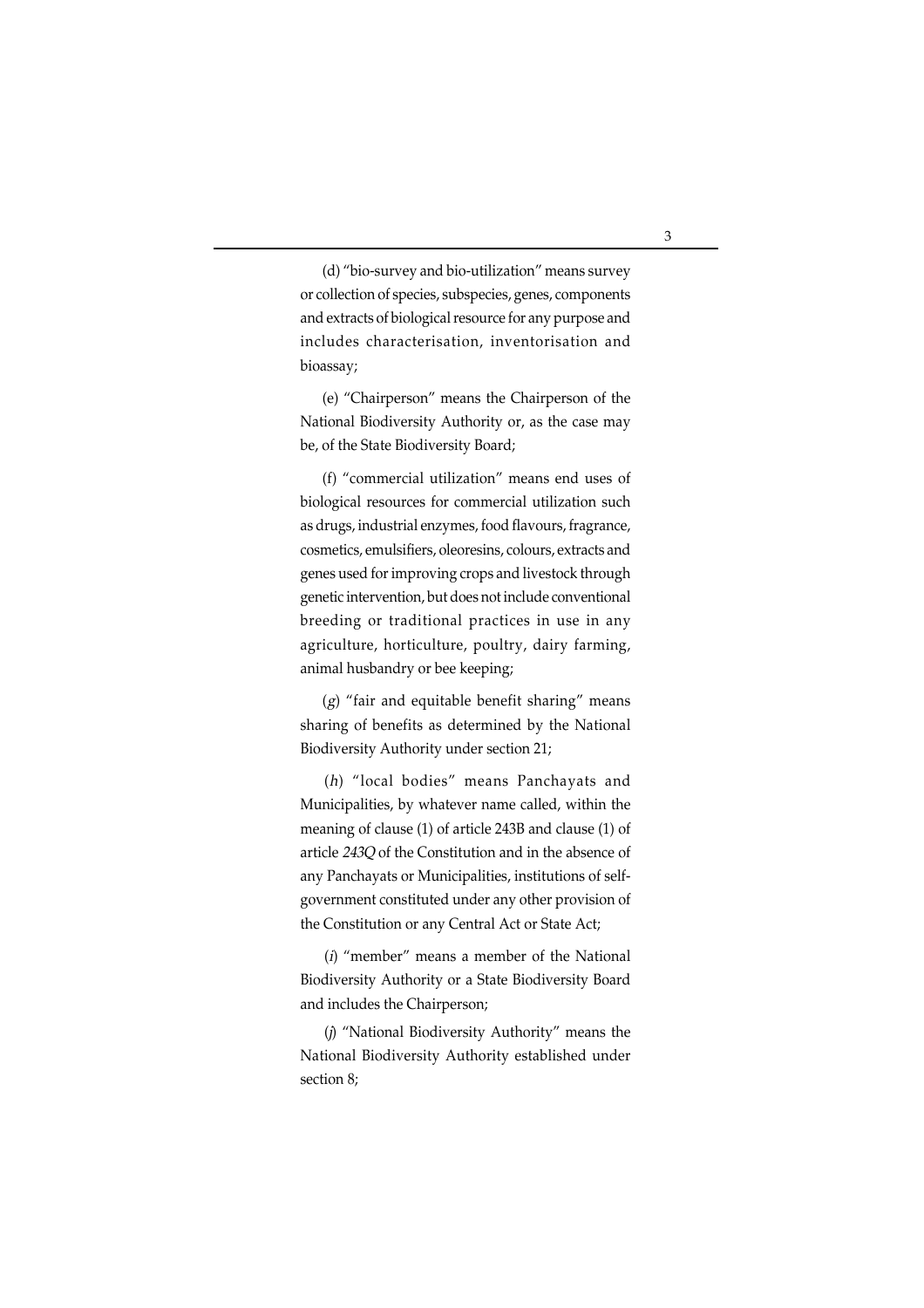(d) "bio-survey and bio-utilization" means survey or collection of species, subspecies, genes, components and extracts of biological resource for any purpose and includes characterisation, inventorisation and bioassay;

(e) "Chairperson" means the Chairperson of the National Biodiversity Authority or, as the case may be, of the State Biodiversity Board;

(f) "commercial utilization" means end uses of biological resources for commercial utilization such as drugs, industrial enzymes, food flavours, fragrance, cosmetics, emulsifiers, oleoresins, colours, extracts and genes used for improving crops and livestock through genetic intervention, but does not include conventional breeding or traditional practices in use in any agriculture, horticulture, poultry, dairy farming, animal husbandry or bee keeping;

(*g*) "fair and equitable benefit sharing" means sharing of benefits as determined by the National Biodiversity Authority under section 21;

(*h*) "local bodies" means Panchayats and Municipalities, by whatever name called, within the meaning of clause (1) of article 243B and clause (1) of article *243Q* of the Constitution and in the absence of any Panchayats or Municipalities, institutions of self-government constituted under any other provision of the Constitution or any Central Act or State Act;

(*i*) "member" means a member of the National Biodiversity Authority or a State Biodiversity Board and includes the Chairperson;

(*j*) "National Biodiversity Authority" means the National Biodiversity Authority established under section 8;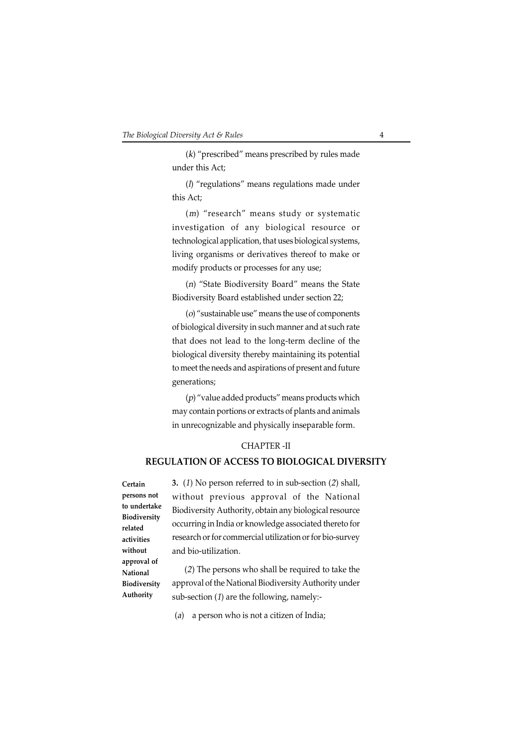(*k*) "prescribed" means prescribed by rules made under this Act;

(*l*) "regulations" means regulations made under this Act;

(*m*) "research" means study or systematic investigation of any biological resource or technological application, that uses biological systems, living organisms or derivatives thereof to make or modify products or processes for any use;

(*n*) "State Biodiversity Board" means the State Biodiversity Board established under section 22;

(*o*) "sustainable use" means the use of components of biological diversity in such manner and at such rate that does not lead to the long-term decline of the biological diversity thereby maintaining its potential to meet the needs and aspirations of present and future generations;

(*p*) "value added products" means products which may contain portions or extracts of plants and animals in unrecognizable and physically inseparable form.

## CHAPTER -II

## REGULATION OF ACCESS TO BIOLOGICAL DIVERSITY

**Certain persons not to undertake Biodiversity related activities without approval of National Biodiversity Authority**

**3.** (*1*) No person referred to in sub-section (*2*) shall, without previous approval of the National Biodiversity Authority, obtain any biological resource occurring in India or knowledge associated thereto for research or for commercial utilization or for bio-survey and bio-utilization.

(*2*) The persons who shall be required to take the approval of the National Biodiversity Authority under sub-section (*1*) are the following, namely:-

(*a*) a person who is not a citizen of India;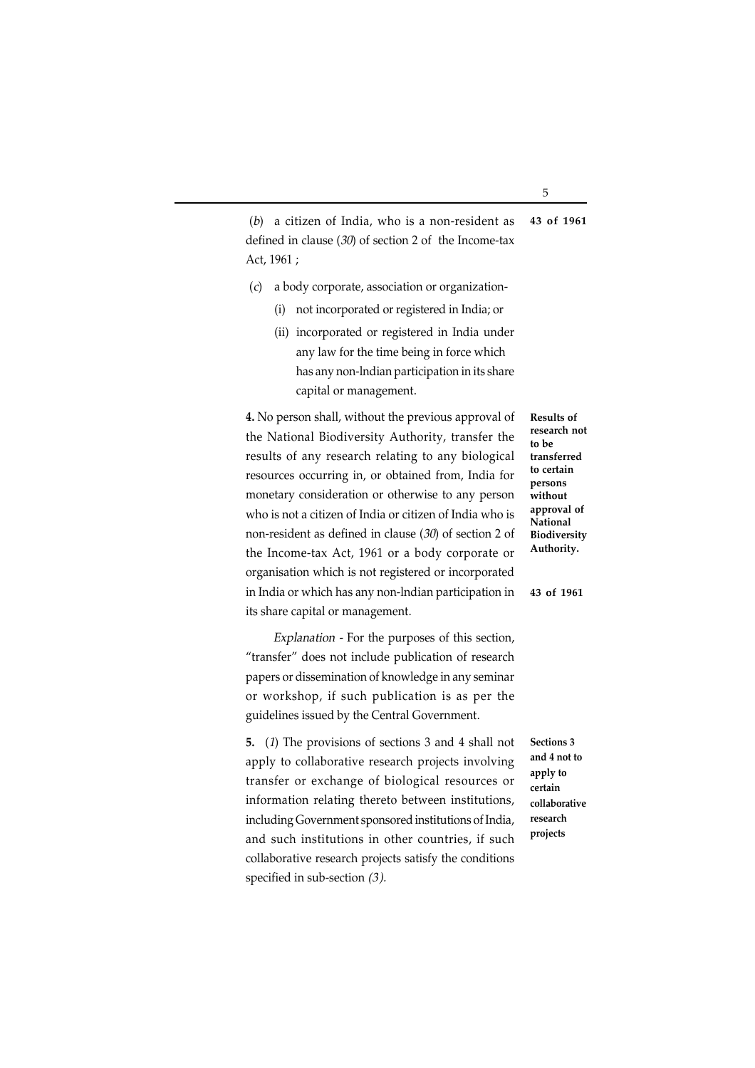(*b*) a citizen of India, who is a non-resident as defined in clause (*30*) of section 2 of the Income-tax Act, 1961 ; **43 of 1961**

(*c*) a body corporate, association or organization-

- (i) not incorporated or registered in India; or
- (ii) incorporated or registered in India under any law for the time being in force which has any non-lndian participation in its share capital or management.

**Results of research not to be transferred to certain persons without approval of National Biodiversity Authority.**

**4.** No person shall, without the previous approval of the National Biodiversity Authority, transfer the results of any research relating to any biological resources occurring in, or obtained from, India for monetary consideration or otherwise to any person who is not a citizen of India or citizen of India who is non-resident as defined in clause (*30*) of section 2 of the Income-tax Act, 1961 or a body corporate or organisation which is not registered or incorporated in India or which has any non-lndian participation in its share capital or management. **43 of 1961**

*Explanation* - For the purposes of this section, "transfer" does not include publication of research papers or dissemination of knowledge in any seminar or workshop, if such publication is as per the guidelines issued by the Central Government.

**Sections 3 and 4 not to apply to certain collaborative research projects**

**5.** (*1*) The provisions of sections 3 and 4 shall not apply to collaborative research projects involving transfer or exchange of biological resources or information relating thereto between institutions, including Government sponsored institutions of India, and such institutions in other countries, if such collaborative research projects satisfy the conditions specified in sub-section *(3)*.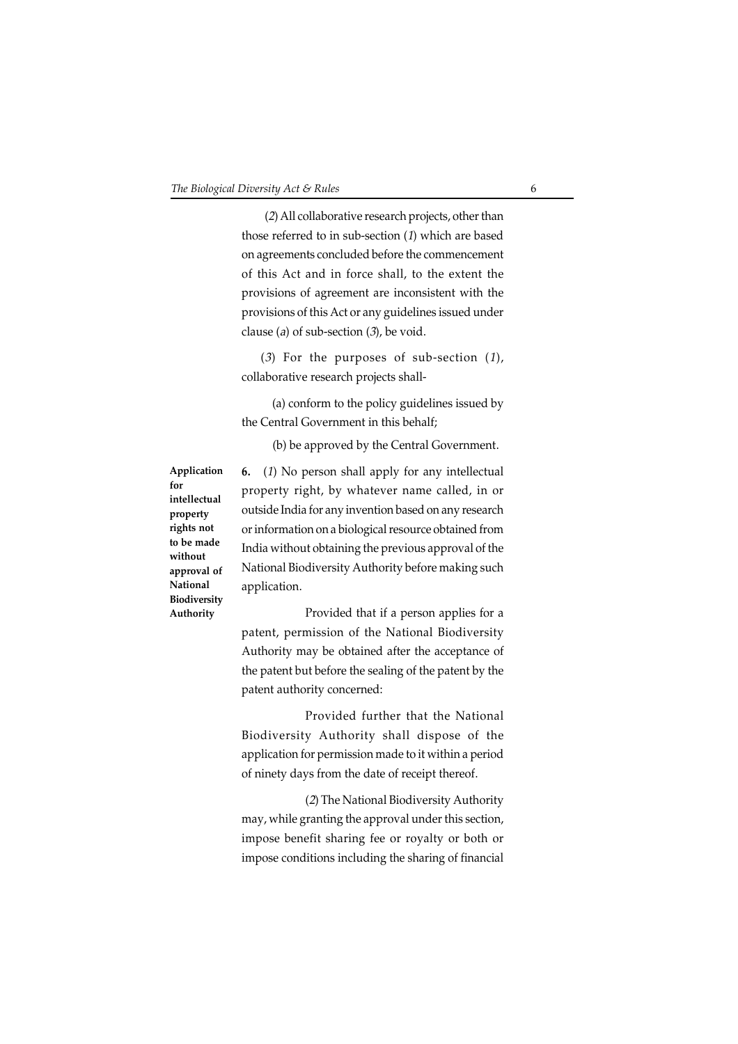(*2*) All collaborative research projects, other than those referred to in sub-section (*1*) which are based on agreements concluded before the commencement of this Act and in force shall, to the extent the provisions of agreement are inconsistent with the provisions of this Act or any guidelines issued under clause (*a*) of sub-section (*3*), be void.

(*3*) For the purposes of sub-section (*1*), collaborative research projects shall-

(a) conform to the policy guidelines issued by the Central Government in this behalf;

(b) be approved by the Central Government.

**Application for intellectual property rights not to be made without approval of National Biodiversity Authority**

**6.** (*1*) No person shall apply for any intellectual property right, by whatever name called, in or outside India for any invention based on any research or information on a biological resource obtained from India without obtaining the previous approval of the National Biodiversity Authority before making such application.

Provided that if a person applies for a patent, permission of the National Biodiversity Authority may be obtained after the acceptance of the patent but before the sealing of the patent by the patent authority concerned:

Provided further that the National Biodiversity Authority shall dispose of the application for permission made to it within a period of ninety days from the date of receipt thereof.

(*2*) The National Biodiversity Authority may, while granting the approval under this section, impose benefit sharing fee or royalty or both or impose conditions including the sharing of financial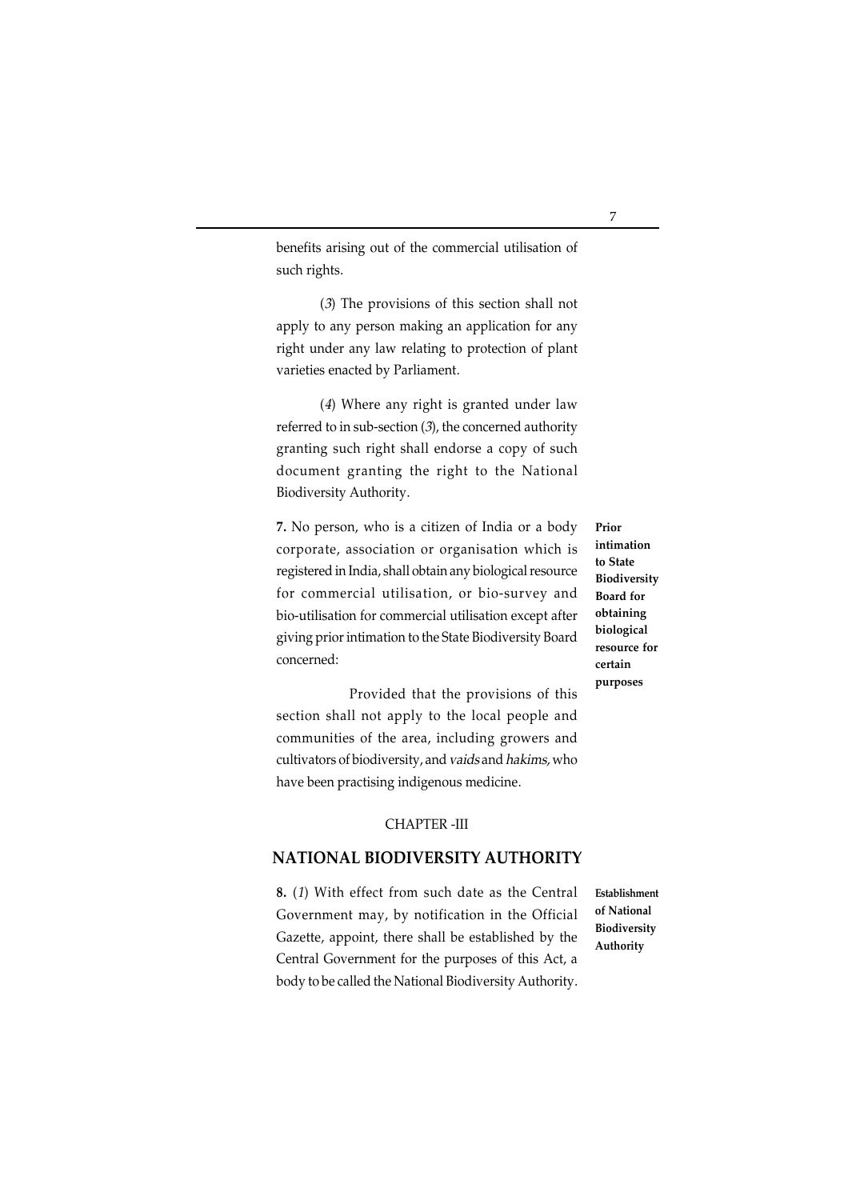benefits arising out of the commercial utilisation of such rights.

(*3*) The provisions of this section shall not apply to any person making an application for any right under any law relating to protection of plant varieties enacted by Parliament.

(*4*) Where any right is granted under law referred to in sub-section (*3*), the concerned authority granting such right shall endorse a copy of such document granting the right to the National Biodiversity Authority.

**Prior intimation to State Biodiversity Board for obtaining biological resource for certain purposes**

**7.** No person, who is a citizen of India or a body corporate, association or organisation which is registered in India, shall obtain any biological resource for commercial utilisation, or bio-survey and bio-utilisation for commercial utilisation except after giving prior intimation to the State Biodiversity Board concerned:

Provided that the provisions of this section shall not apply to the local people and communities of the area, including growers and cultivators of biodiversity, and *vaids* and *hakims,* who have been practising indigenous medicine.

## CHAPTER -III

## NATIONAL BIODIVERSITY AUTHORITY

**Establishment of National Biodiversity Authority**

**8.** (*1*) With effect from such date as the Central Government may, by notification in the Official Gazette, appoint, there shall be established by the Central Government for the purposes of this Act, a body to be called the National Biodiversity Authority.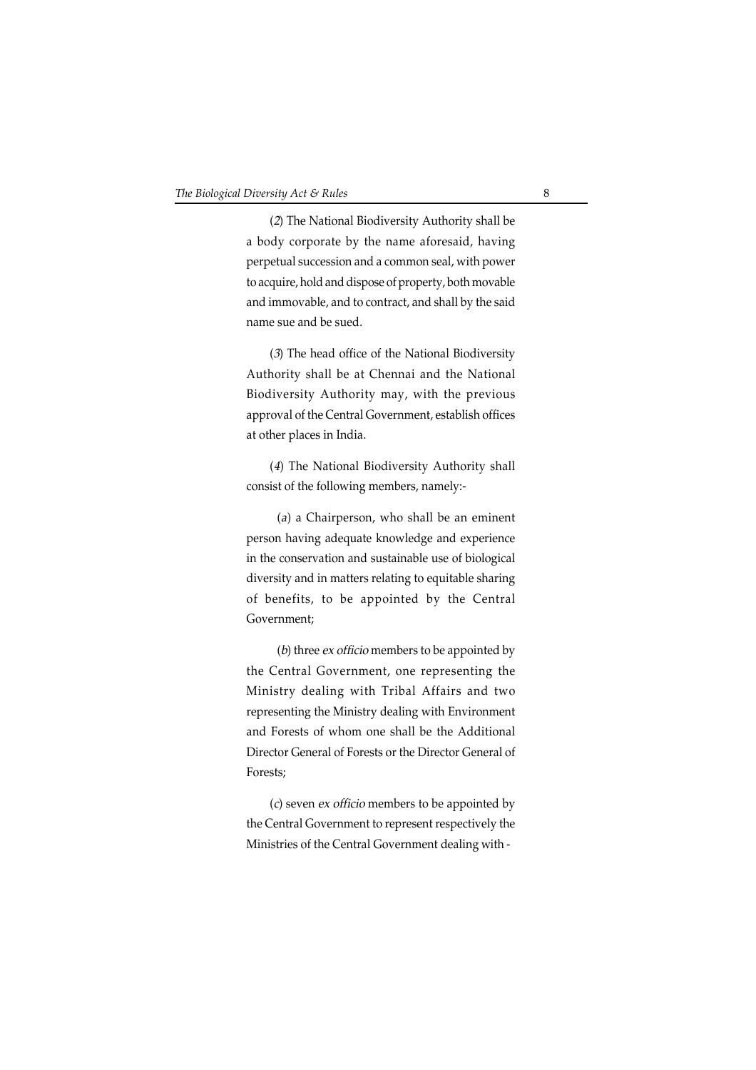(*2*) The National Biodiversity Authority shall be a body corporate by the name aforesaid, having perpetual succession and a common seal, with power to acquire, hold and dispose of property, both movable and immovable, and to contract, and shall by the said name sue and be sued.

(*3*) The head office of the National Biodiversity Authority shall be at Chennai and the National Biodiversity Authority may, with the previous approval of the Central Government, establish offices at other places in India.

(*4*) The National Biodiversity Authority shall consist of the following members, namely:-

(*a*) a Chairperson, who shall be an eminent person having adequate knowledge and experience in the conservation and sustainable use of biological diversity and in matters relating to equitable sharing of benefits, to be appointed by the Central Government;

(*b*) three *ex officio* members to be appointed by the Central Government, one representing the Ministry dealing with Tribal Affairs and two representing the Ministry dealing with Environment and Forests of whom one shall be the Additional Director General of Forests or the Director General of Forests;

(*c*) seven *ex officio* members to be appointed by the Central Government to represent respectively the Ministries of the Central Government dealing with -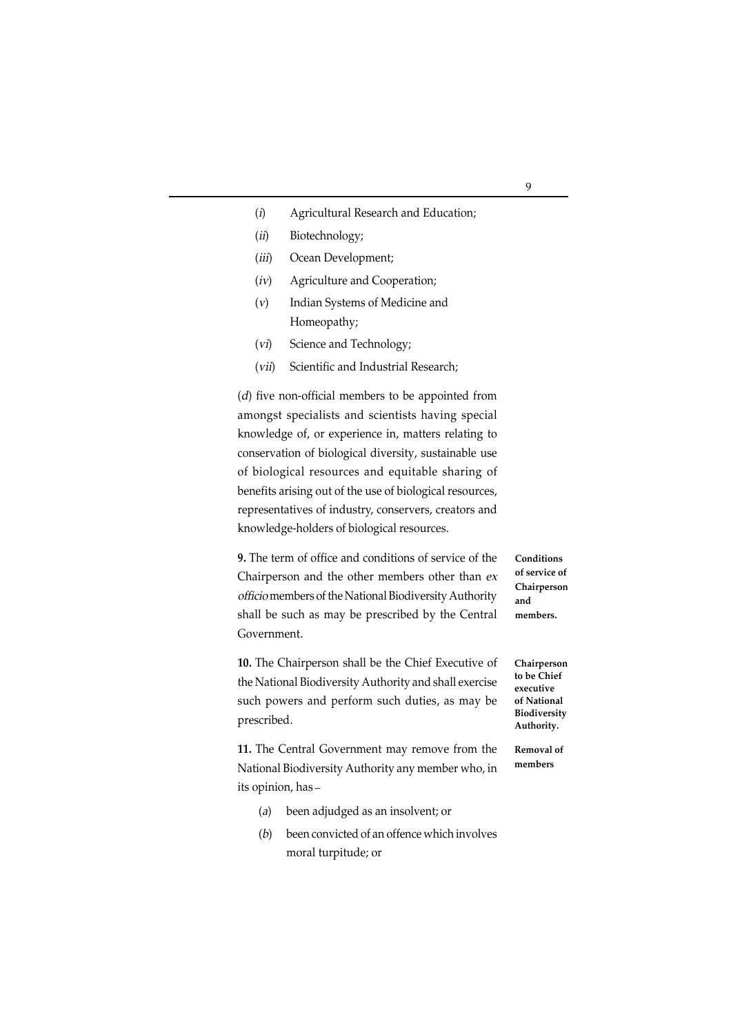(*i*) Agricultural Research and Education;

(*ii*) Biotechnology;

(*iii*) Ocean Development;

(*iv*) Agriculture and Cooperation;

(*v*) Indian Systems of Medicine and Homeopathy;

(*vi*) Science and Technology;

(*vii*) Scientific and Industrial Research;

(*d*) five non-official members to be appointed from amongst specialists and scientists having special knowledge of, or experience in, matters relating to conservation of biological diversity, sustainable use of biological resources and equitable sharing of benefits arising out of the use of biological resources, representatives of industry, conservers, creators and knowledge-holders of biological resources.

**Conditions of service of Chairperson and members.**

**9.** The term of office and conditions of service of the Chairperson and the other members other than *ex officio* members of the National Biodiversity Authority shall be such as may be prescribed by the Central Government.

**Chairperson to be Chief executive of National Biodiversity Authority.**

**10.** The Chairperson shall be the Chief Executive of the National Biodiversity Authority and shall exercise such powers and perform such duties, as may be prescribed.

**Removal of members**

**11.** The Central Government may remove from the National Biodiversity Authority any member who, in its opinion, has –

(*a*) been adjudged as an insolvent; or

(*b*) been convicted of an offence which involves moral turpitude; or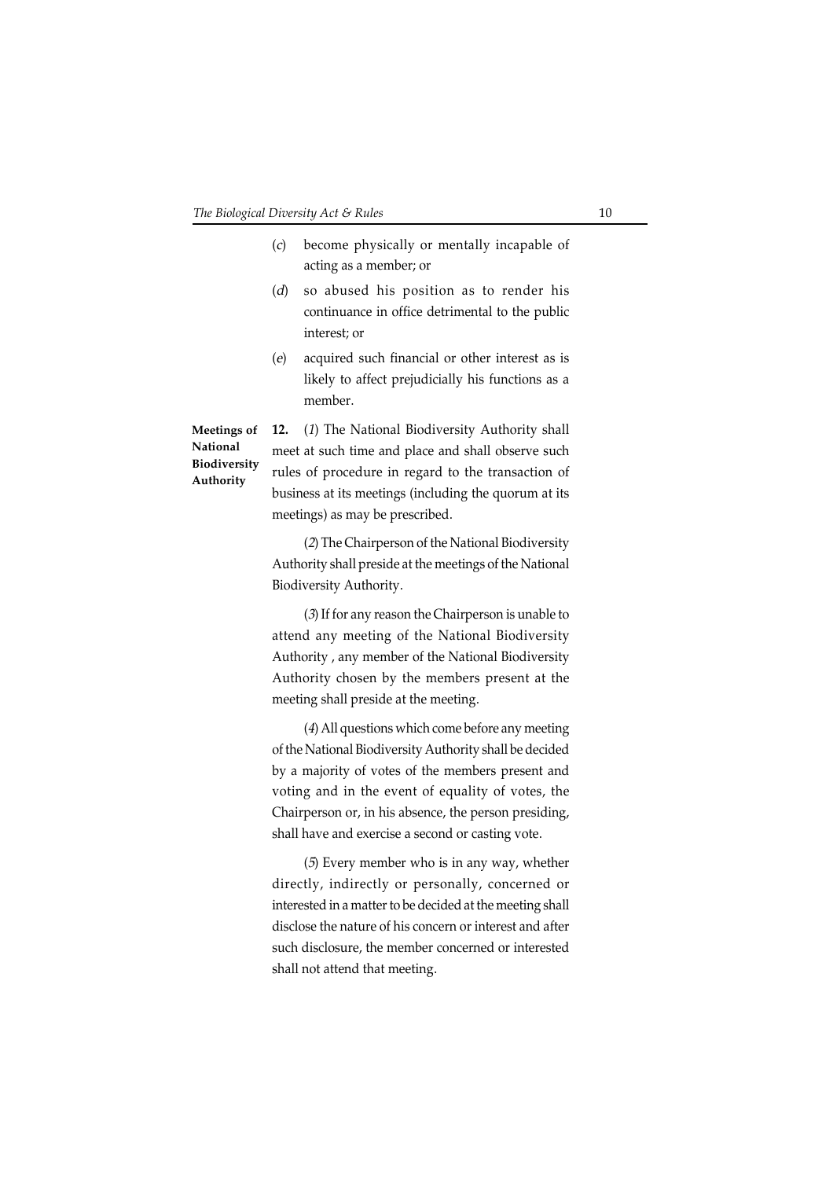(*c*) become physically or mentally incapable of acting as a member; or

(*d*) so abused his position as to render his continuance in office detrimental to the public interest; or

(*e*) acquired such financial or other interest as is likely to affect prejudicially his functions as a member.

**Meetings of National Biodiversity Authority**

**12.** (*1*) The National Biodiversity Authority shall meet at such time and place and shall observe such rules of procedure in regard to the transaction of business at its meetings (including the quorum at its meetings) as may be prescribed.

(*2*) The Chairperson of the National Biodiversity Authority shall preside at the meetings of the National Biodiversity Authority.

(*3*) If for any reason the Chairperson is unable to attend any meeting of the National Biodiversity Authority , any member of the National Biodiversity Authority chosen by the members present at the meeting shall preside at the meeting.

(*4*) All questions which come before any meeting of the National Biodiversity Authority shall be decided by a majority of votes of the members present and voting and in the event of equality of votes, the Chairperson or, in his absence, the person presiding, shall have and exercise a second or casting vote.

(*5*) Every member who is in any way, whether directly, indirectly or personally, concerned or interested in a matter to be decided at the meeting shall disclose the nature of his concern or interest and after such disclosure, the member concerned or interested shall not attend that meeting.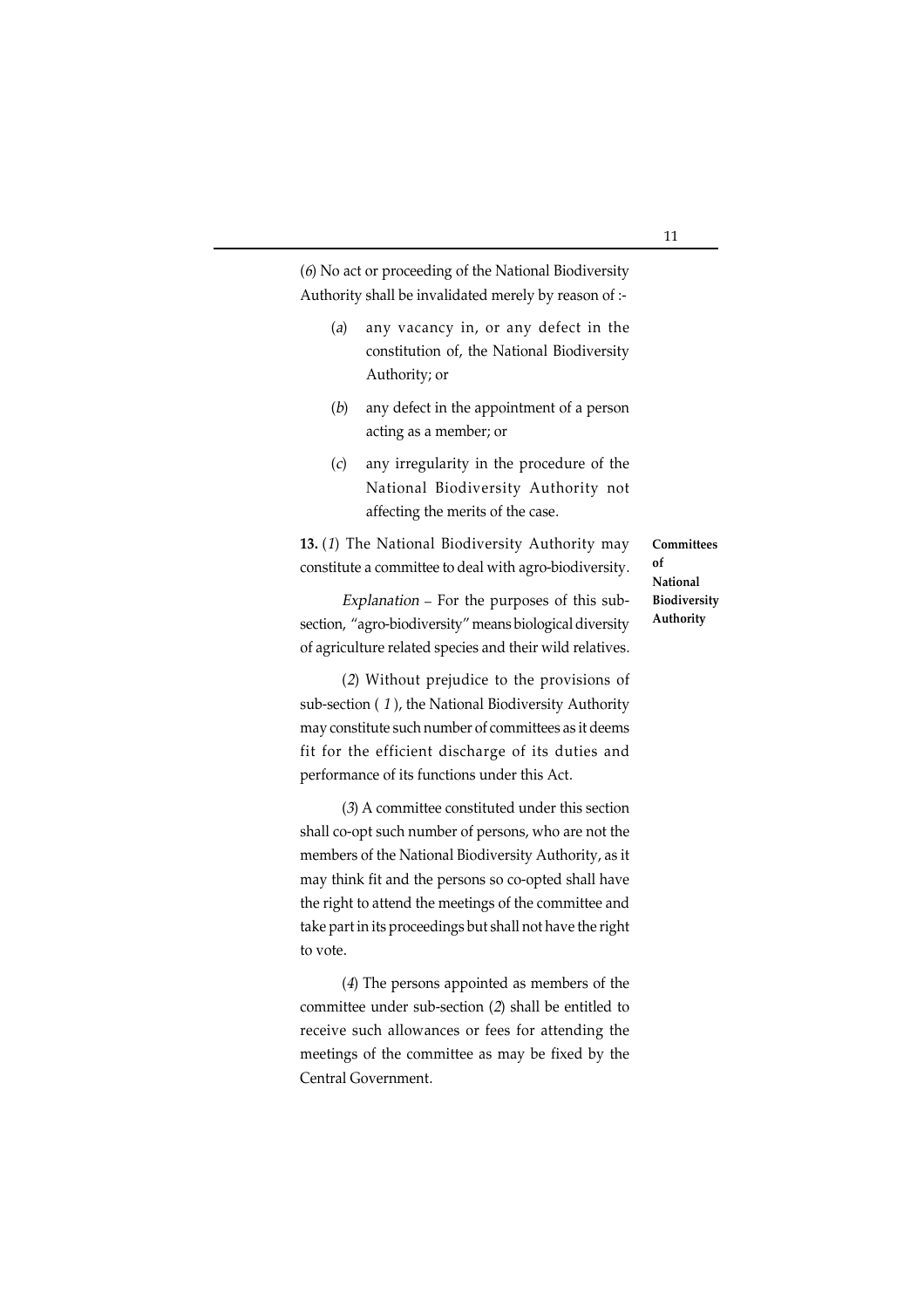(*6*) No act or proceeding of the National Biodiversity Authority shall be invalidated merely by reason of :-

(*a*) any vacancy in, or any defect in the constitution of, the National Biodiversity Authority; or

(*b*) any defect in the appointment of a person acting as a member; or

(*c*) any irregularity in the procedure of the National Biodiversity Authority not affecting the merits of the case.

**Committees of National Biodiversity Authority**

**13.** (*1*) The National Biodiversity Authority may constitute a committee to deal with agro-biodiversity.

*Explanation* – For the purposes of this sub-section, "agro-biodiversity" means biological diversity of agriculture related species and their wild relatives.

(*2*) Without prejudice to the provisions of sub-section ( *1* ), the National Biodiversity Authority may constitute such number of committees as it deems fit for the efficient discharge of its duties and performance of its functions under this Act.

(*3*) A committee constituted under this section shall co-opt such number of persons, who are not the members of the National Biodiversity Authority, as it may think fit and the persons so co-opted shall have the right to attend the meetings of the committee and take part in its proceedings but shall not have the right to vote.

(*4*) The persons appointed as members of the committee under sub-section (*2*) shall be entitled to receive such allowances or fees for attending the meetings of the committee as may be fixed by the Central Government.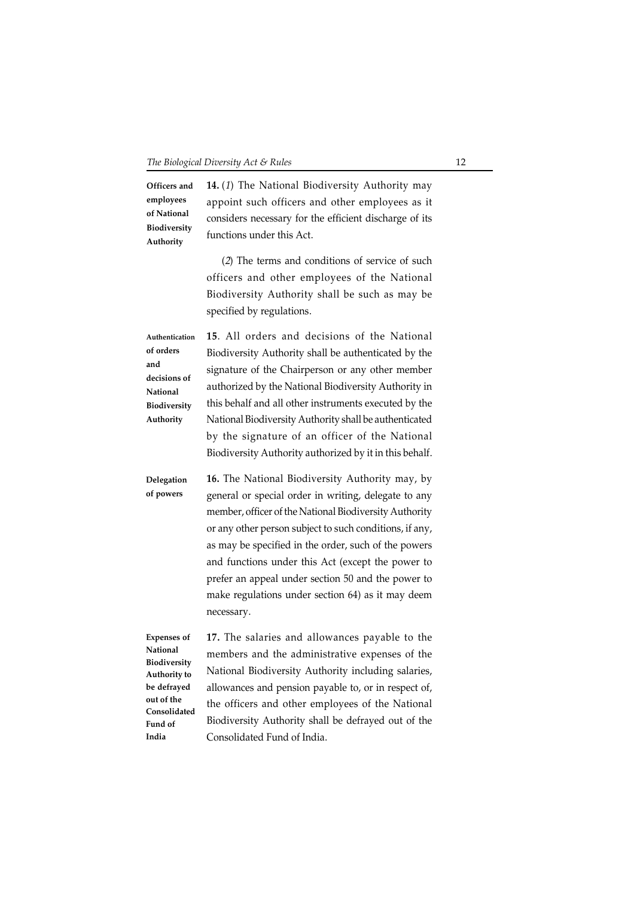**Officers and employees of National Biodiversity Authority**

**14.** (*1*) The National Biodiversity Authority may appoint such officers and other employees as it considers necessary for the efficient discharge of its functions under this Act.

(*2*) The terms and conditions of service of such officers and other employees of the National Biodiversity Authority shall be such as may be specified by regulations.

**Authentication of orders and decisions of National Biodiversity Authority**

**15**. All orders and decisions of the National Biodiversity Authority shall be authenticated by the signature of the Chairperson or any other member authorized by the National Biodiversity Authority in this behalf and all other instruments executed by the National Biodiversity Authority shall be authenticated by the signature of an officer of the National Biodiversity Authority authorized by it in this behalf.

**Delegation of powers**

**16.** The National Biodiversity Authority may, by general or special order in writing, delegate to any member, officer of the National Biodiversity Authority or any other person subject to such conditions, if any, as may be specified in the order, such of the powers and functions under this Act (except the power to prefer an appeal under section 50 and the power to make regulations under section 64) as it may deem necessary.

**Expenses of National Biodiversity Authority to be defrayed out of the Consolidated Fund of India**

**17.** The salaries and allowances payable to the members and the administrative expenses of the National Biodiversity Authority including salaries, allowances and pension payable to, or in respect of, the officers and other employees of the National Biodiversity Authority shall be defrayed out of the Consolidated Fund of India.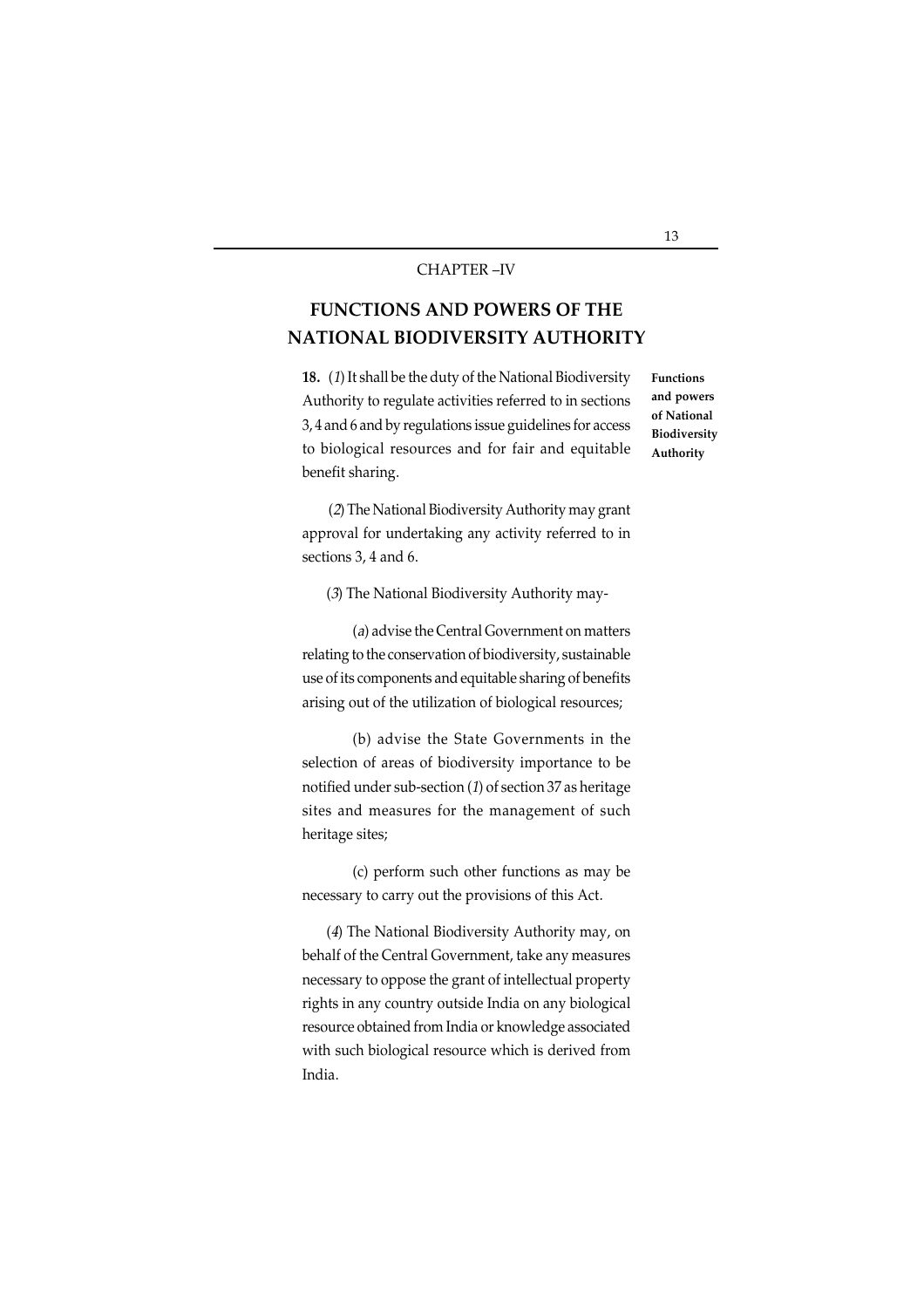CHAPTER –IV

# FUNCTIONS AND POWERS OF THE NATIONAL BIODIVERSITY AUTHORITY

**Functions and powers of National Biodiversity Authority**

**18.** (*1*) It shall be the duty of the National Biodiversity Authority to regulate activities referred to in sections 3, 4 and 6 and by regulations issue guidelines for access to biological resources and for fair and equitable benefit sharing.

(*2*) The National Biodiversity Authority may grant approval for undertaking any activity referred to in sections 3, 4 and 6.

(*3*) The National Biodiversity Authority may-

(*a*) advise the Central Government on matters relating to the conservation of biodiversity, sustainable use of its components and equitable sharing of benefits arising out of the utilization of biological resources;

(b) advise the State Governments in the selection of areas of biodiversity importance to be notified under sub-section (*1*) of section 37 as heritage sites and measures for the management of such heritage sites;

(c) perform such other functions as may be necessary to carry out the provisions of this Act.

(*4*) The National Biodiversity Authority may, on behalf of the Central Government, take any measures necessary to oppose the grant of intellectual property rights in any country outside India on any biological resource obtained from India or knowledge associated with such biological resource which is derived from India.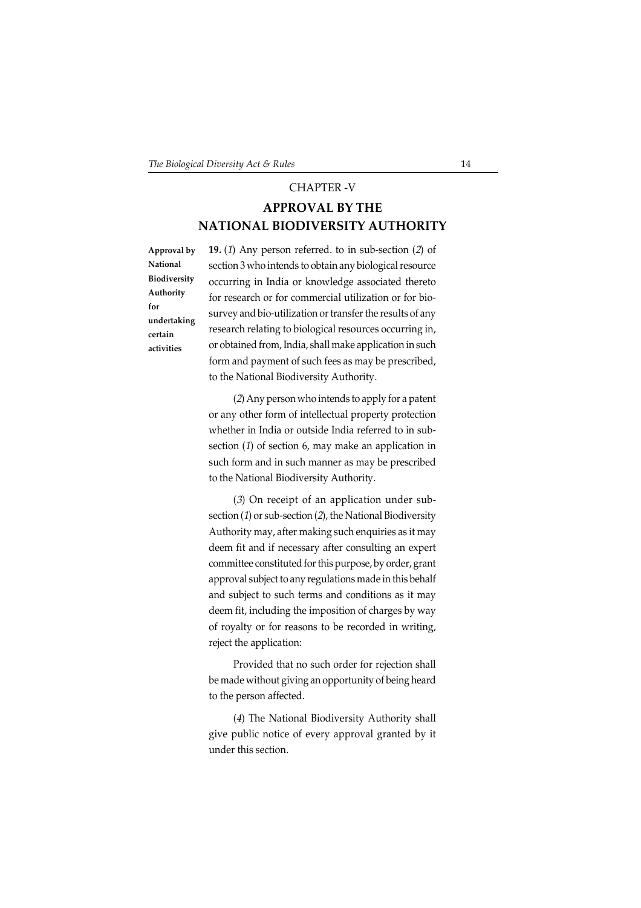## CHAPTER -V

# APPROVAL BY THE NATIONAL BIODIVERSITY AUTHORITY

**Approval by National Biodiversity Authority for undertaking certain activities**

**19.** (*1*) Any person referred. to in sub-section (*2*) of section 3 who intends to obtain any biological resource occurring in India or knowledge associated thereto for research or for commercial utilization or for bio-survey and bio-utilization or transfer the results of any research relating to biological resources occurring in, or obtained from, India, shall make application in such form and payment of such fees as may be prescribed, to the National Biodiversity Authority.

(*2*) Any person who intends to apply for a patent or any other form of intellectual property protection whether in India or outside India referred to in sub-section (*1*) of section 6, may make an application in such form and in such manner as may be prescribed to the National Biodiversity Authority.

(*3*) On receipt of an application under sub-section (*1*) or sub-section (*2*), the National Biodiversity Authority may, after making such enquiries as it may deem fit and if necessary after consulting an expert committee constituted for this purpose, by order, grant approval subject to any regulations made in this behalf and subject to such terms and conditions as it may deem fit, including the imposition of charges by way of royalty or for reasons to be recorded in writing, reject the application:

Provided that no such order for rejection shall be made without giving an opportunity of being heard to the person affected.

(*4*) The National Biodiversity Authority shall give public notice of every approval granted by it under this section.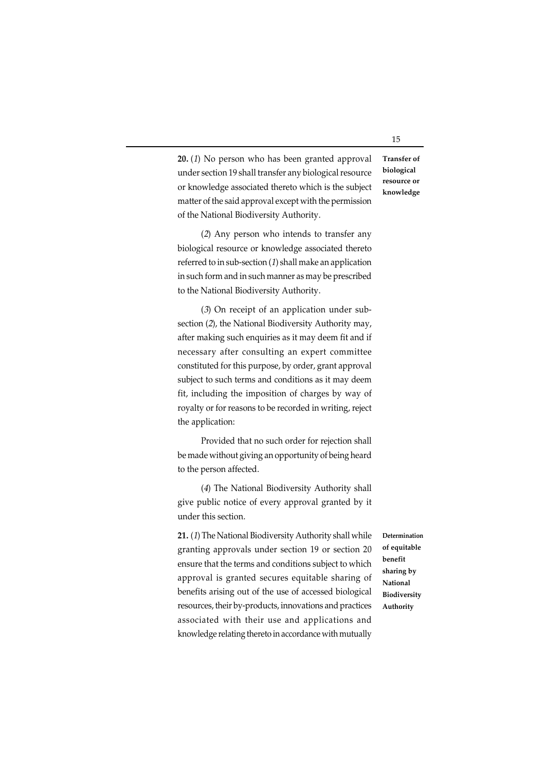**Transfer of biological resource or knowledge**

**20.** (*1*) No person who has been granted approval under section 19 shall transfer any biological resource or knowledge associated thereto which is the subject matter of the said approval except with the permission of the National Biodiversity Authority.

(*2*) Any person who intends to transfer any biological resource or knowledge associated thereto referred to in sub-section (*1*) shall make an application in such form and in such manner as may be prescribed to the National Biodiversity Authority.

(*3*) On receipt of an application under sub-section (*2*), the National Biodiversity Authority may, after making such enquiries as it may deem fit and if necessary after consulting an expert committee constituted for this purpose, by order, grant approval subject to such terms and conditions as it may deem fit, including the imposition of charges by way of royalty or for reasons to be recorded in writing, reject the application:

Provided that no such order for rejection shall be made without giving an opportunity of being heard to the person affected.

(*4*) The National Biodiversity Authority shall give public notice of every approval granted by it under this section.

**Determination of equitable benefit sharing by National Biodiversity Authority**

**21.** (*1*) The National Biodiversity Authority shall while granting approvals under section 19 or section 20 ensure that the terms and conditions subject to which approval is granted secures equitable sharing of benefits arising out of the use of accessed biological resources, their by-products, innovations and practices associated with their use and applications and knowledge relating thereto in accordance with mutually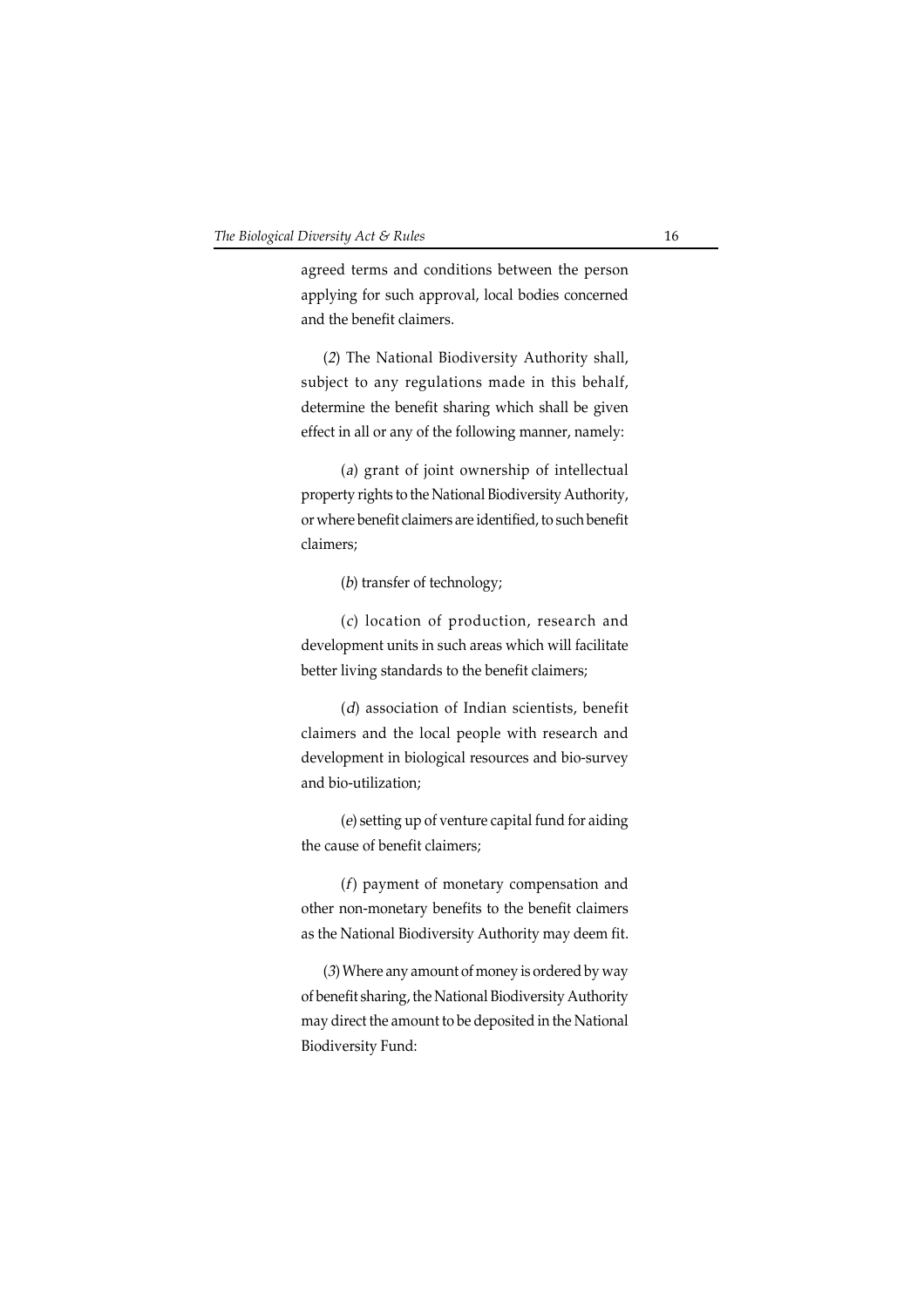agreed terms and conditions between the person applying for such approval, local bodies concerned and the benefit claimers.

(*2*) The National Biodiversity Authority shall, subject to any regulations made in this behalf, determine the benefit sharing which shall be given effect in all or any of the following manner, namely:

(*a*) grant of joint ownership of intellectual property rights to the National Biodiversity Authority, or where benefit claimers are identified, to such benefit claimers;

(*b*) transfer of technology;

(*c*) location of production, research and development units in such areas which will facilitate better living standards to the benefit claimers;

(*d*) association of Indian scientists, benefit claimers and the local people with research and development in biological resources and bio-survey and bio-utilization;

(*e*) setting up of venture capital fund for aiding the cause of benefit claimers;

(*f*) payment of monetary compensation and other non-monetary benefits to the benefit claimers as the National Biodiversity Authority may deem fit.

(*3*) Where any amount of money is ordered by way of benefit sharing, the National Biodiversity Authority may direct the amount to be deposited in the National Biodiversity Fund: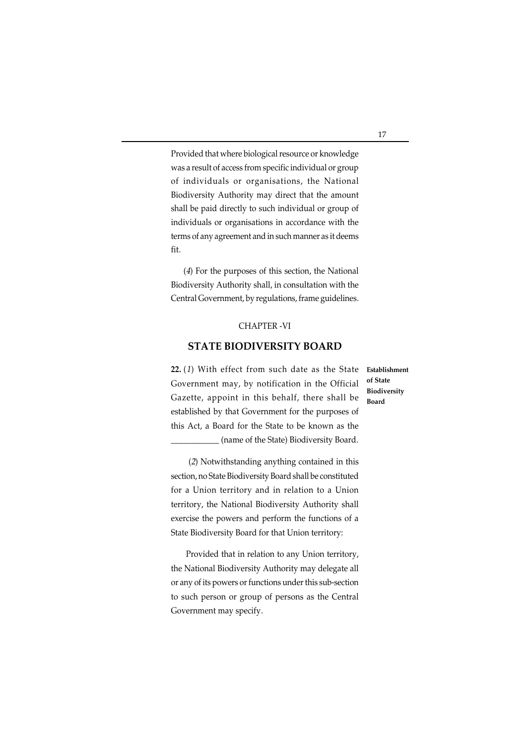Provided that where biological resource or knowledge was a result of access from specific individual or group of individuals or organisations, the National Biodiversity Authority may direct that the amount shall be paid directly to such individual or group of individuals or organisations in accordance with the terms of any agreement and in such manner as it deems fit.

(*4*) For the purposes of this section, the National Biodiversity Authority shall, in consultation with the Central Government, by regulations, frame guidelines.

CHAPTER -VI

## STATE BIODIVERSITY BOARD

**Establishment of State Biodiversity Board**

**22.** (*1*) With effect from such date as the State Government may, by notification in the Official Gazette, appoint in this behalf, there shall be established by that Government for the purposes of this Act, a Board for the State to be known as the ___________ (name of the State) Biodiversity Board.

(*2*) Notwithstanding anything contained in this section, no State Biodiversity Board shall be constituted for a Union territory and in relation to a Union territory, the National Biodiversity Authority shall exercise the powers and perform the functions of a State Biodiversity Board for that Union territory:

Provided that in relation to any Union territory, the National Biodiversity Authority may delegate all or any of its powers or functions under this sub-section to such person or group of persons as the Central Government may specify.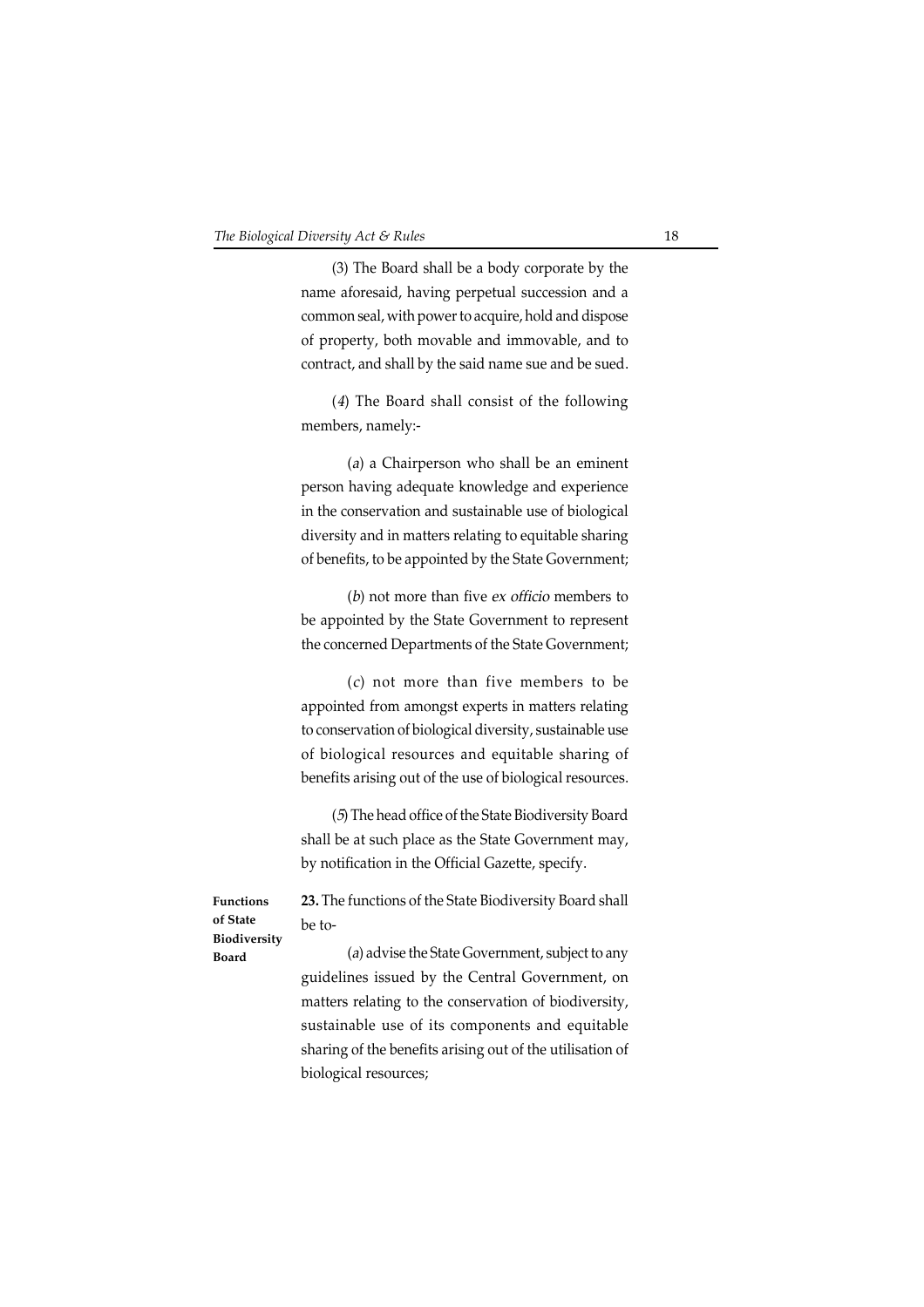(3) The Board shall be a body corporate by the name aforesaid, having perpetual succession and a common seal, with power to acquire, hold and dispose of property, both movable and immovable, and to contract, and shall by the said name sue and be sued.

(*4*) The Board shall consist of the following members, namely:-

(*a*) a Chairperson who shall be an eminent person having adequate knowledge and experience in the conservation and sustainable use of biological diversity and in matters relating to equitable sharing of benefits, to be appointed by the State Government;

(*b*) not more than five *ex officio* members to be appointed by the State Government to represent the concerned Departments of the State Government;

(*c*) not more than five members to be appointed from amongst experts in matters relating to conservation of biological diversity, sustainable use of biological resources and equitable sharing of benefits arising out of the use of biological resources.

(*5*) The head office of the State Biodiversity Board shall be at such place as the State Government may, by notification in the Official Gazette, specify.

**Functions of State Biodiversity Board**

**23.** The functions of the State Biodiversity Board shall be to-

(*a*) advise the State Government, subject to any guidelines issued by the Central Government, on matters relating to the conservation of biodiversity, sustainable use of its components and equitable sharing of the benefits arising out of the utilisation of biological resources;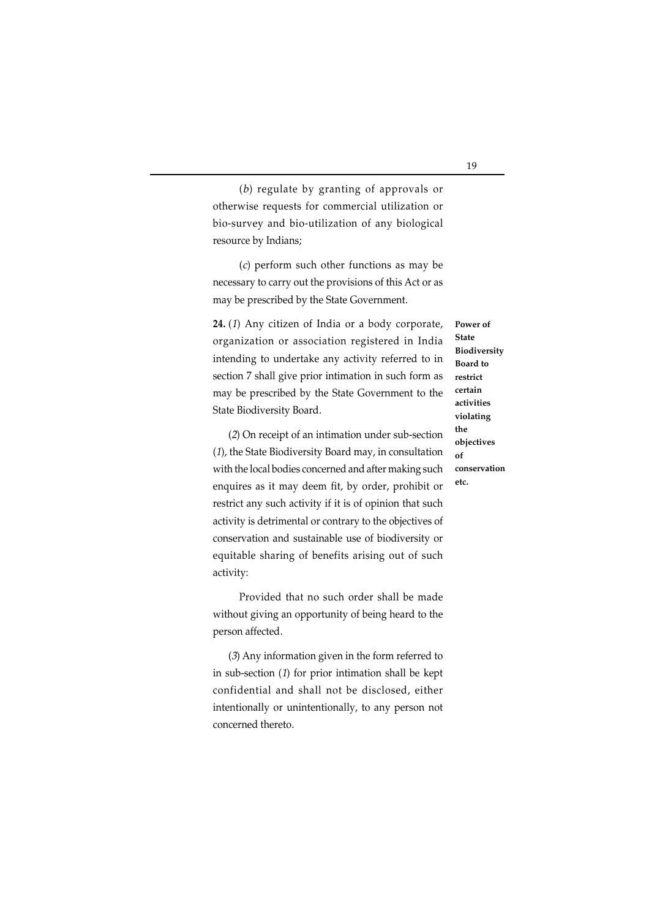(*b*) regulate by granting of approvals or otherwise requests for commercial utilization or bio-survey and bio-utilization of any biological resource by Indians;

(*c*) perform such other functions as may be necessary to carry out the provisions of this Act or as may be prescribed by the State Government.

**Power of State Biodiversity Board to restrict certain activities violating the objectives of conservation etc.**

**24.** (*1*) Any citizen of India or a body corporate, organization or association registered in India intending to undertake any activity referred to in section 7 shall give prior intimation in such form as may be prescribed by the State Government to the State Biodiversity Board.

(*2*) On receipt of an intimation under sub-section (*1*), the State Biodiversity Board may, in consultation with the local bodies concerned and after making such enquires as it may deem fit, by order, prohibit or restrict any such activity if it is of opinion that such activity is detrimental or contrary to the objectives of conservation and sustainable use of biodiversity or equitable sharing of benefits arising out of such activity:

Provided that no such order shall be made without giving an opportunity of being heard to the person affected.

(*3*) Any information given in the form referred to in sub-section (*1*) for prior intimation shall be kept confidential and shall not be disclosed, either intentionally or unintentionally, to any person not concerned thereto.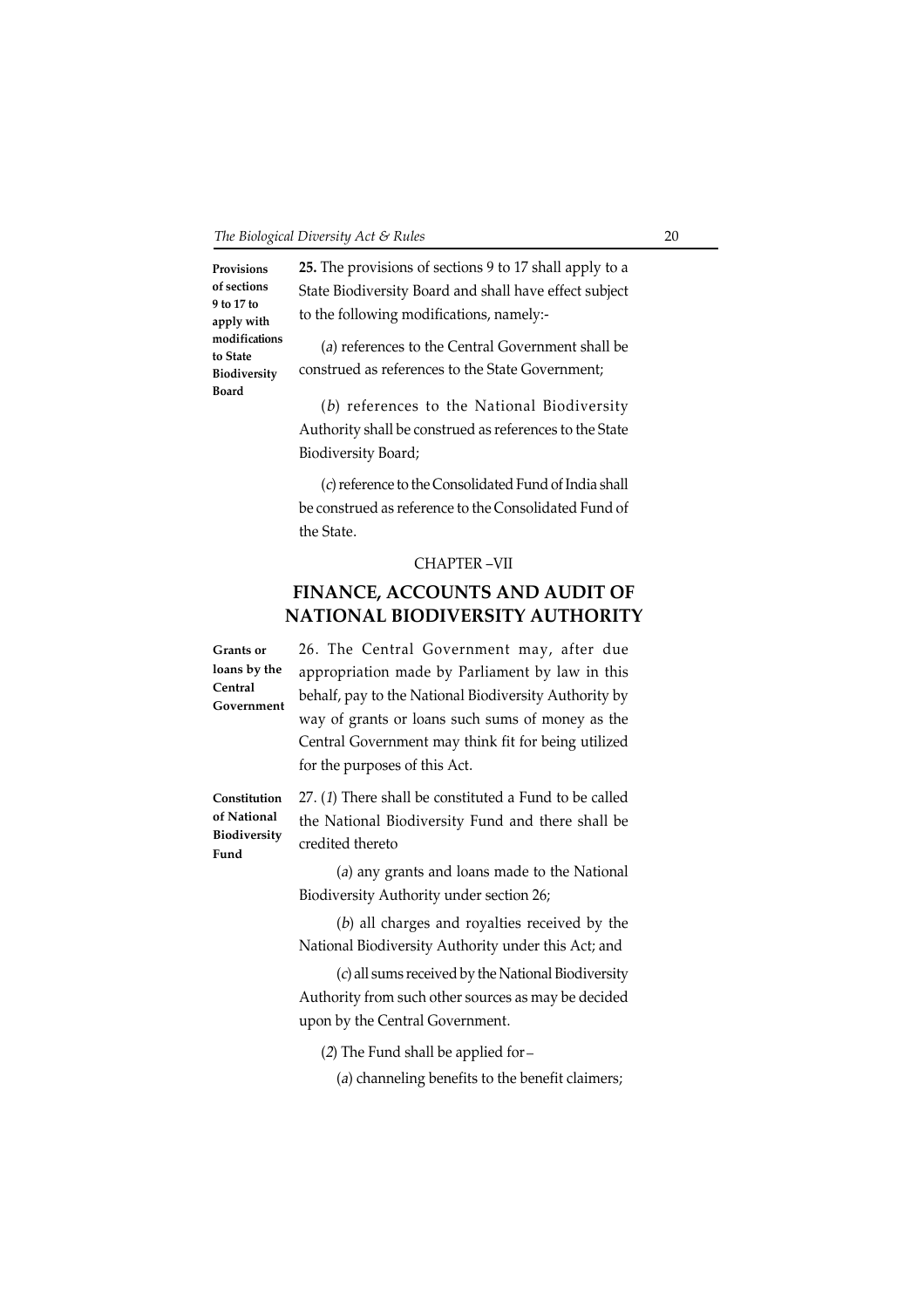**Provisions of sections 9 to 17 to apply with modifications to State Biodiversity Board**

**25.** The provisions of sections 9 to 17 shall apply to a State Biodiversity Board and shall have effect subject to the following modifications, namely:-

(*a*) references to the Central Government shall be construed as references to the State Government;

(*b*) references to the National Biodiversity Authority shall be construed as references to the State Biodiversity Board;

(*c*) reference to the Consolidated Fund of India shall be construed as reference to the Consolidated Fund of the State.

CHAPTER –VII

## FINANCE, ACCOUNTS AND AUDIT OF NATIONAL BIODIVERSITY AUTHORITY

**Grants or loans by the Central Government**

26. The Central Government may, after due appropriation made by Parliament by law in this behalf, pay to the National Biodiversity Authority by way of grants or loans such sums of money as the Central Government may think fit for being utilized for the purposes of this Act.

**Constitution of National Biodiversity Fund**

27. (*1*) There shall be constituted a Fund to be called the National Biodiversity Fund and there shall be credited thereto

(*a*) any grants and loans made to the National Biodiversity Authority under section 26;

(*b*) all charges and royalties received by the National Biodiversity Authority under this Act; and

(*c*) all sums received by the National Biodiversity Authority from such other sources as may be decided upon by the Central Government.

(*2*) The Fund shall be applied for –

(*a*) channeling benefits to the benefit claimers;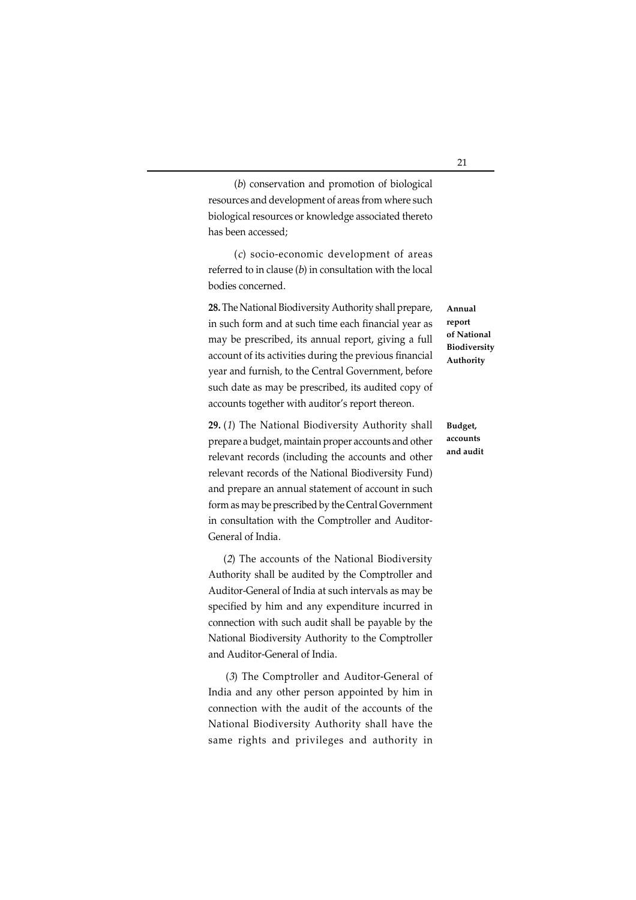(*b*) conservation and promotion of biological resources and development of areas from where such biological resources or knowledge associated thereto has been accessed;

(*c*) socio-economic development of areas referred to in clause (*b*) in consultation with the local bodies concerned.

**Annual report of National Biodiversity Authority**

**28.** The National Biodiversity Authority shall prepare, in such form and at such time each financial year as may be prescribed, its annual report, giving a full account of its activities during the previous financial year and furnish, to the Central Government, before such date as may be prescribed, its audited copy of accounts together with auditor's report thereon.

**Budget, accounts and audit**

**29.** (*1*) The National Biodiversity Authority shall prepare a budget, maintain proper accounts and other relevant records (including the accounts and other relevant records of the National Biodiversity Fund) and prepare an annual statement of account in such form as may be prescribed by the Central Government in consultation with the Comptroller and Auditor-General of India.

(*2*) The accounts of the National Biodiversity Authority shall be audited by the Comptroller and Auditor-General of India at such intervals as may be specified by him and any expenditure incurred in connection with such audit shall be payable by the National Biodiversity Authority to the Comptroller and Auditor-General of India.

(*3*) The Comptroller and Auditor-General of India and any other person appointed by him in connection with the audit of the accounts of the National Biodiversity Authority shall have the same rights and privileges and authority in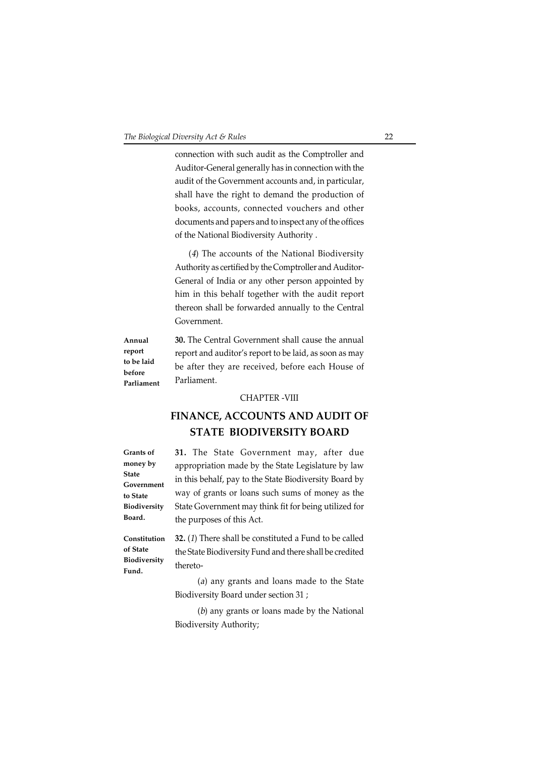connection with such audit as the Comptroller and Auditor-General generally has in connection with the audit of the Government accounts and, in particular, shall have the right to demand the production of books, accounts, connected vouchers and other documents and papers and to inspect any of the offices of the National Biodiversity Authority .

(*4*) The accounts of the National Biodiversity Authority as certified by the Comptroller and Auditor-General of India or any other person appointed by him in this behalf together with the audit report thereon shall be forwarded annually to the Central Government.

**Annual report to be laid before Parliament**

**30.** The Central Government shall cause the annual report and auditor's report to be laid, as soon as may be after they are received, before each House of Parliament.

CHAPTER -VIII

## FINANCE, ACCOUNTS AND AUDIT OF STATE BIODIVERSITY BOARD

**Grants of money by State Government to State Biodiversity Board.**

**31.** The State Government may, after due appropriation made by the State Legislature by law in this behalf, pay to the State Biodiversity Board by way of grants or loans such sums of money as the State Government may think fit for being utilized for the purposes of this Act.

**Constitution of State Biodiversity Fund.**

**32.** (*1*) There shall be constituted a Fund to be called the State Biodiversity Fund and there shall be credited thereto-

(*a*) any grants and loans made to the State Biodiversity Board under section 31 ;

(*b*) any grants or loans made by the National Biodiversity Authority;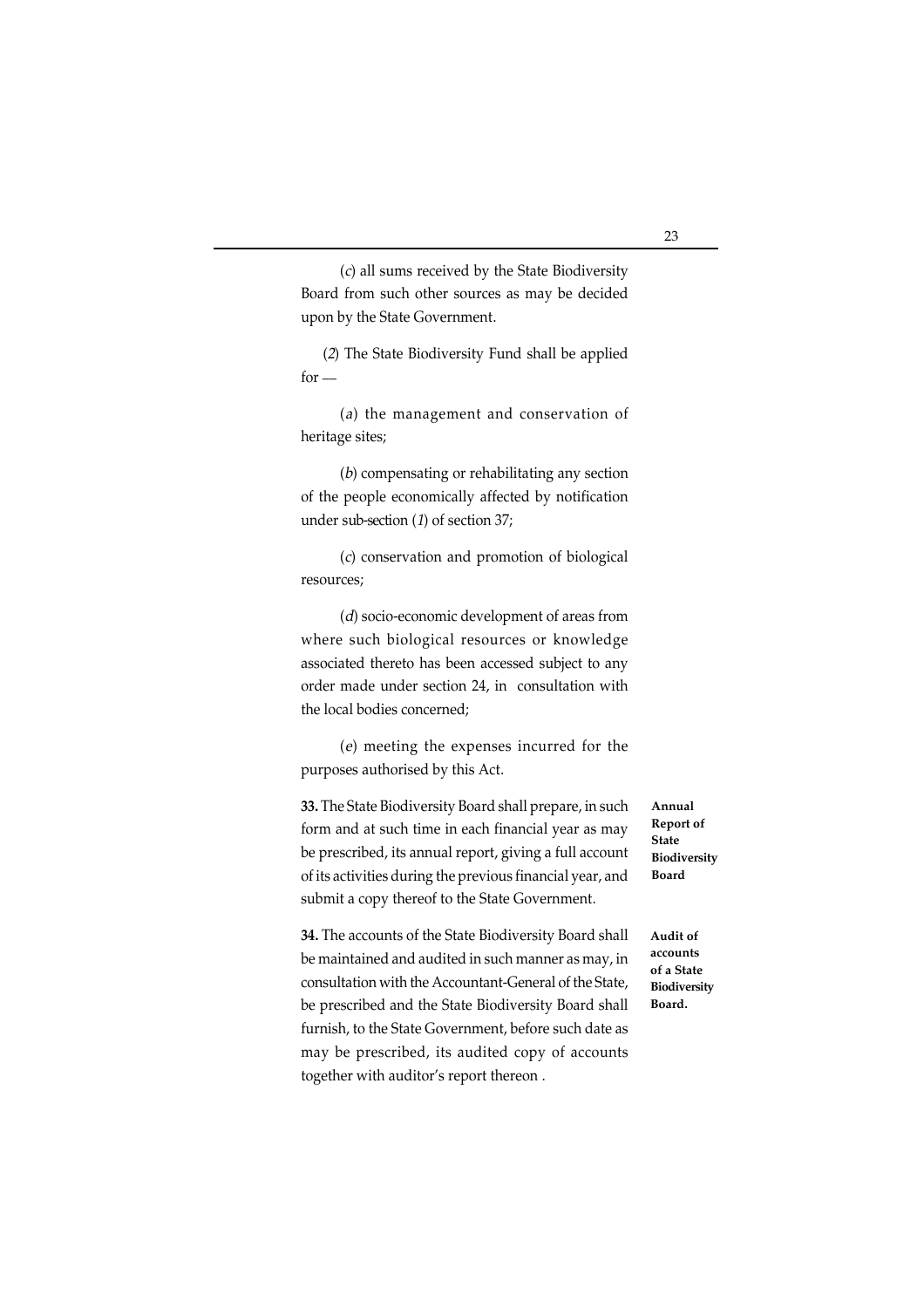(*c*) all sums received by the State Biodiversity Board from such other sources as may be decided upon by the State Government.

(*2*) The State Biodiversity Fund shall be applied for —

(*a*) the management and conservation of heritage sites;

(*b*) compensating or rehabilitating any section of the people economically affected by notification under sub-section (*1*) of section 37;

(*c*) conservation and promotion of biological resources;

(*d*) socio-economic development of areas from where such biological resources or knowledge associated thereto has been accessed subject to any order made under section 24, in consultation with the local bodies concerned;

(*e*) meeting the expenses incurred for the purposes authorised by this Act.

**Annual Report of State Biodiversity Board**

**33.** The State Biodiversity Board shall prepare, in such form and at such time in each financial year as may be prescribed, its annual report, giving a full account of its activities during the previous financial year, and submit a copy thereof to the State Government.

**Audit of accounts of a State Biodiversity Board.**

**34.** The accounts of the State Biodiversity Board shall be maintained and audited in such manner as may, in consultation with the Accountant-General of the State, be prescribed and the State Biodiversity Board shall furnish, to the State Government, before such date as may be prescribed, its audited copy of accounts together with auditor's report thereon .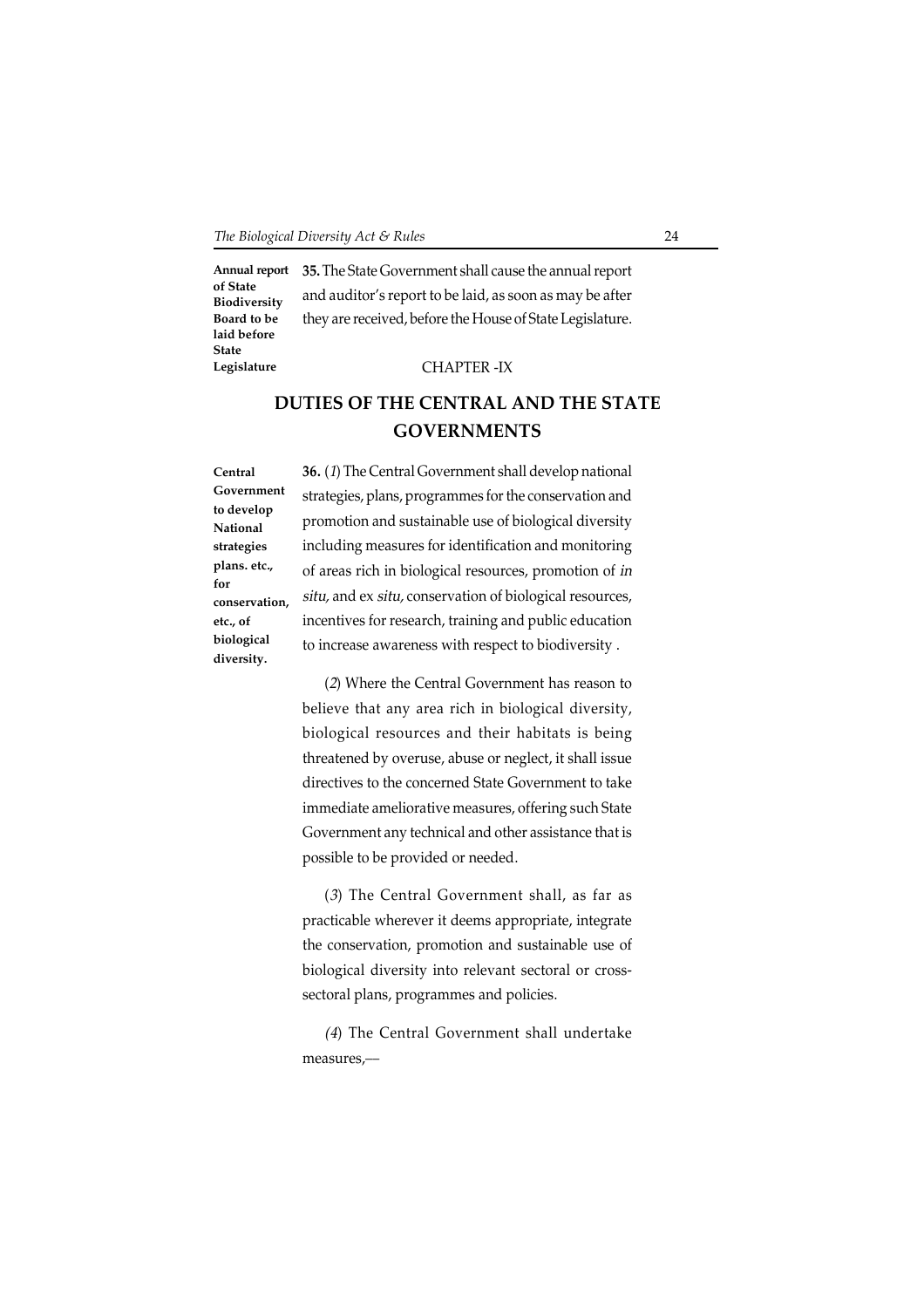**Annual report of State Biodiversity Board to be laid before State Legislature**

**35.** The State Government shall cause the annual report and auditor's report to be laid, as soon as may be after they are received, before the House of State Legislature.

CHAPTER -IX

## DUTIES OF THE CENTRAL AND THE STATE GOVERNMENTS

**Central Government to develop National strategies plans. etc., for conservation, etc., of biological diversity.**

**36.** (*1*) The Central Government shall develop national strategies, plans, programmes for the conservation and promotion and sustainable use of biological diversity including measures for identification and monitoring of areas rich in biological resources, promotion of *in situ,* and ex *situ,* conservation of biological resources, incentives for research, training and public education to increase awareness with respect to biodiversity .

(*2*) Where the Central Government has reason to believe that any area rich in biological diversity, biological resources and their habitats is being threatened by overuse, abuse or neglect, it shall issue directives to the concerned State Government to take immediate ameliorative measures, offering such State Government any technical and other assistance that is possible to be provided or needed.

(*3*) The Central Government shall, as far as practicable wherever it deems appropriate, integrate the conservation, promotion and sustainable use of biological diversity into relevant sectoral or cross-sectoral plans, programmes and policies.

*(4*) The Central Government shall undertake measures,—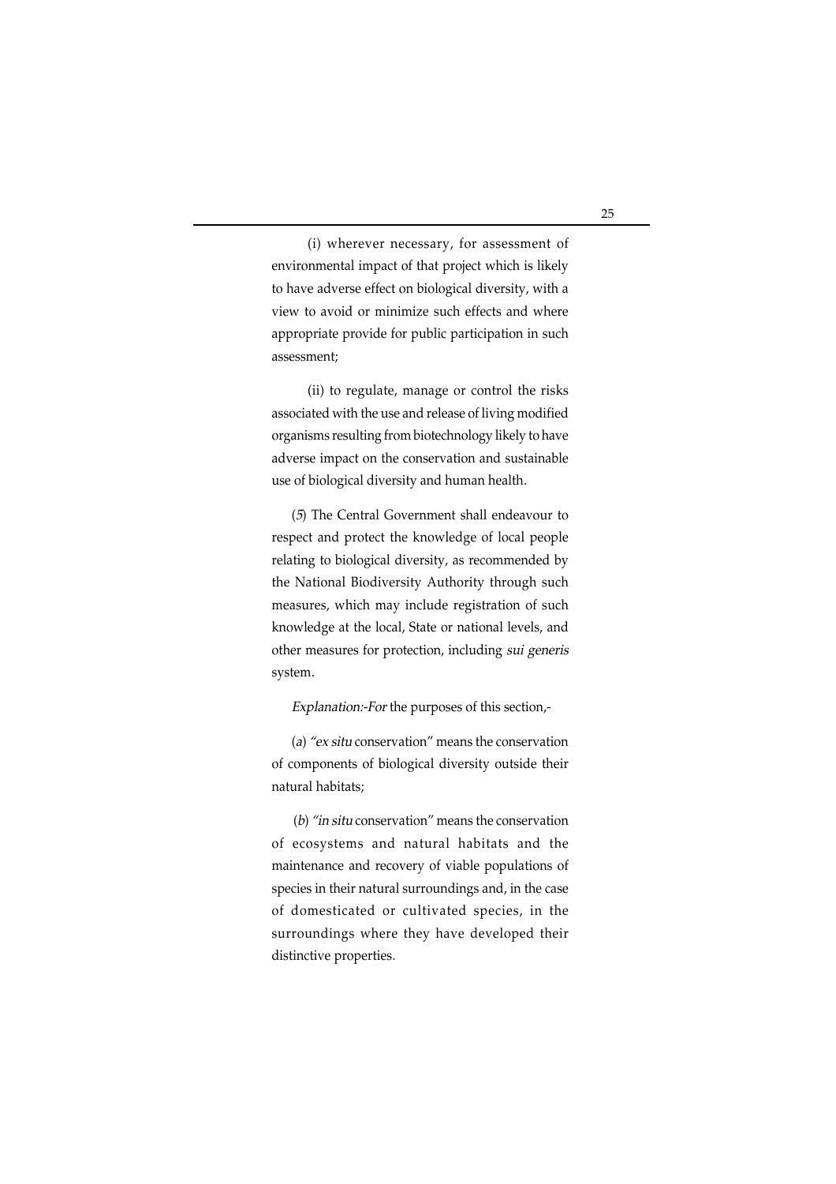(i) wherever necessary, for assessment of environmental impact of that project which is likely to have adverse effect on biological diversity, with a view to avoid or minimize such effects and where appropriate provide for public participation in such assessment;

(ii) to regulate, manage or control the risks associated with the use and release of living modified organisms resulting from biotechnology likely to have adverse impact on the conservation and sustainable use of biological diversity and human health.

(*5*) The Central Government shall endeavour to respect and protect the knowledge of local people relating to biological diversity, as recommended by the National Biodiversity Authority through such measures, which may include registration of such knowledge at the local, State or national levels, and other measures for protection, including *sui generis* system.

*Explanation:-For* the purposes of this section,-

(*a*) "*ex situ* conservation" means the conservation of components of biological diversity outside their natural habitats;

(*b*) "*in situ* conservation" means the conservation of ecosystems and natural habitats and the maintenance and recovery of viable populations of species in their natural surroundings and, in the case of domesticated or cultivated species, in the surroundings where they have developed their distinctive properties.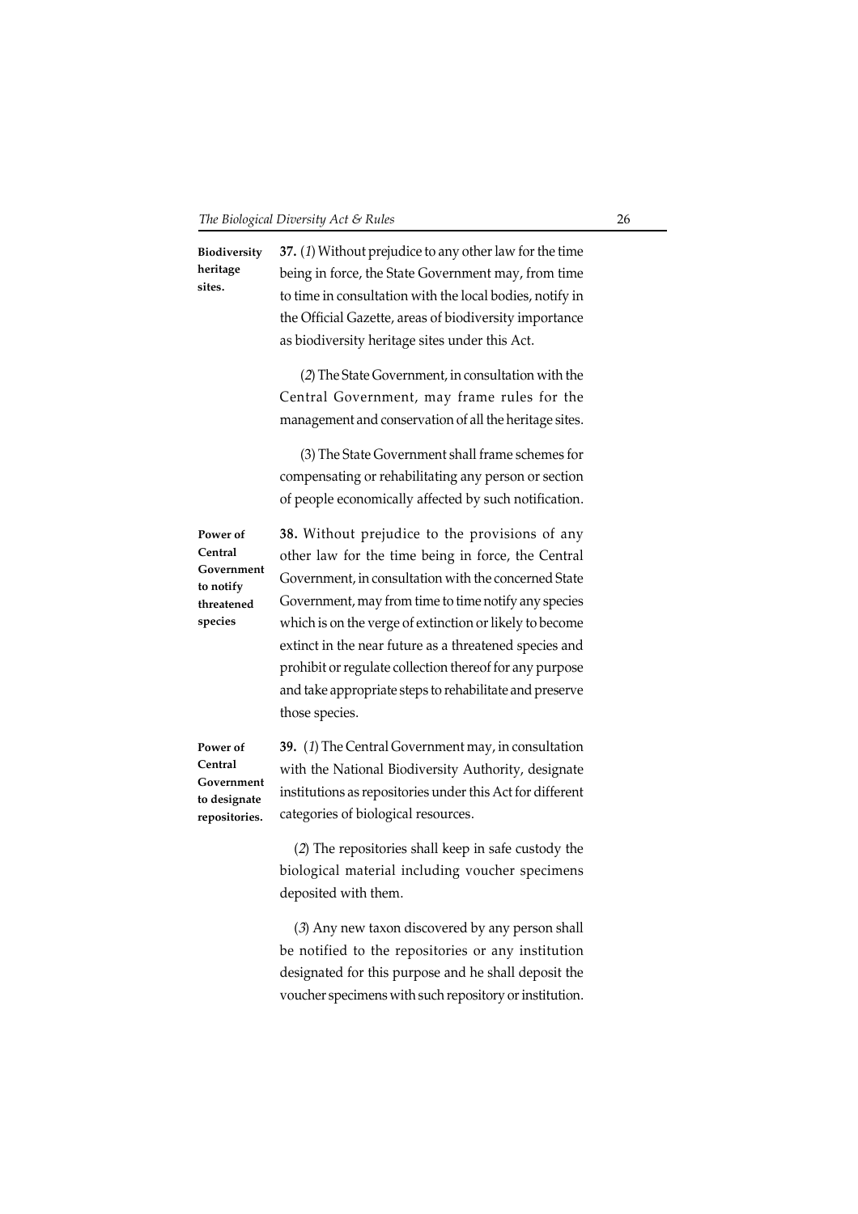**Biodiversity heritage sites.**

**37.** (*1*) Without prejudice to any other law for the time being in force, the State Government may, from time to time in consultation with the local bodies, notify in the Official Gazette, areas of biodiversity importance as biodiversity heritage sites under this Act.

(*2*) The State Government, in consultation with the Central Government, may frame rules for the management and conservation of all the heritage sites.

(3) The State Government shall frame schemes for compensating or rehabilitating any person or section of people economically affected by such notification.

**Power of Central Government to notify threatened species**

**38.** Without prejudice to the provisions of any other law for the time being in force, the Central Government, in consultation with the concerned State Government, may from time to time notify any species which is on the verge of extinction or likely to become extinct in the near future as a threatened species and prohibit or regulate collection thereof for any purpose and take appropriate steps to rehabilitate and preserve those species.

**Power of Central Government to designate repositories.**

**39.** (*1*) The Central Government may, in consultation with the National Biodiversity Authority, designate institutions as repositories under this Act for different categories of biological resources.

(*2*) The repositories shall keep in safe custody the biological material including voucher specimens deposited with them.

(*3*) Any new taxon discovered by any person shall be notified to the repositories or any institution designated for this purpose and he shall deposit the voucher specimens with such repository or institution.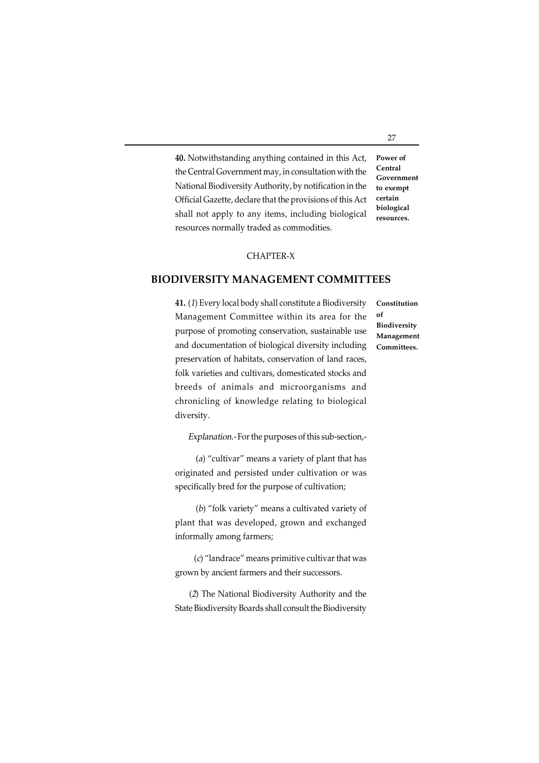**40.** Notwithstanding anything contained in this Act, the Central Government may, in consultation with the National Biodiversity Authority, by notification in the Official Gazette, declare that the provisions of this Act shall not apply to any items, including biological resources normally traded as commodities.

**Power of Central Government to exempt certain biological resources.**

CHAPTER-X

## BIODIVERSITY MANAGEMENT COMMITTEES

**41.** (*1*) Every local body shall constitute a Biodiversity Management Committee within its area for the purpose of promoting conservation, sustainable use and documentation of biological diversity including preservation of habitats, conservation of land races, folk varieties and cultivars, domesticated stocks and breeds of animals and microorganisms and chronicling of knowledge relating to biological diversity.

**Constitution of Biodiversity Management Committees.**

*Explanation.*- For the purposes of this sub-section,-

(*a*) "cultivar" means a variety of plant that has originated and persisted under cultivation or was specifically bred for the purpose of cultivation;

(*b*) "folk variety" means a cultivated variety of plant that was developed, grown and exchanged informally among farmers;

(*c*) "landrace" means primitive cultivar that was grown by ancient farmers and their successors.

(*2*) The National Biodiversity Authority and the State Biodiversity Boards shall consult the Biodiversity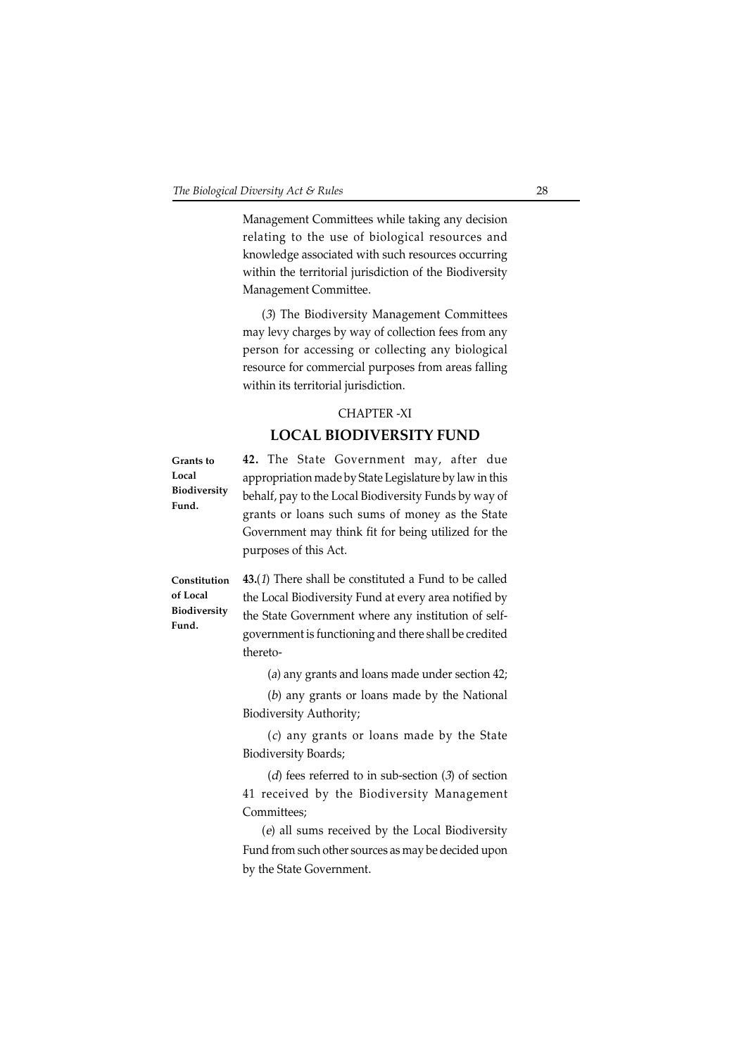Management Committees while taking any decision relating to the use of biological resources and knowledge associated with such resources occurring within the territorial jurisdiction of the Biodiversity Management Committee.

(*3*) The Biodiversity Management Committees may levy charges by way of collection fees from any person for accessing or collecting any biological resource for commercial purposes from areas falling within its territorial jurisdiction.

CHAPTER -XI

## LOCAL BIODIVERSITY FUND

**Grants to Local Biodiversity Fund.**

**42.** The State Government may, after due appropriation made by State Legislature by law in this behalf, pay to the Local Biodiversity Funds by way of grants or loans such sums of money as the State Government may think fit for being utilized for the purposes of this Act.

**Constitution of Local Biodiversity Fund.**

**43.**(*1*) There shall be constituted a Fund to be called the Local Biodiversity Fund at every area notified by the State Government where any institution of self-government is functioning and there shall be credited thereto-

(*a*) any grants and loans made under section 42;

(*b*) any grants or loans made by the National Biodiversity Authority;

(*c*) any grants or loans made by the State Biodiversity Boards;

(*d*) fees referred to in sub-section (*3*) of section 41 received by the Biodiversity Management Committees;

(*e*) all sums received by the Local Biodiversity Fund from such other sources as may be decided upon by the State Government.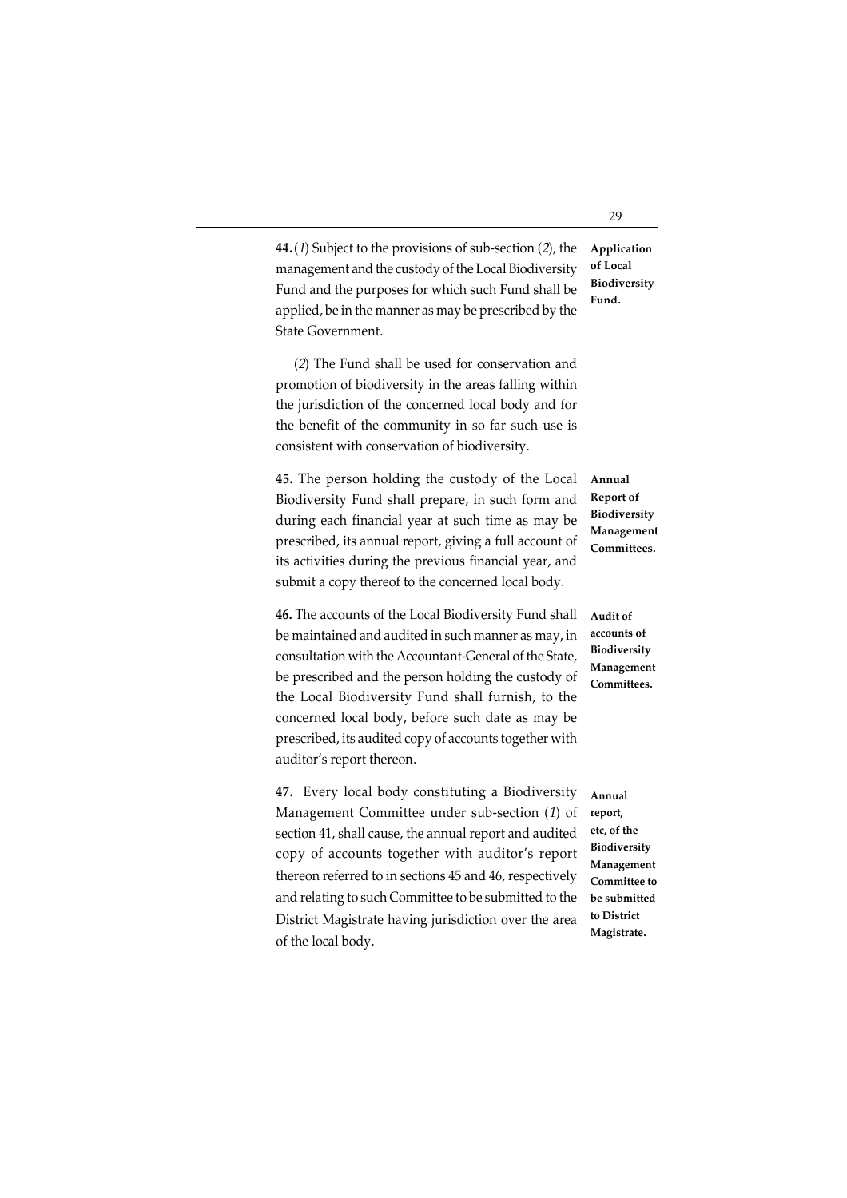**44.** (*1*) Subject to the provisions of sub-section (*2*), the management and the custody of the Local Biodiversity Fund and the purposes for which such Fund shall be applied, be in the manner as may be prescribed by the State Government.

**Application of Local Biodiversity Fund.**

(*2*) The Fund shall be used for conservation and promotion of biodiversity in the areas falling within the jurisdiction of the concerned local body and for the benefit of the community in so far such use is consistent with conservation of biodiversity.

**45.** The person holding the custody of the Local Biodiversity Fund shall prepare, in such form and during each financial year at such time as may be prescribed, its annual report, giving a full account of its activities during the previous financial year, and submit a copy thereof to the concerned local body.

**Annual Report of Biodiversity Management Committees.**

**46.** The accounts of the Local Biodiversity Fund shall be maintained and audited in such manner as may, in consultation with the Accountant-General of the State, be prescribed and the person holding the custody of the Local Biodiversity Fund shall furnish, to the concerned local body, before such date as may be prescribed, its audited copy of accounts together with auditor's report thereon.

**Audit of accounts of Biodiversity Management Committees.**

**47.** Every local body constituting a Biodiversity Management Committee under sub-section (*1*) of section 41, shall cause, the annual report and audited copy of accounts together with auditor's report thereon referred to in sections 45 and 46, respectively and relating to such Committee to be submitted to the District Magistrate having jurisdiction over the area of the local body.

**Annual report, etc, of the Biodiversity Management Committee to be submitted to District Magistrate.**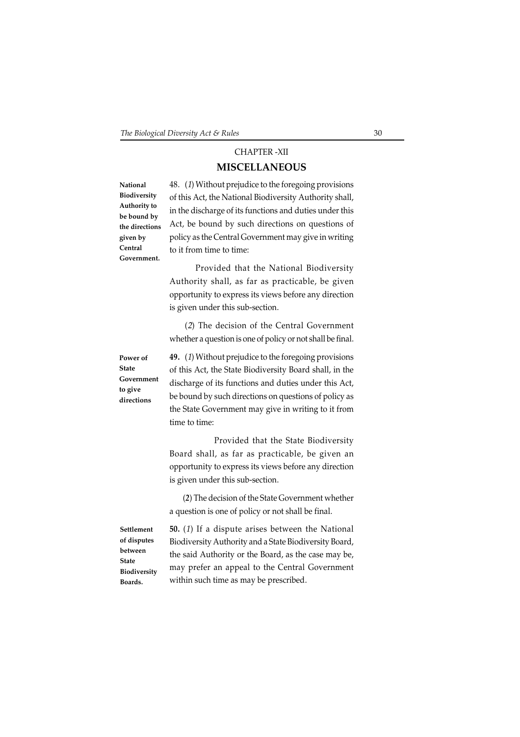# CHAPTER -XII

## MISCELLANEOUS

**National Biodiversity Authority to be bound by the directions given by Central Government.**

48. (*1*) Without prejudice to the foregoing provisions of this Act, the National Biodiversity Authority shall, in the discharge of its functions and duties under this Act, be bound by such directions on questions of policy as the Central Government may give in writing to it from time to time:

Provided that the National Biodiversity Authority shall, as far as practicable, be given opportunity to express its views before any direction is given under this sub-section.

(*2*) The decision of the Central Government whether a question is one of policy or not shall be final.

**Power of State Government to give directions**

**49.** (*1*) Without prejudice to the foregoing provisions of this Act, the State Biodiversity Board shall, in the discharge of its functions and duties under this Act, be bound by such directions on questions of policy as the State Government may give in writing to it from time to time:

Provided that the State Biodiversity Board shall, as far as practicable, be given an opportunity to express its views before any direction is given under this sub-section.

(**2**) The decision of the State Government whether a question is one of policy or not shall be final.

**Settlement of disputes between State Biodiversity Boards.**

**50.** (*1*) If a dispute arises between the National Biodiversity Authority and a State Biodiversity Board, the said Authority or the Board, as the case may be, may prefer an appeal to the Central Government within such time as may be prescribed.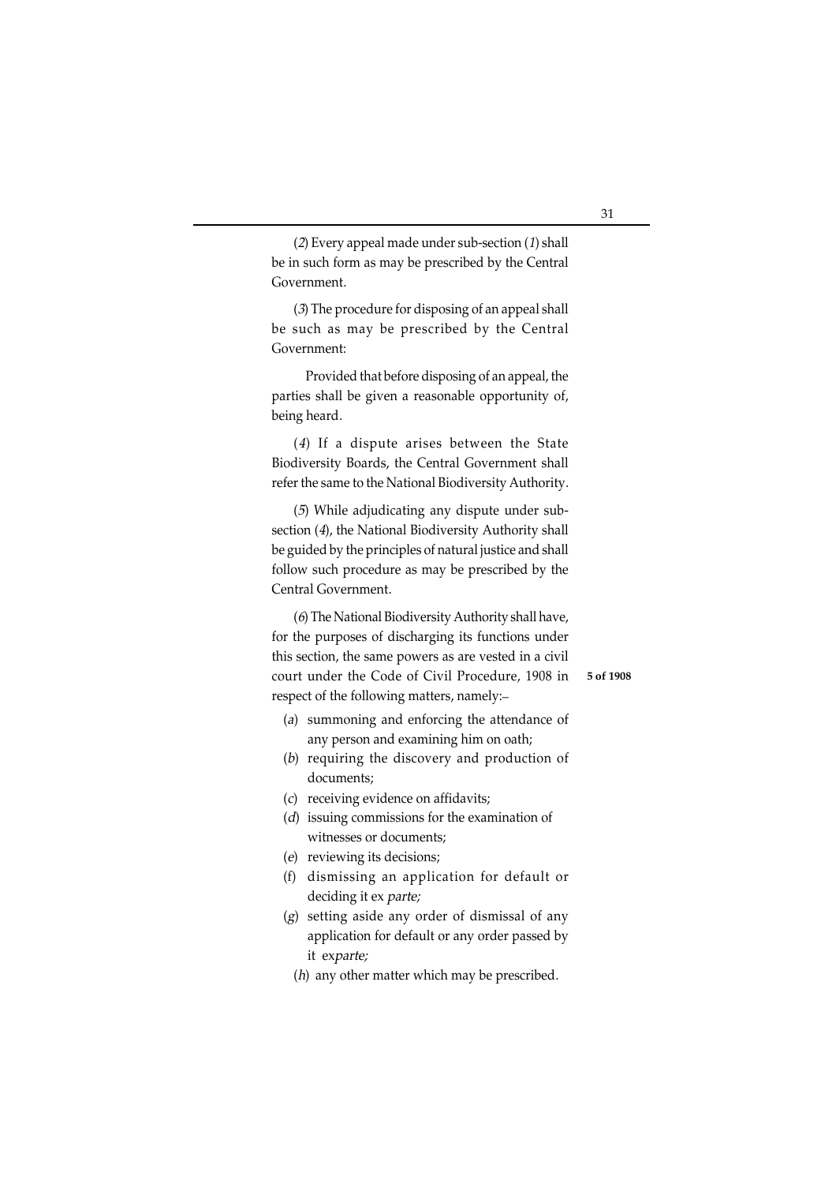(*2*) Every appeal made under sub-section (*1*) shall be in such form as may be prescribed by the Central Government.

(*3*) The procedure for disposing of an appeal shall be such as may be prescribed by the Central Government:

Provided that before disposing of an appeal, the parties shall be given a reasonable opportunity of, being heard.

(*4*) If a dispute arises between the State Biodiversity Boards, the Central Government shall refer the same to the National Biodiversity Authority.

(*5*) While adjudicating any dispute under sub-section (*4*), the National Biodiversity Authority shall be guided by the principles of natural justice and shall follow such procedure as may be prescribed by the Central Government.

(*6*) The National Biodiversity Authority shall have, for the purposes of discharging its functions under this section, the same powers as are vested in a civil court under the Code of Civil Procedure, 1908 in respect of the following matters, namely:–

**5 of 1908**

(*a*) summoning and enforcing the attendance of any person and examining him on oath;

(*b*) requiring the discovery and production of documents;

(*c*) receiving evidence on affidavits;

(*d*) issuing commissions for the examination of witnesses or documents;

(*e*) reviewing its decisions;

(f) dismissing an application for default or deciding it ex *parte;*

(*g*) setting aside any order of dismissal of any application for default or any order passed by it ex*parte;*

(*h*) any other matter which may be prescribed.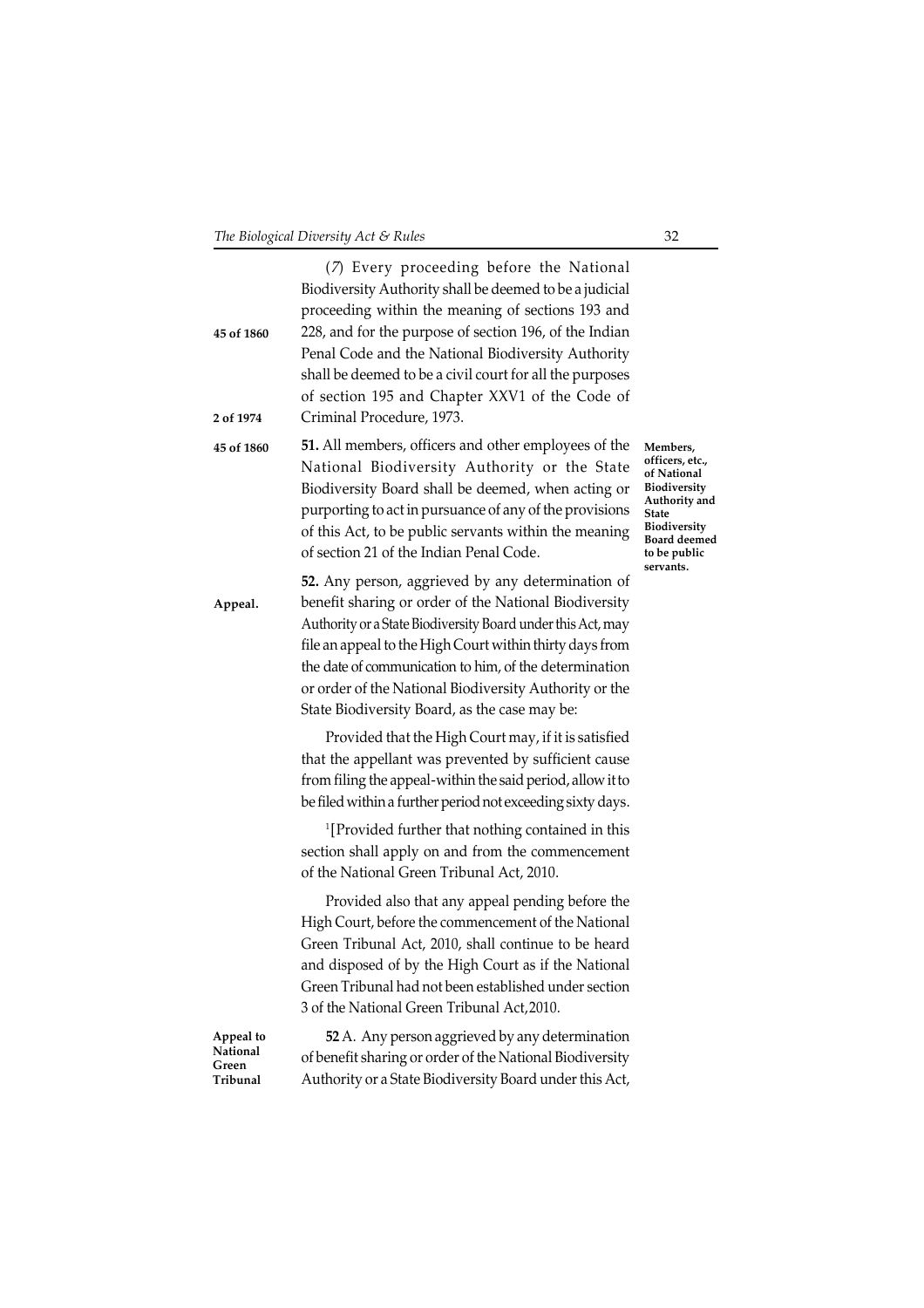(7) Every proceeding before the National Biodiversity Authority shall be deemed to be a judicial proceeding within the meaning of sections 193 and 228, and for the purpose of section 196, of the Indian Penal Code and the National Biodiversity Authority shall be deemed to be a civil court for all the purposes of section 195 and Chapter XXV1 of the Code of Criminal Procedure, 1973.

45 of 1860

2 of 1974

**Members, officers, etc., of National Biodiversity Authority and State Biodiversity Board deemed to be public servants.**

45 of 1860

**51.** All members, officers and other employees of the National Biodiversity Authority or the State Biodiversity Board shall be deemed, when acting or purporting to act in pursuance of any of the provisions of this Act, to be public servants within the meaning of section 21 of the Indian Penal Code.

**Appeal.**

**52.** Any person, aggrieved by any determination of benefit sharing or order of the National Biodiversity Authority or a State Biodiversity Board under this Act, may file an appeal to the High Court within thirty days from the date of communication to him, of the determination or order of the National Biodiversity Authority or the State Biodiversity Board, as the case may be:

Provided that the High Court may, if it is satisfied that the appellant was prevented by sufficient cause from filing the appeal-within the said period, allow it to be filed within a further period not exceeding sixty days.

[1][Provided further that nothing contained in this section shall apply on and from the commencement of the National Green Tribunal Act, 2010.

Provided also that any appeal pending before the High Court, before the commencement of the National Green Tribunal Act, 2010, shall continue to be heard and disposed of by the High Court as if the National Green Tribunal had not been established under section 3 of the National Green Tribunal Act,2010.

**Appeal to National Green Tribunal**

**52** A. Any person aggrieved by any determination of benefit sharing or order of the National Biodiversity Authority or a State Biodiversity Board under this Act,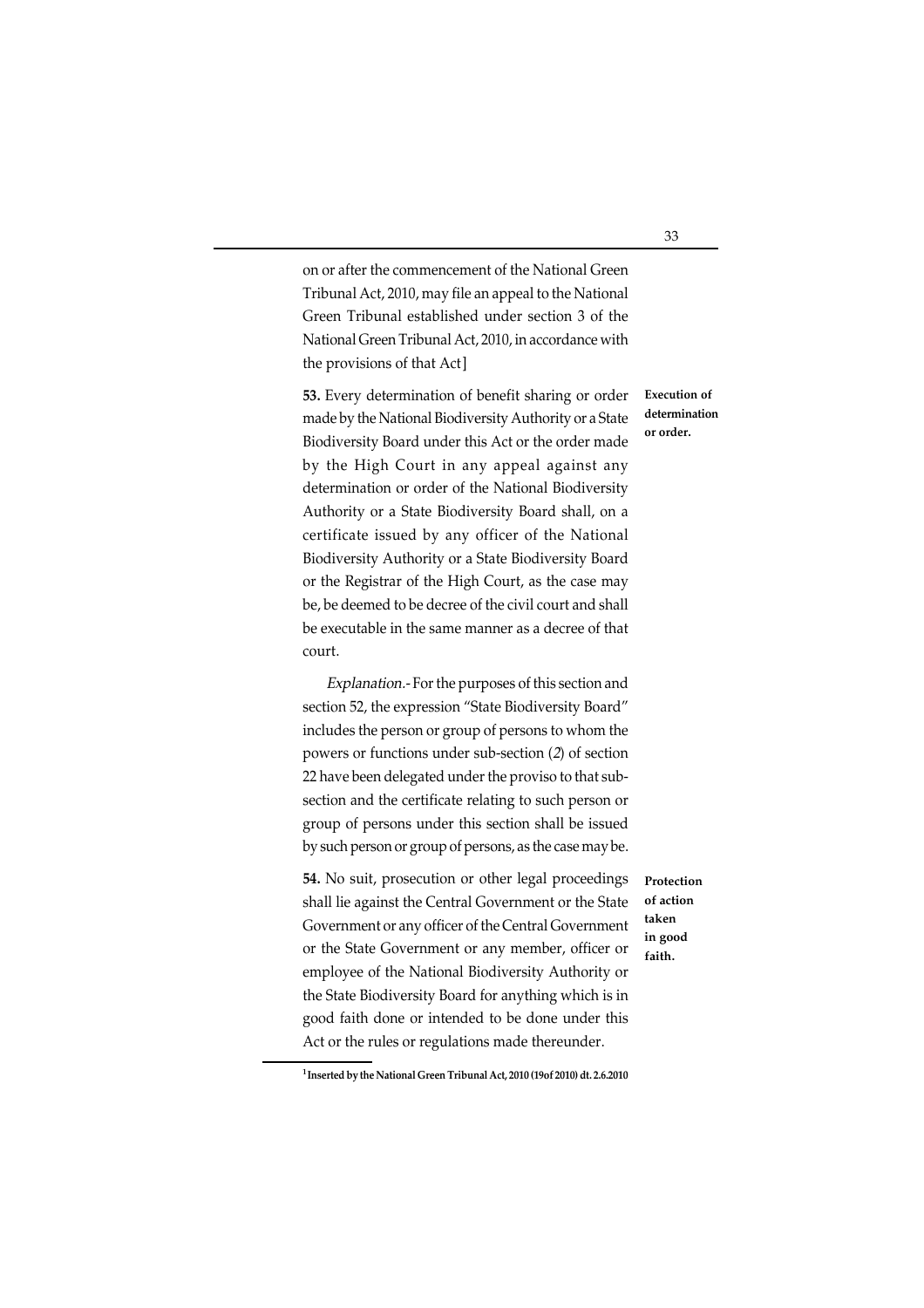on or after the commencement of the National Green Tribunal Act, 2010, may file an appeal to the National Green Tribunal established under section 3 of the National Green Tribunal Act, 2010, in accordance with the provisions of that Act]

**Execution of determination or order.**

**53.** Every determination of benefit sharing or order made by the National Biodiversity Authority or a State Biodiversity Board under this Act or the order made by the High Court in any appeal against any determination or order of the National Biodiversity Authority or a State Biodiversity Board shall, on a certificate issued by any officer of the National Biodiversity Authority or a State Biodiversity Board or the Registrar of the High Court, as the case may be, be deemed to be decree of the civil court and shall be executable in the same manner as a decree of that court.

*Explanation.*- For the purposes of this section and section 52, the expression "State Biodiversity Board" includes the person or group of persons to whom the powers or functions under sub-section (*2*) of section 22 have been delegated under the proviso to that sub-section and the certificate relating to such person or group of persons under this section shall be issued by such person or group of persons, as the case may be.

**Protection of action taken in good faith.**

**54.** No suit, prosecution or other legal proceedings shall lie against the Central Government or the State Government or any officer of the Central Government or the State Government or any member, officer or employee of the National Biodiversity Authority or the State Biodiversity Board for anything which is in good faith done or intended to be done under this Act or the rules or regulations made thereunder.

---

[1] **Inserted by the National Green Tribunal Act, 2010 (19of 2010) dt. 2.6.2010**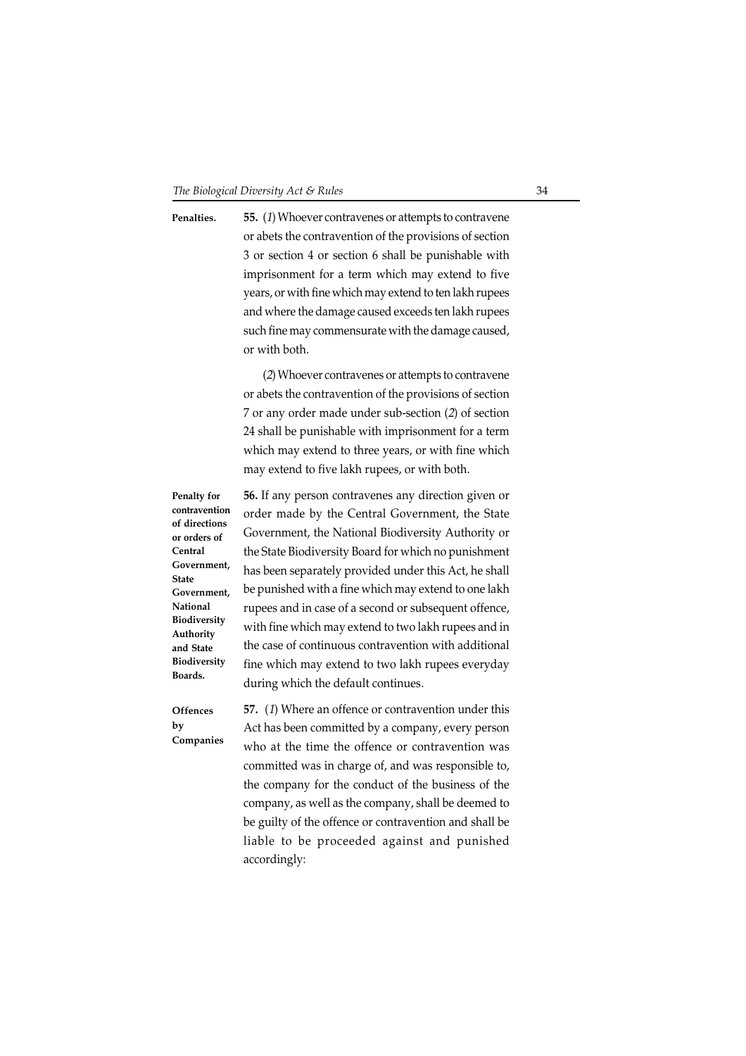**Penalties.**

**55.** (*1*) Whoever contravenes or attempts to contravene or abets the contravention of the provisions of section 3 or section 4 or section 6 shall be punishable with imprisonment for a term which may extend to five years, or with fine which may extend to ten lakh rupees and where the damage caused exceeds ten lakh rupees such fine may commensurate with the damage caused, or with both.

(*2*) Whoever contravenes or attempts to contravene or abets the contravention of the provisions of section 7 or any order made under sub-section (*2*) of section 24 shall be punishable with imprisonment for a term which may extend to three years, or with fine which may extend to five lakh rupees, or with both.

**Penalty for contravention of directions or orders of Central Government, State Government, National Biodiversity Authority and State Biodiversity Boards.**

**56.** If any person contravenes any direction given or order made by the Central Government, the State Government, the National Biodiversity Authority or the State Biodiversity Board for which no punishment has been separately provided under this Act, he shall be punished with a fine which may extend to one lakh rupees and in case of a second or subsequent offence, with fine which may extend to two lakh rupees and in the case of continuous contravention with additional fine which may extend to two lakh rupees everyday during which the default continues.

**Offences by Companies**

**57.** (*1*) Where an offence or contravention under this Act has been committed by a company, every person who at the time the offence or contravention was committed was in charge of, and was responsible to, the company for the conduct of the business of the company, as well as the company, shall be deemed to be guilty of the offence or contravention and shall be liable to be proceeded against and punished accordingly: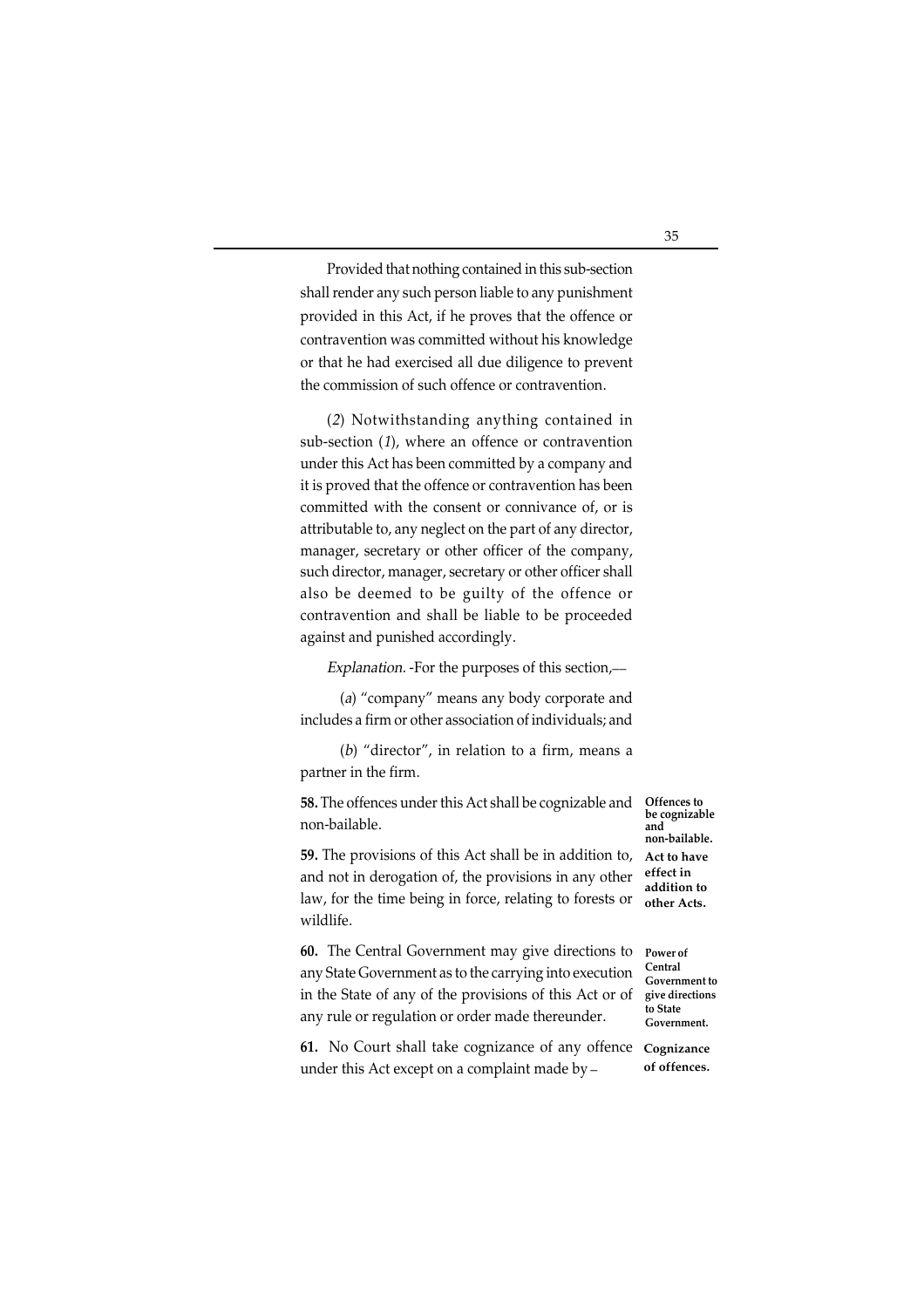Provided that nothing contained in this sub-section shall render any such person liable to any punishment provided in this Act, if he proves that the offence or contravention was committed without his knowledge or that he had exercised all due diligence to prevent the commission of such offence or contravention.

(*2*) Notwithstanding anything contained in sub-section (*1*), where an offence or contravention under this Act has been committed by a company and it is proved that the offence or contravention has been committed with the consent or connivance of, or is attributable to, any neglect on the part of any director, manager, secretary or other officer of the company, such director, manager, secretary or other officer shall also be deemed to be guilty of the offence or contravention and shall be liable to be proceeded against and punished accordingly.

*Explanation.* -For the purposes of this section,—

(*a*) "company" means any body corporate and includes a firm or other association of individuals; and

(*b*) "director", in relation to a firm, means a partner in the firm.

**Offences to be cognizable and non-bailable.**

**58.** The offences under this Act shall be cognizable and non-bailable.

**Act to have effect in addition to other Acts.**

**59.** The provisions of this Act shall be in addition to, and not in derogation of, the provisions in any other law, for the time being in force, relating to forests or wildlife.

**Power of Central Government to give directions to State Government.**

**60.** The Central Government may give directions to any State Government as to the carrying into execution in the State of any of the provisions of this Act or of any rule or regulation or order made thereunder.

**Cognizance of offences.**

**61.** No Court shall take cognizance of any offence under this Act except on a complaint made by –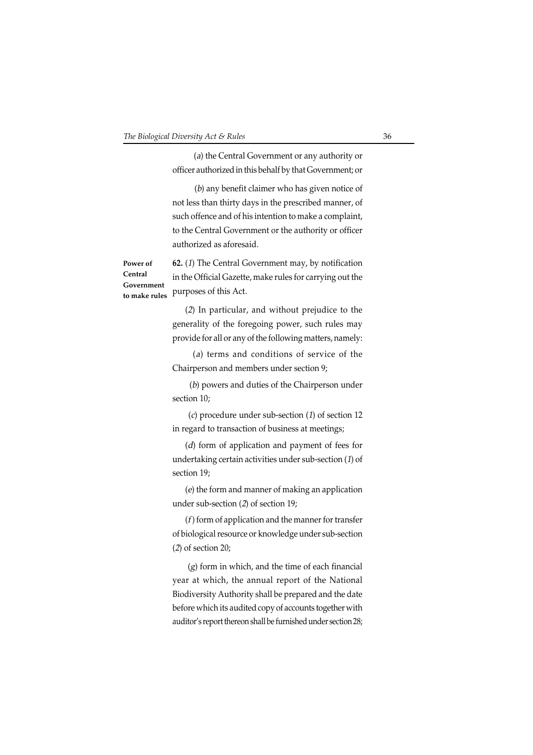(*a*) the Central Government or any authority or officer authorized in this behalf by that Government; or

(*b*) any benefit claimer who has given notice of not less than thirty days in the prescribed manner, of such offence and of his intention to make a complaint, to the Central Government or the authority or officer authorized as aforesaid.

**Power of Central Government to make rules**

**62.** (*1*) The Central Government may, by notification in the Official Gazette, make rules for carrying out the purposes of this Act.

(*2*) In particular, and without prejudice to the generality of the foregoing power, such rules may provide for all or any of the following matters, namely:

(*a*) terms and conditions of service of the Chairperson and members under section 9;

(*b*) powers and duties of the Chairperson under section 10;

(*c*) procedure under sub-section (*1*) of section 12 in regard to transaction of business at meetings;

(*d*) form of application and payment of fees for undertaking certain activities under sub-section (*1*) of section 19;

(*e*) the form and manner of making an application under sub-section (*2*) of section 19;

(*f*) form of application and the manner for transfer of biological resource or knowledge under sub-section (*2*) of section 20;

(*g*) form in which, and the time of each financial year at which, the annual report of the National Biodiversity Authority shall be prepared and the date before which its audited copy of accounts together with auditor's report thereon shall be furnished under section 28;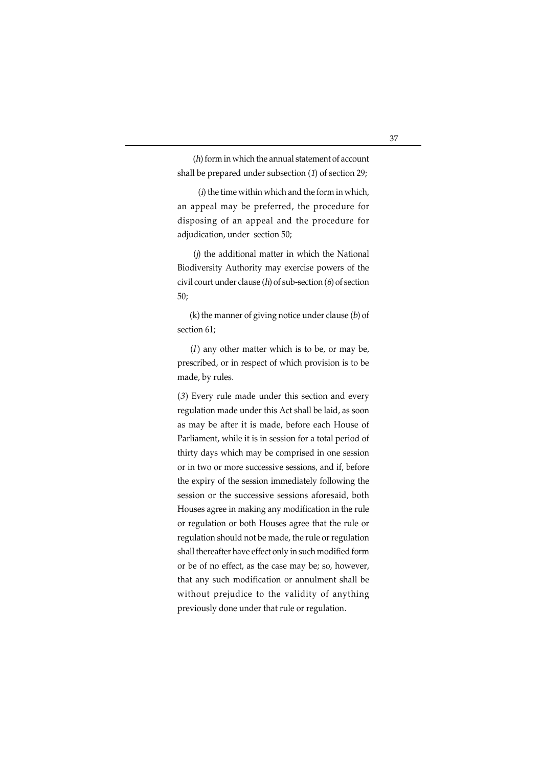(*h*) form in which the annual statement of account shall be prepared under subsection (*1*) of section 29;

(*i*) the time within which and the form in which, an appeal may be preferred, the procedure for disposing of an appeal and the procedure for adjudication, under section 50;

(*j*) the additional matter in which the National Biodiversity Authority may exercise powers of the civil court under clause (*h*) of sub-section (*6*) of section 50;

(k) the manner of giving notice under clause (*b*) of section 61;

(*l*) any other matter which is to be, or may be, prescribed, or in respect of which provision is to be made, by rules.

(*3*) Every rule made under this section and every regulation made under this Act shall be laid, as soon as may be after it is made, before each House of Parliament, while it is in session for a total period of thirty days which may be comprised in one session or in two or more successive sessions, and if, before the expiry of the session immediately following the session or the successive sessions aforesaid, both Houses agree in making any modification in the rule or regulation or both Houses agree that the rule or regulation should not be made, the rule or regulation shall thereafter have effect only in such modified form or be of no effect, as the case may be; so, however, that any such modification or annulment shall be without prejudice to the validity of anything previously done under that rule or regulation.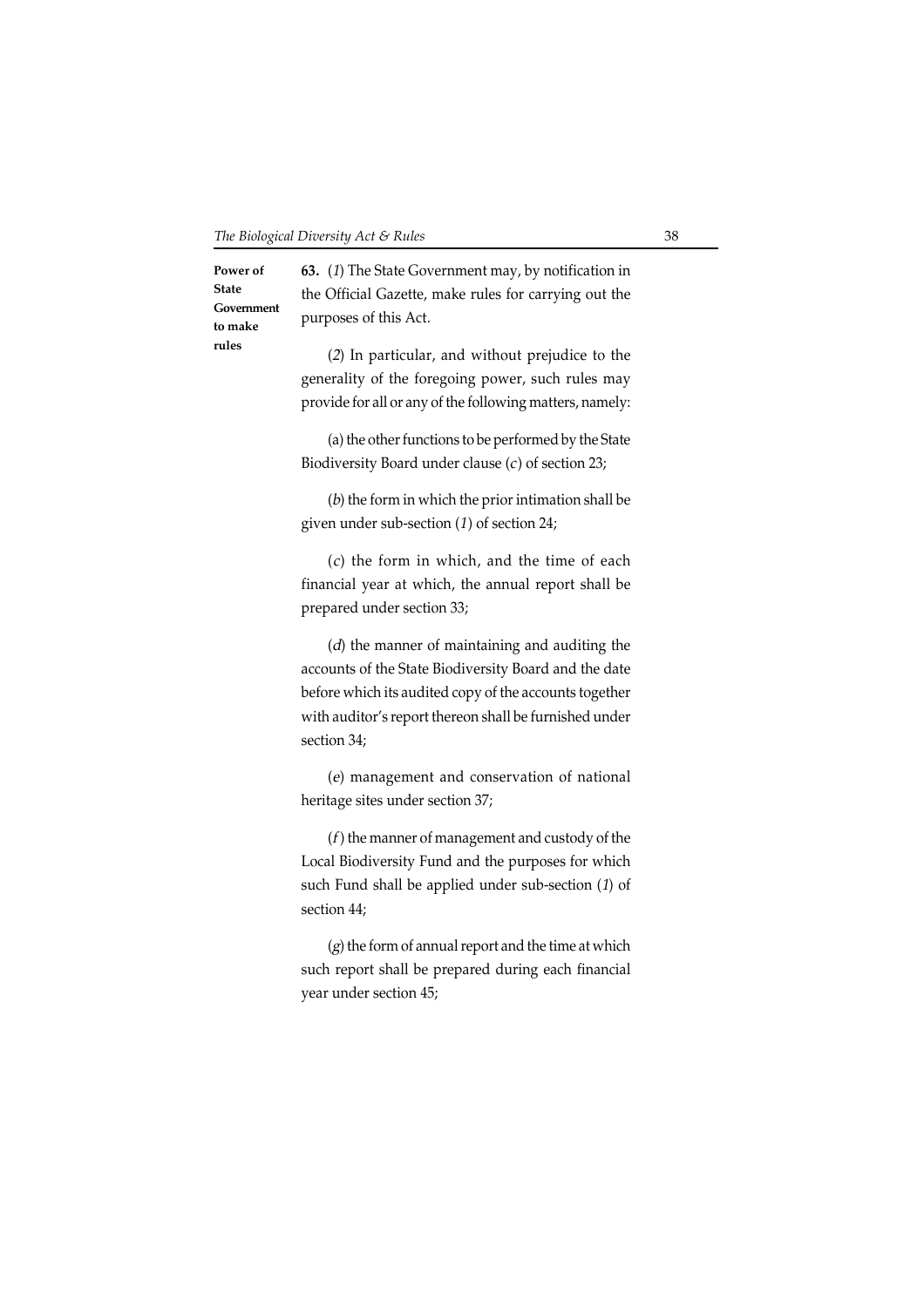**Power of State Government to make rules**

**63.** (*1*) The State Government may, by notification in the Official Gazette, make rules for carrying out the purposes of this Act.

(*2*) In particular, and without prejudice to the generality of the foregoing power, such rules may provide for all or any of the following matters, namely:

(a) the other functions to be performed by the State Biodiversity Board under clause (*c*) of section 23;

(*b*) the form in which the prior intimation shall be given under sub-section (*1*) of section 24;

(*c*) the form in which, and the time of each financial year at which, the annual report shall be prepared under section 33;

(*d*) the manner of maintaining and auditing the accounts of the State Biodiversity Board and the date before which its audited copy of the accounts together with auditor's report thereon shall be furnished under section 34;

(*e*) management and conservation of national heritage sites under section 37;

(*f*) the manner of management and custody of the Local Biodiversity Fund and the purposes for which such Fund shall be applied under sub-section (*1*) of section 44;

(*g*) the form of annual report and the time at which such report shall be prepared during each financial year under section 45;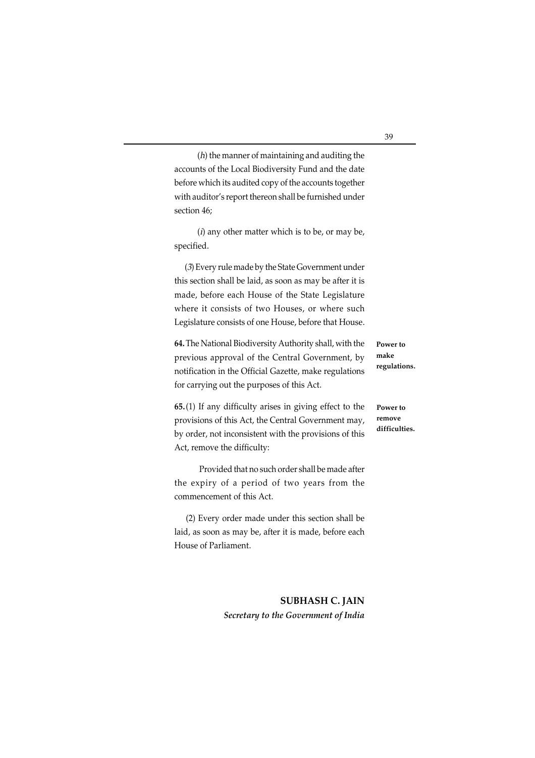(*h*) the manner of maintaining and auditing the accounts of the Local Biodiversity Fund and the date before which its audited copy of the accounts together with auditor's report thereon shall be furnished under section 46;

(*i*) any other matter which is to be, or may be, specified.

(*3*) Every rule made by the State Government under this section shall be laid, as soon as may be after it is made, before each House of the State Legislature where it consists of two Houses, or where such Legislature consists of one House, before that House.

**Power to make regulations.**

**64.** The National Biodiversity Authority shall, with the previous approval of the Central Government, by notification in the Official Gazette, make regulations for carrying out the purposes of this Act.

**Power to remove difficulties.**

**65.** (1) If any difficulty arises in giving effect to the provisions of this Act, the Central Government may, by order, not inconsistent with the provisions of this Act, remove the difficulty:

Provided that no such order shall be made after the expiry of a period of two years from the commencement of this Act.

(2) Every order made under this section shall be laid, as soon as may be, after it is made, before each House of Parliament.

**SUBHASH C. JAIN**
***Secretary to the Government of India***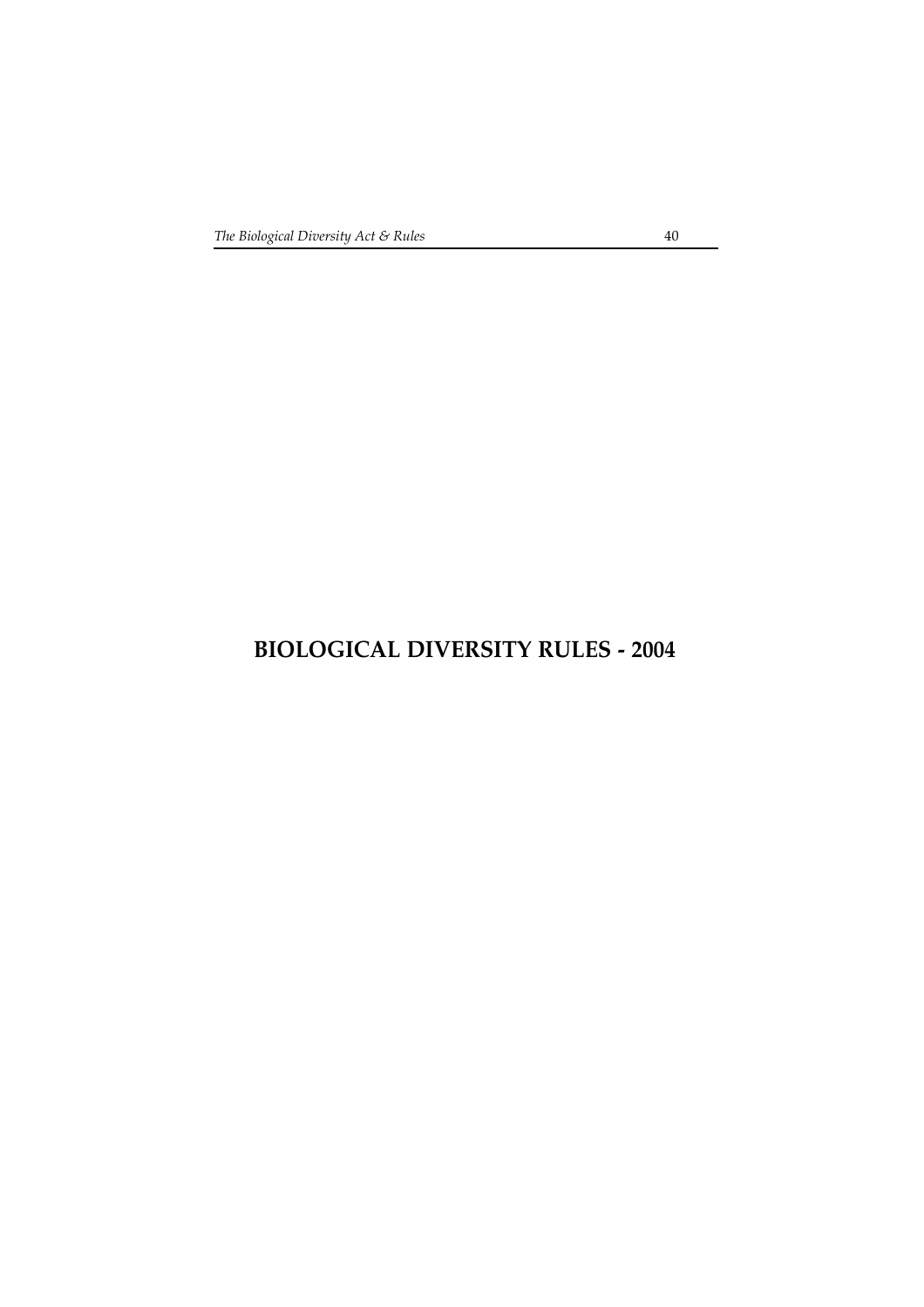# BIOLOGICAL DIVERSITY RULES - 2004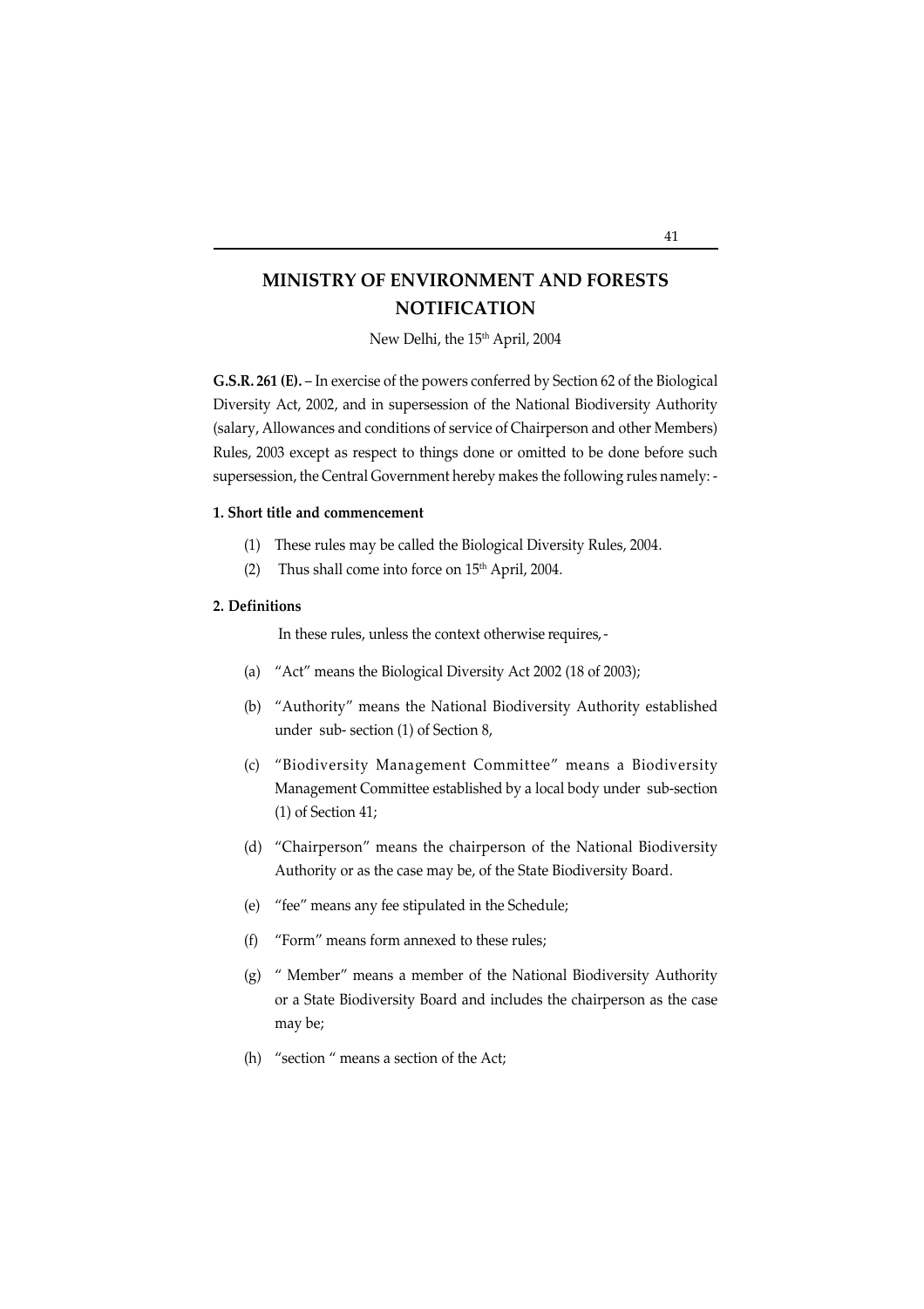# MINISTRY OF ENVIRONMENT AND FORESTS
# NOTIFICATION

New Delhi, the 15th April, 2004

**G.S.R. 261 (E).** – In exercise of the powers conferred by Section 62 of the Biological Diversity Act, 2002, and in supersession of the National Biodiversity Authority (salary, Allowances and conditions of service of Chairperson and other Members) Rules, 2003 except as respect to things done or omitted to be done before such supersession, the Central Government hereby makes the following rules namely: -

**1. Short title and commencement**

(1) These rules may be called the Biological Diversity Rules, 2004.

(2) Thus shall come into force on 15th April, 2004.

**2. Definitions**

In these rules, unless the context otherwise requires, -

(a) "Act" means the Biological Diversity Act 2002 (18 of 2003);

(b) "Authority" means the National Biodiversity Authority established under sub- section (1) of Section 8,

(c) "Biodiversity Management Committee" means a Biodiversity Management Committee established by a local body under sub-section (1) of Section 41;

(d) "Chairperson" means the chairperson of the National Biodiversity Authority or as the case may be, of the State Biodiversity Board.

(e) "fee" means any fee stipulated in the Schedule;

(f) "Form" means form annexed to these rules;

(g) " Member" means a member of the National Biodiversity Authority or a State Biodiversity Board and includes the chairperson as the case may be;

(h) "section " means a section of the Act;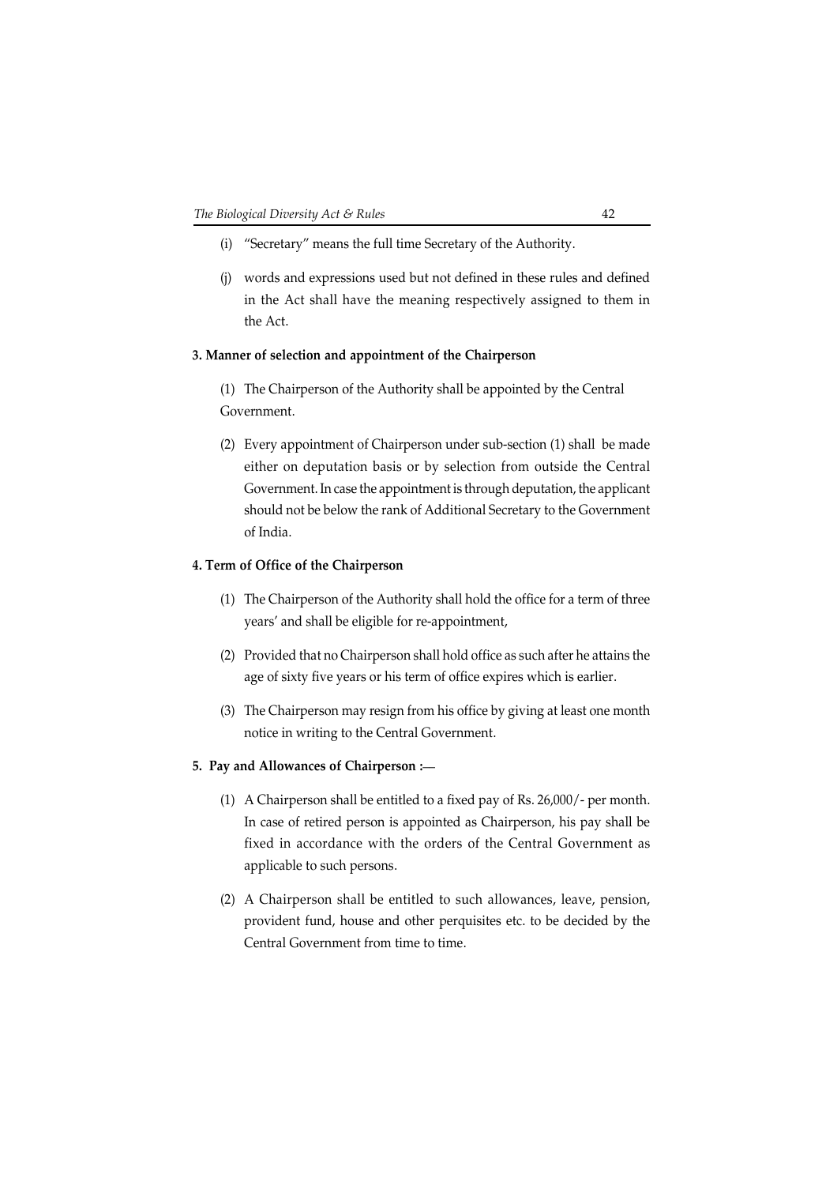(i) "Secretary" means the full time Secretary of the Authority.

(j) words and expressions used but not defined in these rules and defined in the Act shall have the meaning respectively assigned to them in the Act.

**3. Manner of selection and appointment of the Chairperson**

(1) The Chairperson of the Authority shall be appointed by the Central Government.

(2) Every appointment of Chairperson under sub-section (1) shall be made either on deputation basis or by selection from outside the Central Government. In case the appointment is through deputation, the applicant should not be below the rank of Additional Secretary to the Government of India.

**4. Term of Office of the Chairperson**

(1) The Chairperson of the Authority shall hold the office for a term of three years' and shall be eligible for re-appointment,

(2) Provided that no Chairperson shall hold office as such after he attains the age of sixty five years or his term of office expires which is earlier.

(3) The Chairperson may resign from his office by giving at least one month notice in writing to the Central Government.

**5. Pay and Allowances of Chairperson :—**

(1) A Chairperson shall be entitled to a fixed pay of Rs. 26,000/- per month. In case of retired person is appointed as Chairperson, his pay shall be fixed in accordance with the orders of the Central Government as applicable to such persons.

(2) A Chairperson shall be entitled to such allowances, leave, pension, provident fund, house and other perquisites etc. to be decided by the Central Government from time to time.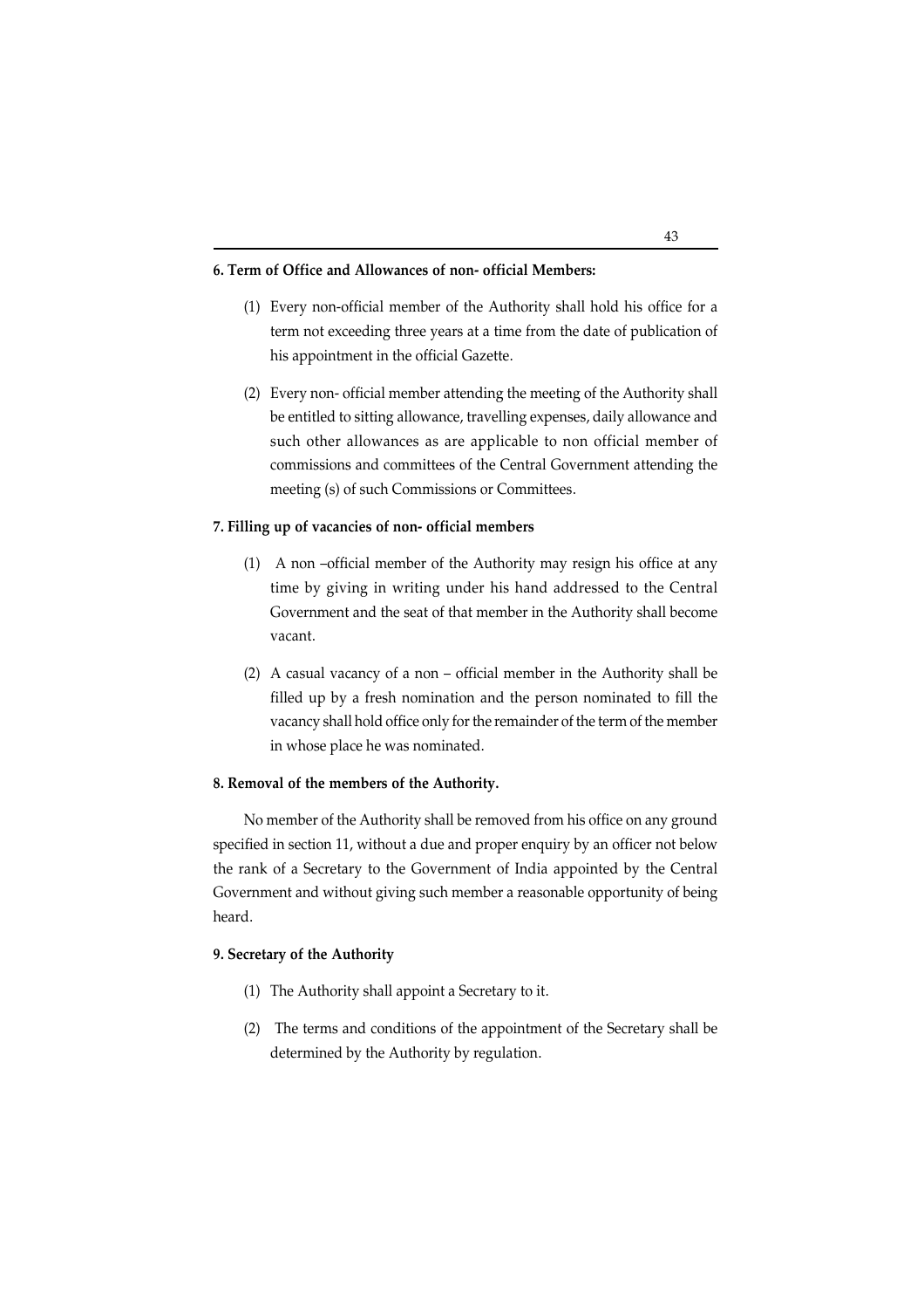**6. Term of Office and Allowances of non- official Members:**

(1) Every non-official member of the Authority shall hold his office for a term not exceeding three years at a time from the date of publication of his appointment in the official Gazette.

(2) Every non- official member attending the meeting of the Authority shall be entitled to sitting allowance, travelling expenses, daily allowance and such other allowances as are applicable to non official member of commissions and committees of the Central Government attending the meeting (s) of such Commissions or Committees.

**7. Filling up of vacancies of non- official members**

(1) A non –official member of the Authority may resign his office at any time by giving in writing under his hand addressed to the Central Government and the seat of that member in the Authority shall become vacant.

(2) A casual vacancy of a non – official member in the Authority shall be filled up by a fresh nomination and the person nominated to fill the vacancy shall hold office only for the remainder of the term of the member in whose place he was nominated.

**8. Removal of the members of the Authority.**

No member of the Authority shall be removed from his office on any ground specified in section 11, without a due and proper enquiry by an officer not below the rank of a Secretary to the Government of India appointed by the Central Government and without giving such member a reasonable opportunity of being heard.

**9. Secretary of the Authority**

(1) The Authority shall appoint a Secretary to it.

(2) The terms and conditions of the appointment of the Secretary shall be determined by the Authority by regulation.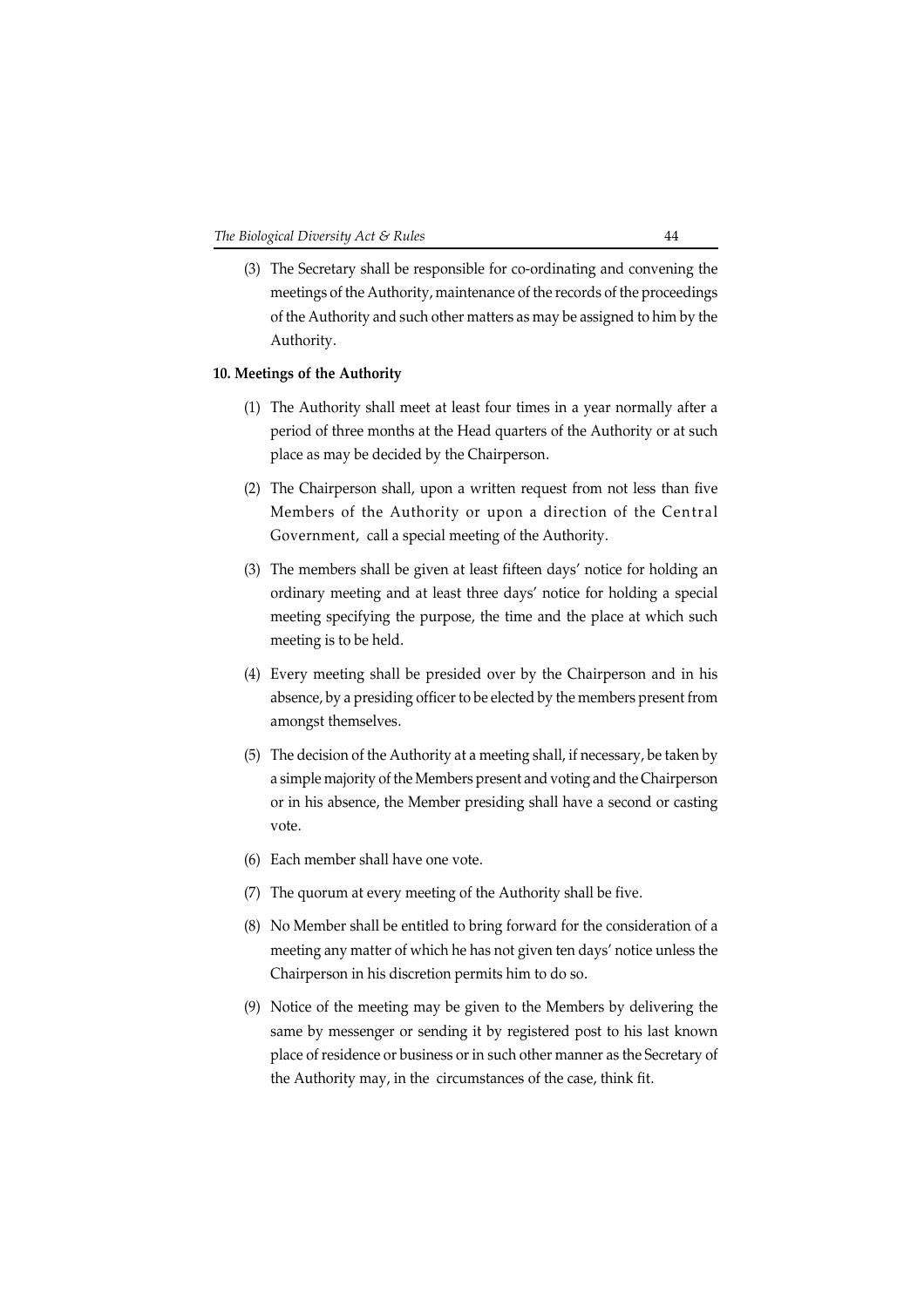(3) The Secretary shall be responsible for co-ordinating and convening the meetings of the Authority, maintenance of the records of the proceedings of the Authority and such other matters as may be assigned to him by the Authority.

**10. Meetings of the Authority**

(1) The Authority shall meet at least four times in a year normally after a period of three months at the Head quarters of the Authority or at such place as may be decided by the Chairperson.

(2) The Chairperson shall, upon a written request from not less than five Members of the Authority or upon a direction of the Central Government, call a special meeting of the Authority.

(3) The members shall be given at least fifteen days' notice for holding an ordinary meeting and at least three days' notice for holding a special meeting specifying the purpose, the time and the place at which such meeting is to be held.

(4) Every meeting shall be presided over by the Chairperson and in his absence, by a presiding officer to be elected by the members present from amongst themselves.

(5) The decision of the Authority at a meeting shall, if necessary, be taken by a simple majority of the Members present and voting and the Chairperson or in his absence, the Member presiding shall have a second or casting vote.

(6) Each member shall have one vote.

(7) The quorum at every meeting of the Authority shall be five.

(8) No Member shall be entitled to bring forward for the consideration of a meeting any matter of which he has not given ten days' notice unless the Chairperson in his discretion permits him to do so.

(9) Notice of the meeting may be given to the Members by delivering the same by messenger or sending it by registered post to his last known place of residence or business or in such other manner as the Secretary of the Authority may, in the circumstances of the case, think fit.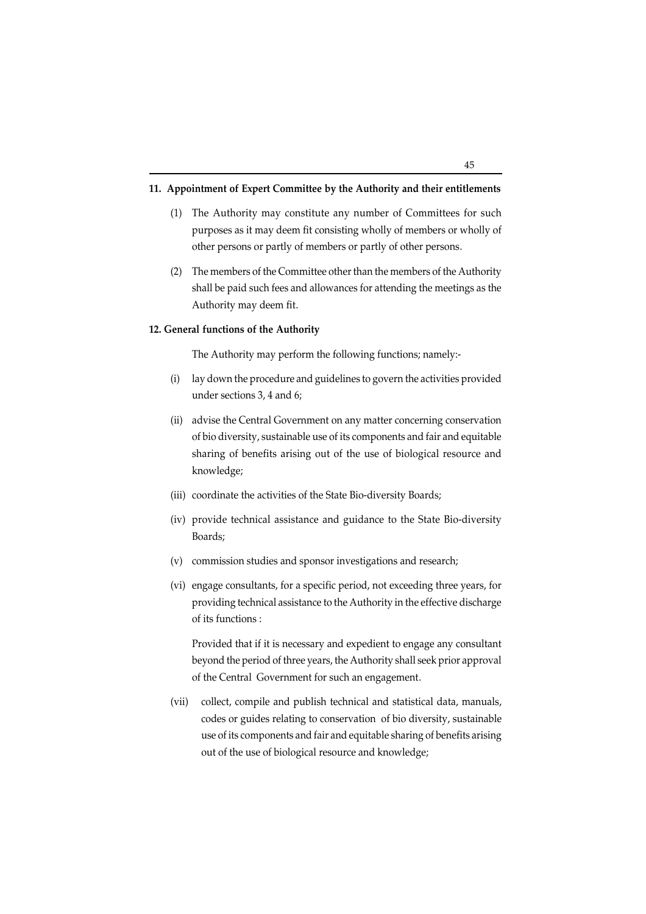**11. Appointment of Expert Committee by the Authority and their entitlements**

(1) The Authority may constitute any number of Committees for such purposes as it may deem fit consisting wholly of members or wholly of other persons or partly of members or partly of other persons.

(2) The members of the Committee other than the members of the Authority shall be paid such fees and allowances for attending the meetings as the Authority may deem fit.

**12. General functions of the Authority**

The Authority may perform the following functions; namely:-

(i) lay down the procedure and guidelines to govern the activities provided under sections 3, 4 and 6;

(ii) advise the Central Government on any matter concerning conservation of bio diversity, sustainable use of its components and fair and equitable sharing of benefits arising out of the use of biological resource and knowledge;

(iii) coordinate the activities of the State Bio-diversity Boards;

(iv) provide technical assistance and guidance to the State Bio-diversity Boards;

(v) commission studies and sponsor investigations and research;

(vi) engage consultants, for a specific period, not exceeding three years, for providing technical assistance to the Authority in the effective discharge of its functions :

Provided that if it is necessary and expedient to engage any consultant beyond the period of three years, the Authority shall seek prior approval of the Central Government for such an engagement.

(vii) collect, compile and publish technical and statistical data, manuals, codes or guides relating to conservation of bio diversity, sustainable use of its components and fair and equitable sharing of benefits arising out of the use of biological resource and knowledge;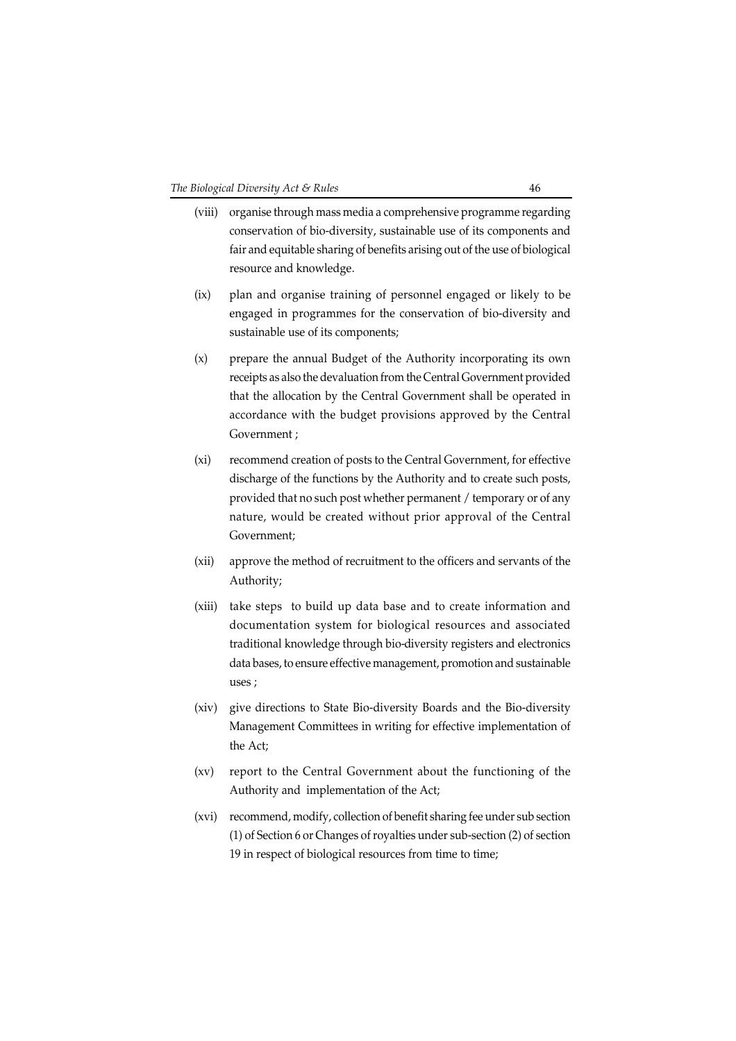(viii) organise through mass media a comprehensive programme regarding conservation of bio-diversity, sustainable use of its components and fair and equitable sharing of benefits arising out of the use of biological resource and knowledge.

(ix) plan and organise training of personnel engaged or likely to be engaged in programmes for the conservation of bio-diversity and sustainable use of its components;

(x) prepare the annual Budget of the Authority incorporating its own receipts as also the devaluation from the Central Government provided that the allocation by the Central Government shall be operated in accordance with the budget provisions approved by the Central Government ;

(xi) recommend creation of posts to the Central Government, for effective discharge of the functions by the Authority and to create such posts, provided that no such post whether permanent / temporary or of any nature, would be created without prior approval of the Central Government;

(xii) approve the method of recruitment to the officers and servants of the Authority;

(xiii) take steps to build up data base and to create information and documentation system for biological resources and associated traditional knowledge through bio-diversity registers and electronics data bases, to ensure effective management, promotion and sustainable uses ;

(xiv) give directions to State Bio-diversity Boards and the Bio-diversity Management Committees in writing for effective implementation of the Act;

(xv) report to the Central Government about the functioning of the Authority and implementation of the Act;

(xvi) recommend, modify, collection of benefit sharing fee under sub section (1) of Section 6 or Changes of royalties under sub-section (2) of section 19 in respect of biological resources from time to time;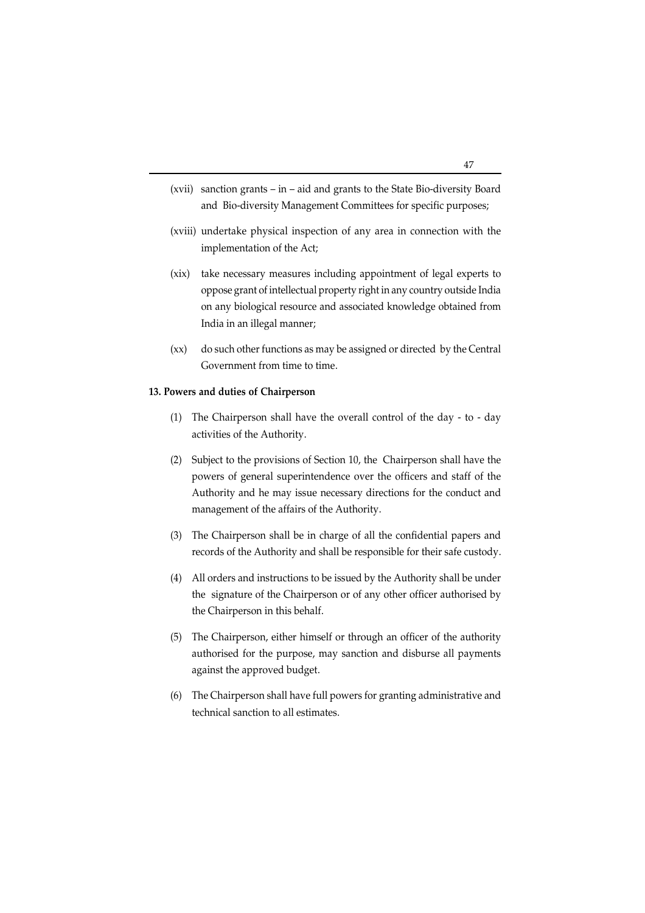(xvii) sanction grants – in – aid and grants to the State Bio-diversity Board and Bio-diversity Management Committees for specific purposes;

(xviii) undertake physical inspection of any area in connection with the implementation of the Act;

(xix) take necessary measures including appointment of legal experts to oppose grant of intellectual property right in any country outside India on any biological resource and associated knowledge obtained from India in an illegal manner;

(xx) do such other functions as may be assigned or directed by the Central Government from time to time.

**13. Powers and duties of Chairperson**

(1) The Chairperson shall have the overall control of the day - to - day activities of the Authority.

(2) Subject to the provisions of Section 10, the Chairperson shall have the powers of general superintendence over the officers and staff of the Authority and he may issue necessary directions for the conduct and management of the affairs of the Authority.

(3) The Chairperson shall be in charge of all the confidential papers and records of the Authority and shall be responsible for their safe custody.

(4) All orders and instructions to be issued by the Authority shall be under the signature of the Chairperson or of any other officer authorised by the Chairperson in this behalf.

(5) The Chairperson, either himself or through an officer of the authority authorised for the purpose, may sanction and disburse all payments against the approved budget.

(6) The Chairperson shall have full powers for granting administrative and technical sanction to all estimates.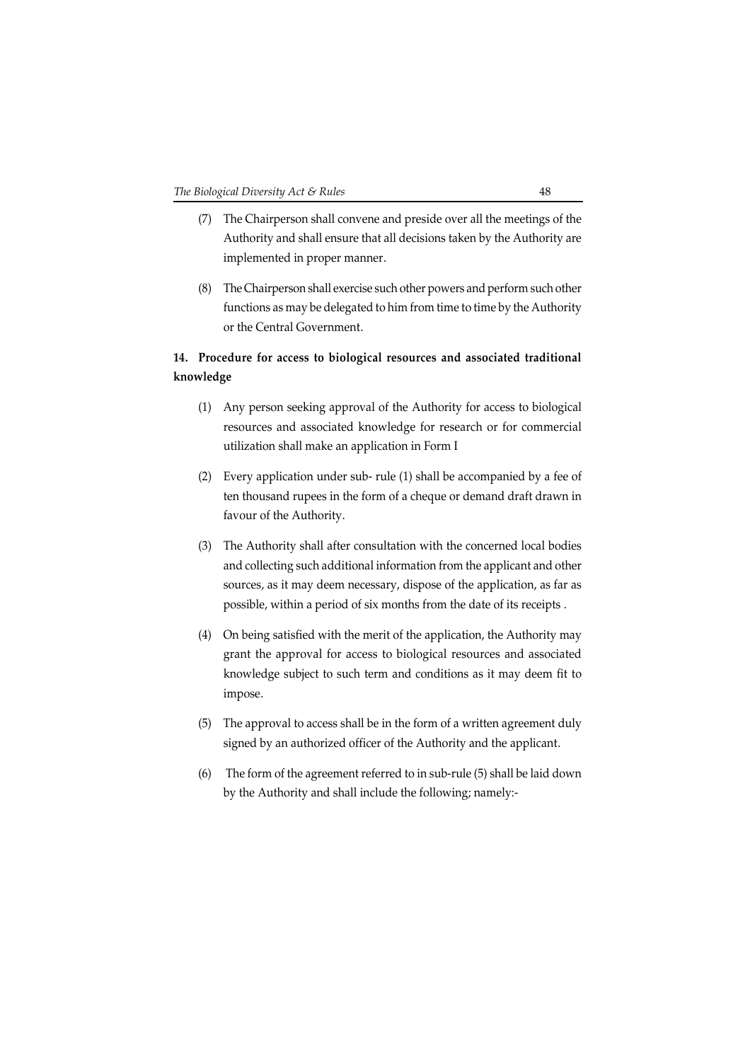(7) The Chairperson shall convene and preside over all the meetings of the Authority and shall ensure that all decisions taken by the Authority are implemented in proper manner.

(8) The Chairperson shall exercise such other powers and perform such other functions as may be delegated to him from time to time by the Authority or the Central Government.

**14. Procedure for access to biological resources and associated traditional knowledge**

(1) Any person seeking approval of the Authority for access to biological resources and associated knowledge for research or for commercial utilization shall make an application in Form I

(2) Every application under sub- rule (1) shall be accompanied by a fee of ten thousand rupees in the form of a cheque or demand draft drawn in favour of the Authority.

(3) The Authority shall after consultation with the concerned local bodies and collecting such additional information from the applicant and other sources, as it may deem necessary, dispose of the application, as far as possible, within a period of six months from the date of its receipts .

(4) On being satisfied with the merit of the application, the Authority may grant the approval for access to biological resources and associated knowledge subject to such term and conditions as it may deem fit to impose.

(5) The approval to access shall be in the form of a written agreement duly signed by an authorized officer of the Authority and the applicant.

(6) The form of the agreement referred to in sub-rule (5) shall be laid down by the Authority and shall include the following; namely:-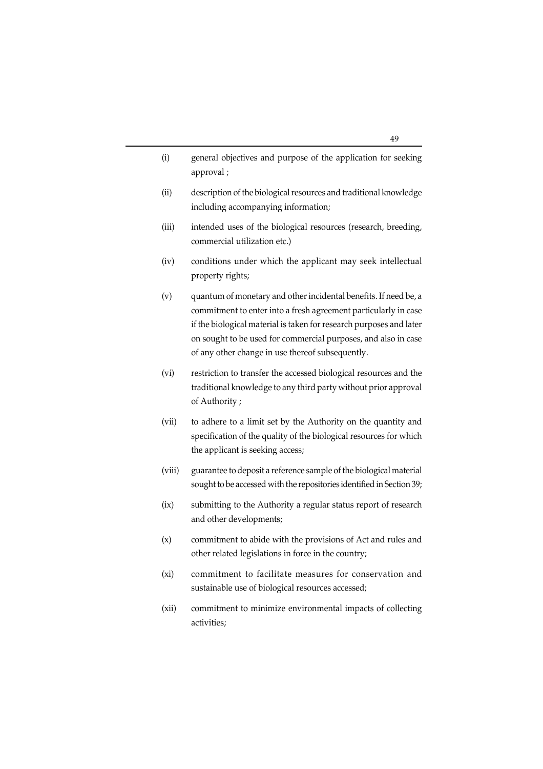(i) general objectives and purpose of the application for seeking approval ;

(ii) description of the biological resources and traditional knowledge including accompanying information;

(iii) intended uses of the biological resources (research, breeding, commercial utilization etc.)

(iv) conditions under which the applicant may seek intellectual property rights;

(v) quantum of monetary and other incidental benefits. If need be, a commitment to enter into a fresh agreement particularly in case if the biological material is taken for research purposes and later on sought to be used for commercial purposes, and also in case of any other change in use thereof subsequently.

(vi) restriction to transfer the accessed biological resources and the traditional knowledge to any third party without prior approval of Authority ;

(vii) to adhere to a limit set by the Authority on the quantity and specification of the quality of the biological resources for which the applicant is seeking access;

(viii) guarantee to deposit a reference sample of the biological material sought to be accessed with the repositories identified in Section 39;

(ix) submitting to the Authority a regular status report of research and other developments;

(x) commitment to abide with the provisions of Act and rules and other related legislations in force in the country;

(xi) commitment to facilitate measures for conservation and sustainable use of biological resources accessed;

(xii) commitment to minimize environmental impacts of collecting activities;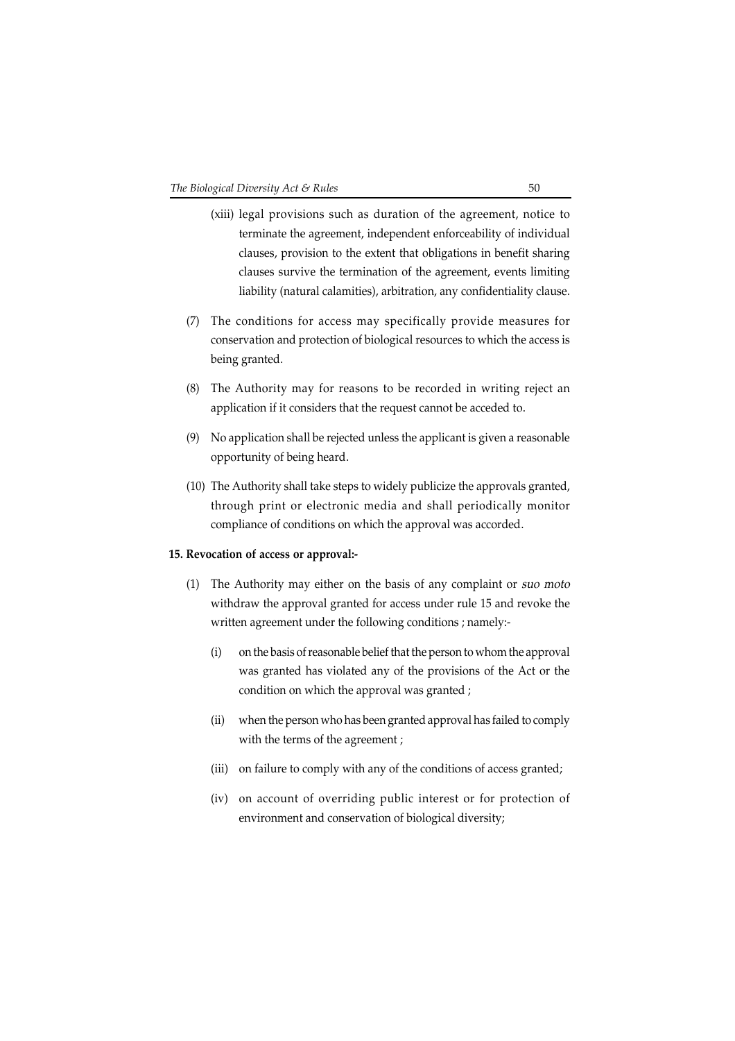(xiii) legal provisions such as duration of the agreement, notice to terminate the agreement, independent enforceability of individual clauses, provision to the extent that obligations in benefit sharing clauses survive the termination of the agreement, events limiting liability (natural calamities), arbitration, any confidentiality clause.

(7) The conditions for access may specifically provide measures for conservation and protection of biological resources to which the access is being granted.

(8) The Authority may for reasons to be recorded in writing reject an application if it considers that the request cannot be acceded to.

(9) No application shall be rejected unless the applicant is given a reasonable opportunity of being heard.

(10) The Authority shall take steps to widely publicize the approvals granted, through print or electronic media and shall periodically monitor compliance of conditions on which the approval was accorded.

**15. Revocation of access or approval:-**

(1) The Authority may either on the basis of any complaint or *suo moto* withdraw the approval granted for access under rule 15 and revoke the written agreement under the following conditions ; namely:-

(i) on the basis of reasonable belief that the person to whom the approval was granted has violated any of the provisions of the Act or the condition on which the approval was granted ;

(ii) when the person who has been granted approval has failed to comply with the terms of the agreement ;

(iii) on failure to comply with any of the conditions of access granted;

(iv) on account of overriding public interest or for protection of environment and conservation of biological diversity;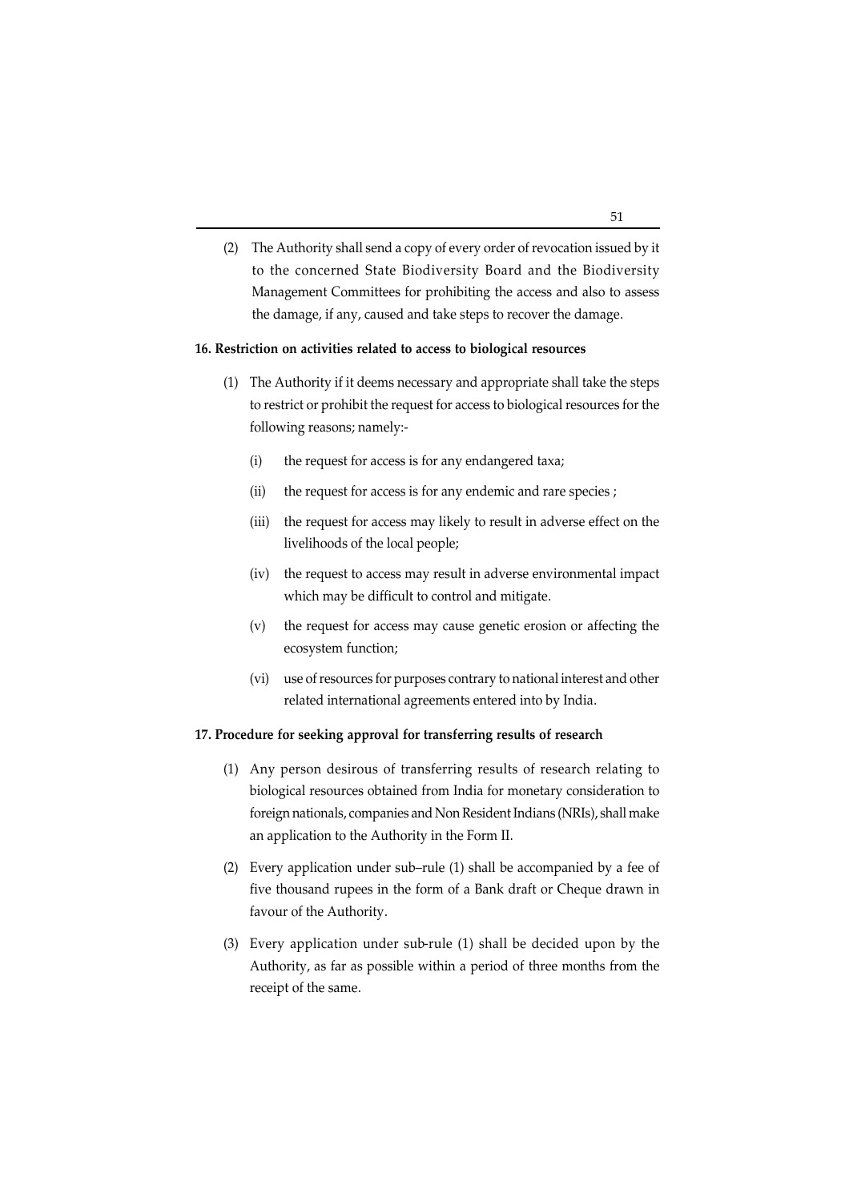(2) The Authority shall send a copy of every order of revocation issued by it to the concerned State Biodiversity Board and the Biodiversity Management Committees for prohibiting the access and also to assess the damage, if any, caused and take steps to recover the damage.

**16. Restriction on activities related to access to biological resources**

(1) The Authority if it deems necessary and appropriate shall take the steps to restrict or prohibit the request for access to biological resources for the following reasons; namely:-

(i) the request for access is for any endangered taxa;

(ii) the request for access is for any endemic and rare species ;

(iii) the request for access may likely to result in adverse effect on the livelihoods of the local people;

(iv) the request to access may result in adverse environmental impact which may be difficult to control and mitigate.

(v) the request for access may cause genetic erosion or affecting the ecosystem function;

(vi) use of resources for purposes contrary to national interest and other related international agreements entered into by India.

**17. Procedure for seeking approval for transferring results of research**

(1) Any person desirous of transferring results of research relating to biological resources obtained from India for monetary consideration to foreign nationals, companies and Non Resident Indians (NRIs), shall make an application to the Authority in the Form II.

(2) Every application under sub–rule (1) shall be accompanied by a fee of five thousand rupees in the form of a Bank draft or Cheque drawn in favour of the Authority.

(3) Every application under sub-rule (1) shall be decided upon by the Authority, as far as possible within a period of three months from the receipt of the same.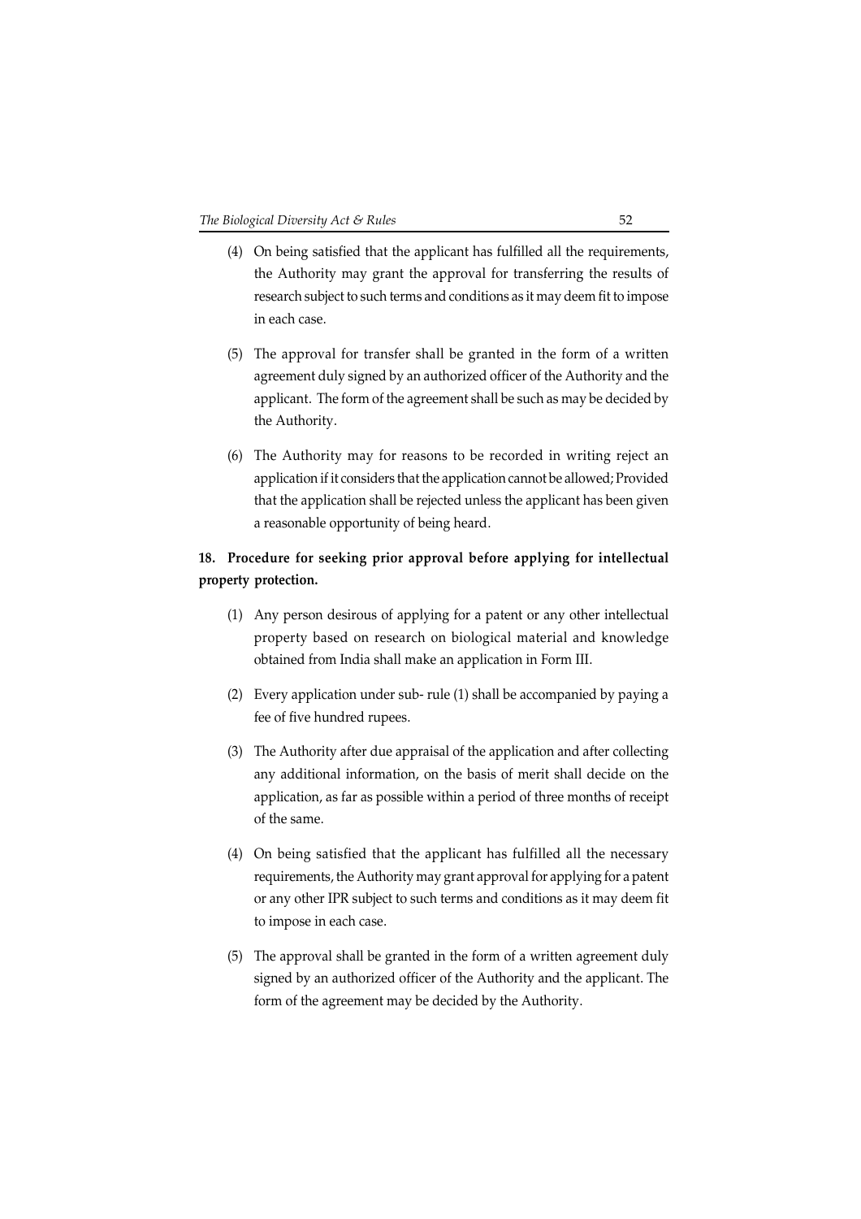(4) On being satisfied that the applicant has fulfilled all the requirements, the Authority may grant the approval for transferring the results of research subject to such terms and conditions as it may deem fit to impose in each case.

(5) The approval for transfer shall be granted in the form of a written agreement duly signed by an authorized officer of the Authority and the applicant. The form of the agreement shall be such as may be decided by the Authority.

(6) The Authority may for reasons to be recorded in writing reject an application if it considers that the application cannot be allowed; Provided that the application shall be rejected unless the applicant has been given a reasonable opportunity of being heard.

**18. Procedure for seeking prior approval before applying for intellectual property protection.**

(1) Any person desirous of applying for a patent or any other intellectual property based on research on biological material and knowledge obtained from India shall make an application in Form III.

(2) Every application under sub- rule (1) shall be accompanied by paying a fee of five hundred rupees.

(3) The Authority after due appraisal of the application and after collecting any additional information, on the basis of merit shall decide on the application, as far as possible within a period of three months of receipt of the same.

(4) On being satisfied that the applicant has fulfilled all the necessary requirements, the Authority may grant approval for applying for a patent or any other IPR subject to such terms and conditions as it may deem fit to impose in each case.

(5) The approval shall be granted in the form of a written agreement duly signed by an authorized officer of the Authority and the applicant. The form of the agreement may be decided by the Authority.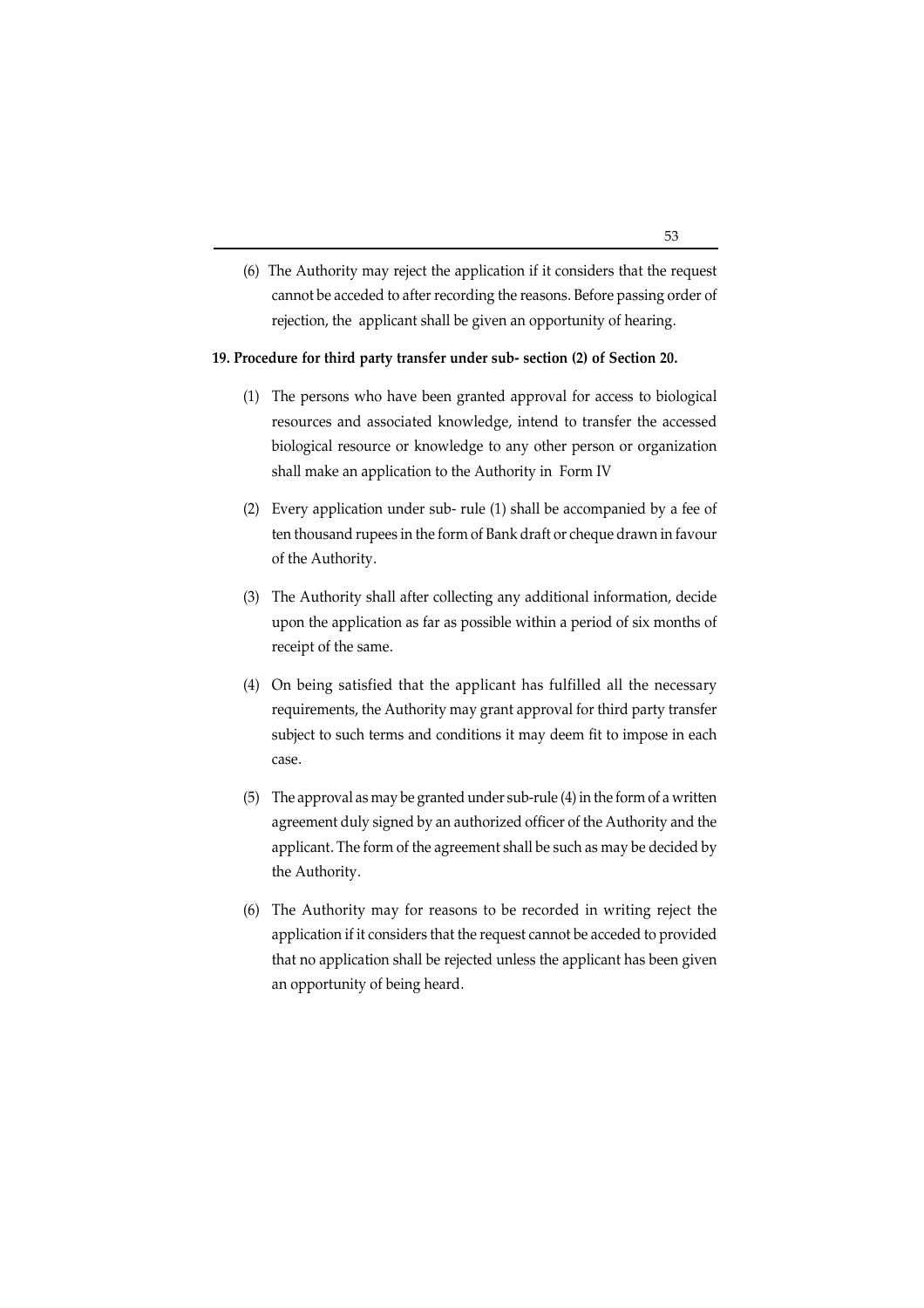(6) The Authority may reject the application if it considers that the request cannot be acceded to after recording the reasons. Before passing order of rejection, the applicant shall be given an opportunity of hearing.

**19. Procedure for third party transfer under sub- section (2) of Section 20.**

(1) The persons who have been granted approval for access to biological resources and associated knowledge, intend to transfer the accessed biological resource or knowledge to any other person or organization shall make an application to the Authority in Form IV

(2) Every application under sub- rule (1) shall be accompanied by a fee of ten thousand rupees in the form of Bank draft or cheque drawn in favour of the Authority.

(3) The Authority shall after collecting any additional information, decide upon the application as far as possible within a period of six months of receipt of the same.

(4) On being satisfied that the applicant has fulfilled all the necessary requirements, the Authority may grant approval for third party transfer subject to such terms and conditions it may deem fit to impose in each case.

(5) The approval as may be granted under sub-rule (4) in the form of a written agreement duly signed by an authorized officer of the Authority and the applicant. The form of the agreement shall be such as may be decided by the Authority.

(6) The Authority may for reasons to be recorded in writing reject the application if it considers that the request cannot be acceded to provided that no application shall be rejected unless the applicant has been given an opportunity of being heard.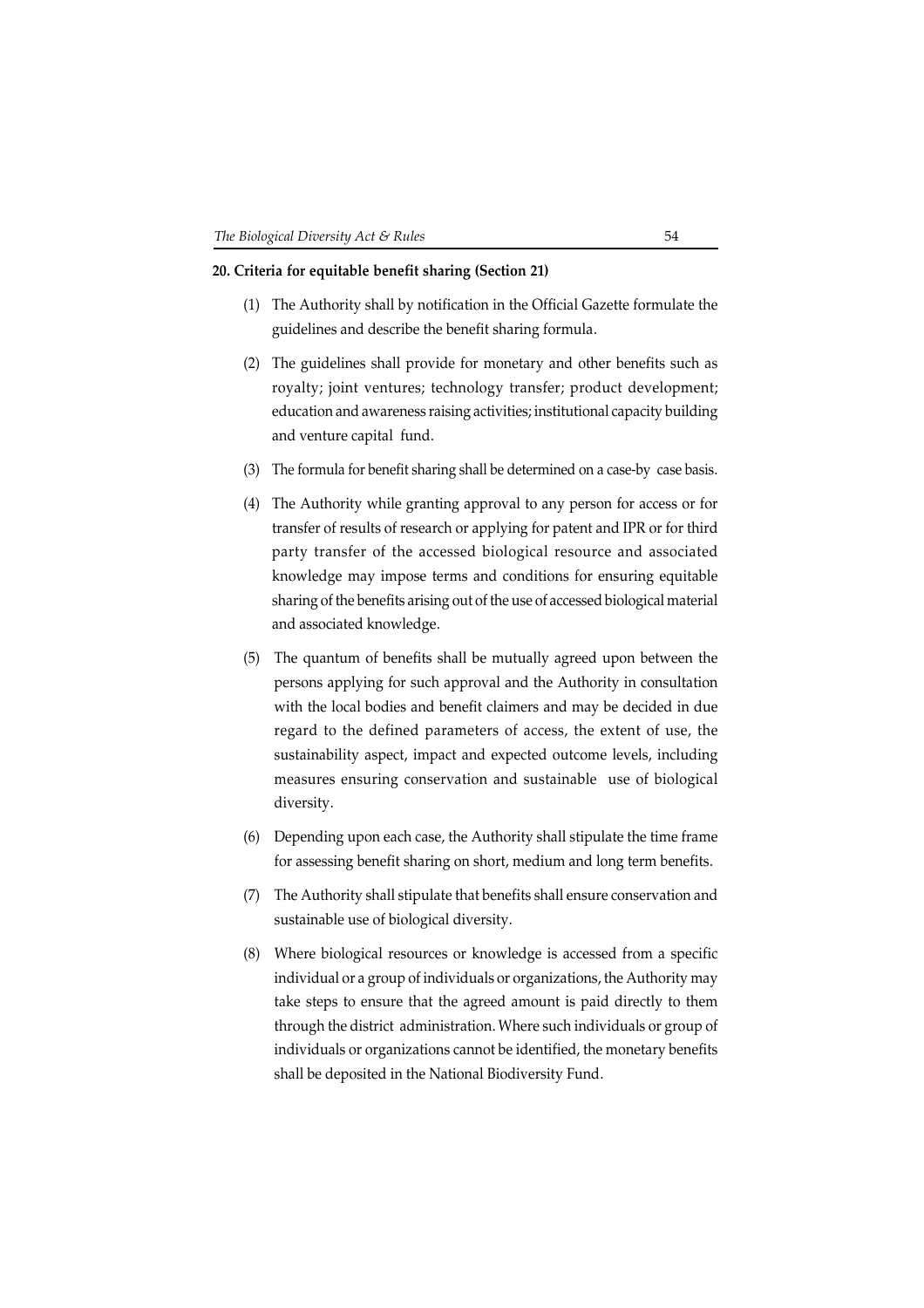**20. Criteria for equitable benefit sharing (Section 21)**

(1) The Authority shall by notification in the Official Gazette formulate the guidelines and describe the benefit sharing formula.

(2) The guidelines shall provide for monetary and other benefits such as royalty; joint ventures; technology transfer; product development; education and awareness raising activities; institutional capacity building and venture capital fund.

(3) The formula for benefit sharing shall be determined on a case-by case basis.

(4) The Authority while granting approval to any person for access or for transfer of results of research or applying for patent and IPR or for third party transfer of the accessed biological resource and associated knowledge may impose terms and conditions for ensuring equitable sharing of the benefits arising out of the use of accessed biological material and associated knowledge.

(5) The quantum of benefits shall be mutually agreed upon between the persons applying for such approval and the Authority in consultation with the local bodies and benefit claimers and may be decided in due regard to the defined parameters of access, the extent of use, the sustainability aspect, impact and expected outcome levels, including measures ensuring conservation and sustainable use of biological diversity.

(6) Depending upon each case, the Authority shall stipulate the time frame for assessing benefit sharing on short, medium and long term benefits.

(7) The Authority shall stipulate that benefits shall ensure conservation and sustainable use of biological diversity.

(8) Where biological resources or knowledge is accessed from a specific individual or a group of individuals or organizations, the Authority may take steps to ensure that the agreed amount is paid directly to them through the district administration. Where such individuals or group of individuals or organizations cannot be identified, the monetary benefits shall be deposited in the National Biodiversity Fund.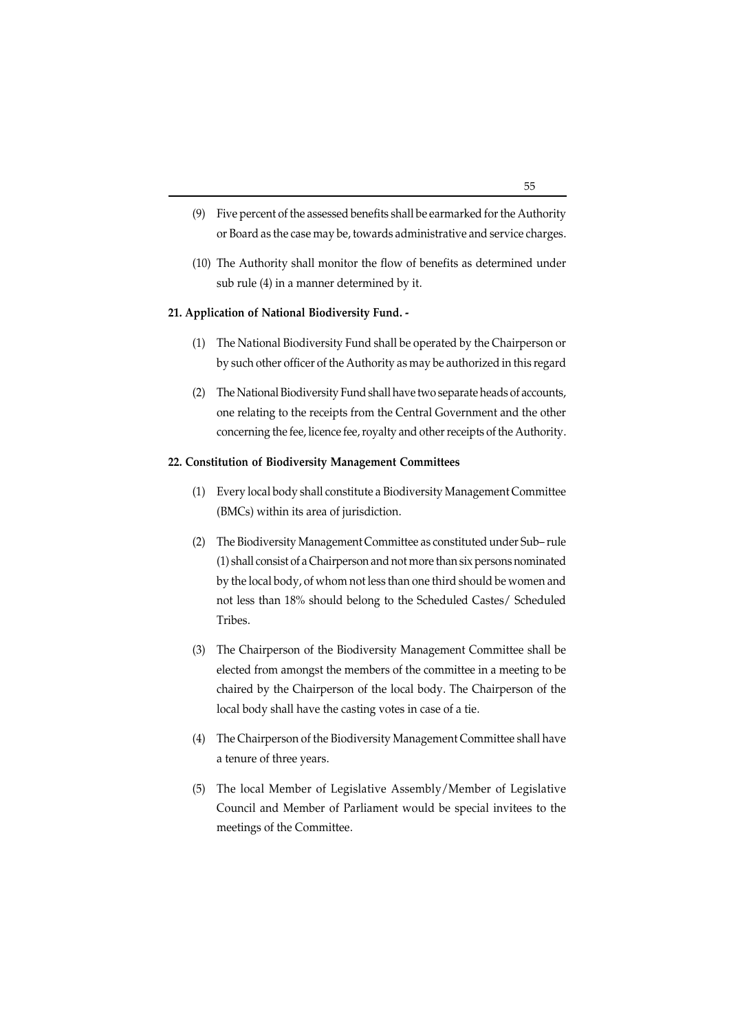(9) Five percent of the assessed benefits shall be earmarked for the Authority or Board as the case may be, towards administrative and service charges.

(10) The Authority shall monitor the flow of benefits as determined under sub rule (4) in a manner determined by it.

**21. Application of National Biodiversity Fund. -**

(1) The National Biodiversity Fund shall be operated by the Chairperson or by such other officer of the Authority as may be authorized in this regard

(2) The National Biodiversity Fund shall have two separate heads of accounts, one relating to the receipts from the Central Government and the other concerning the fee, licence fee, royalty and other receipts of the Authority.

**22. Constitution of Biodiversity Management Committees**

(1) Every local body shall constitute a Biodiversity Management Committee (BMCs) within its area of jurisdiction.

(2) The Biodiversity Management Committee as constituted under Sub– rule (1) shall consist of a Chairperson and not more than six persons nominated by the local body, of whom not less than one third should be women and not less than 18% should belong to the Scheduled Castes/ Scheduled Tribes.

(3) The Chairperson of the Biodiversity Management Committee shall be elected from amongst the members of the committee in a meeting to be chaired by the Chairperson of the local body. The Chairperson of the local body shall have the casting votes in case of a tie.

(4) The Chairperson of the Biodiversity Management Committee shall have a tenure of three years.

(5) The local Member of Legislative Assembly/Member of Legislative Council and Member of Parliament would be special invitees to the meetings of the Committee.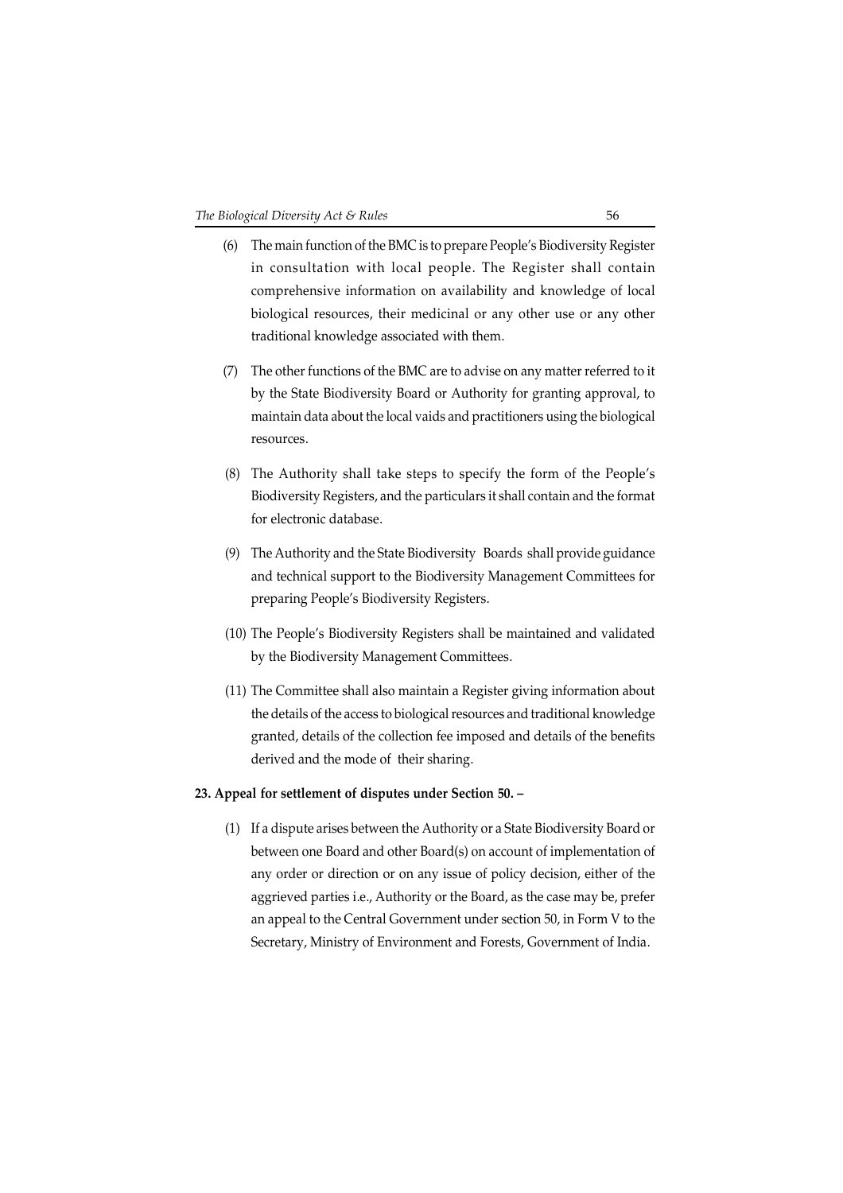(6) The main function of the BMC is to prepare People's Biodiversity Register in consultation with local people. The Register shall contain comprehensive information on availability and knowledge of local biological resources, their medicinal or any other use or any other traditional knowledge associated with them.

(7) The other functions of the BMC are to advise on any matter referred to it by the State Biodiversity Board or Authority for granting approval, to maintain data about the local vaids and practitioners using the biological resources.

(8) The Authority shall take steps to specify the form of the People's Biodiversity Registers, and the particulars it shall contain and the format for electronic database.

(9) The Authority and the State Biodiversity Boards shall provide guidance and technical support to the Biodiversity Management Committees for preparing People's Biodiversity Registers.

(10) The People's Biodiversity Registers shall be maintained and validated by the Biodiversity Management Committees.

(11) The Committee shall also maintain a Register giving information about the details of the access to biological resources and traditional knowledge granted, details of the collection fee imposed and details of the benefits derived and the mode of their sharing.

**23. Appeal for settlement of disputes under Section 50. –**

(1) If a dispute arises between the Authority or a State Biodiversity Board or between one Board and other Board(s) on account of implementation of any order or direction or on any issue of policy decision, either of the aggrieved parties i.e., Authority or the Board, as the case may be, prefer an appeal to the Central Government under section 50, in Form V to the Secretary, Ministry of Environment and Forests, Government of India.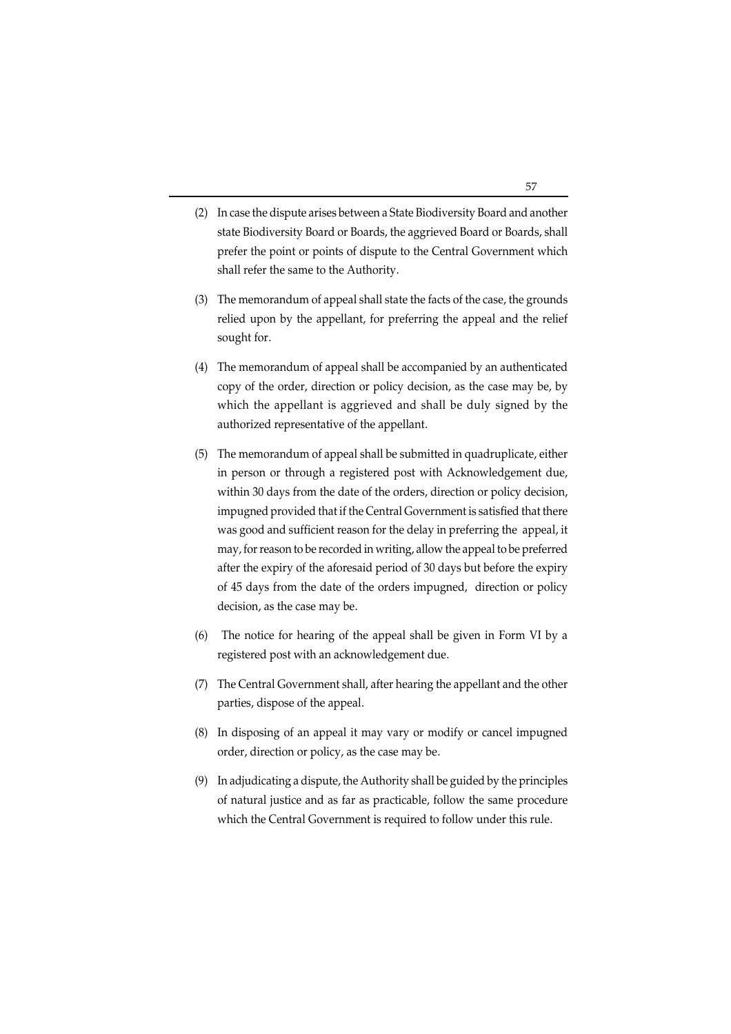(2) In case the dispute arises between a State Biodiversity Board and another state Biodiversity Board or Boards, the aggrieved Board or Boards, shall prefer the point or points of dispute to the Central Government which shall refer the same to the Authority.

(3) The memorandum of appeal shall state the facts of the case, the grounds relied upon by the appellant, for preferring the appeal and the relief sought for.

(4) The memorandum of appeal shall be accompanied by an authenticated copy of the order, direction or policy decision, as the case may be, by which the appellant is aggrieved and shall be duly signed by the authorized representative of the appellant.

(5) The memorandum of appeal shall be submitted in quadruplicate, either in person or through a registered post with Acknowledgement due, within 30 days from the date of the orders, direction or policy decision, impugned provided that if the Central Government is satisfied that there was good and sufficient reason for the delay in preferring the appeal, it may, for reason to be recorded in writing, allow the appeal to be preferred after the expiry of the aforesaid period of 30 days but before the expiry of 45 days from the date of the orders impugned, direction or policy decision, as the case may be.

(6) The notice for hearing of the appeal shall be given in Form VI by a registered post with an acknowledgement due.

(7) The Central Government shall, after hearing the appellant and the other parties, dispose of the appeal.

(8) In disposing of an appeal it may vary or modify or cancel impugned order, direction or policy, as the case may be.

(9) In adjudicating a dispute, the Authority shall be guided by the principles of natural justice and as far as practicable, follow the same procedure which the Central Government is required to follow under this rule.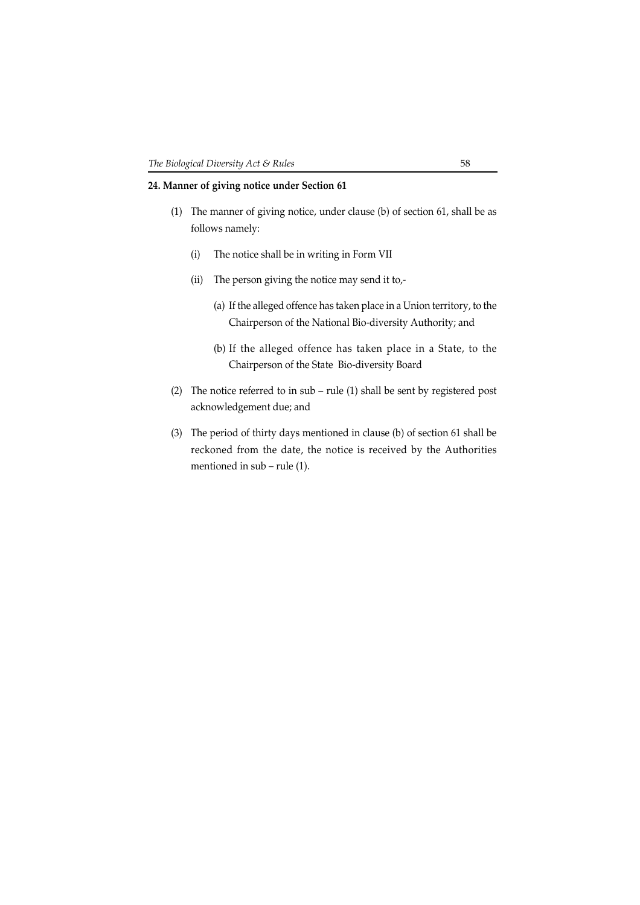**24. Manner of giving notice under Section 61**

(1) The manner of giving notice, under clause (b) of section 61, shall be as follows namely:

   (i) The notice shall be in writing in Form VII

   (ii) The person giving the notice may send it to,-

      (a) If the alleged offence has taken place in a Union territory, to the Chairperson of the National Bio-diversity Authority; and

      (b) If the alleged offence has taken place in a State, to the Chairperson of the State Bio-diversity Board

(2) The notice referred to in sub – rule (1) shall be sent by registered post acknowledgement due; and

(3) The period of thirty days mentioned in clause (b) of section 61 shall be reckoned from the date, the notice is received by the Authorities mentioned in sub – rule (1).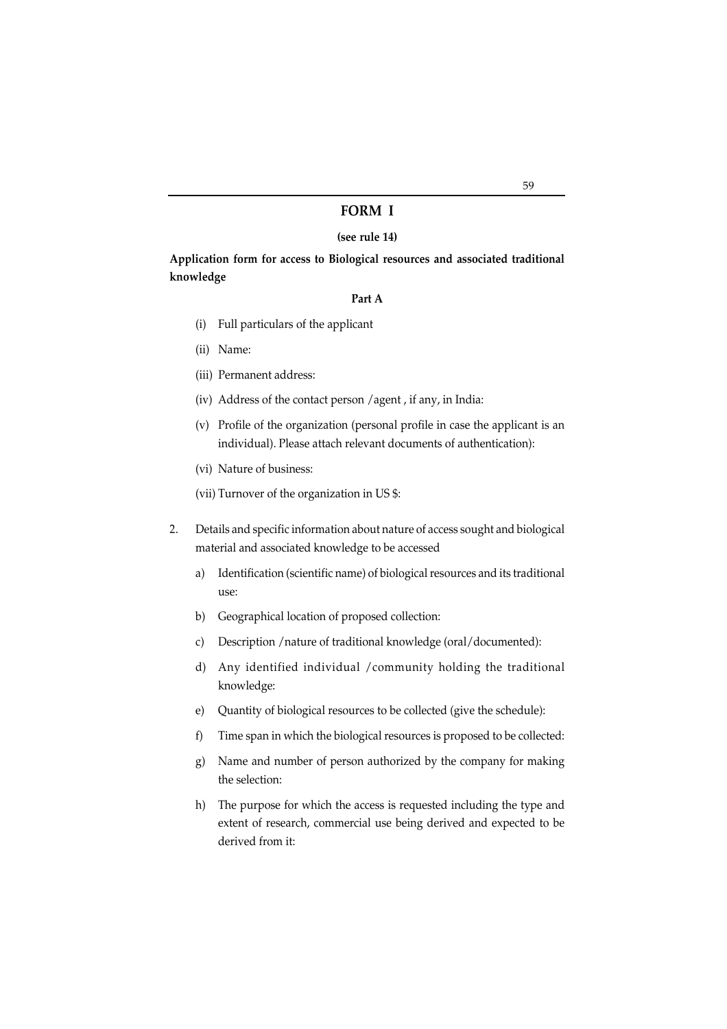## FORM I

**(see rule 14)**

**Application form for access to Biological resources and associated traditional knowledge**

**Part A**

(i) Full particulars of the applicant

(ii) Name:

(iii) Permanent address:

(iv) Address of the contact person /agent , if any, in India:

(v) Profile of the organization (personal profile in case the applicant is an individual). Please attach relevant documents of authentication):

(vi) Nature of business:

(vii) Turnover of the organization in US $:

2. Details and specific information about nature of access sought and biological material and associated knowledge to be accessed

   a) Identification (scientific name) of biological resources and its traditional use:

   b) Geographical location of proposed collection:

   c) Description /nature of traditional knowledge (oral/documented):

   d) Any identified individual /community holding the traditional knowledge:

   e) Quantity of biological resources to be collected (give the schedule):

   f) Time span in which the biological resources is proposed to be collected:

   g) Name and number of person authorized by the company for making the selection:

   h) The purpose for which the access is requested including the type and extent of research, commercial use being derived and expected to be derived from it: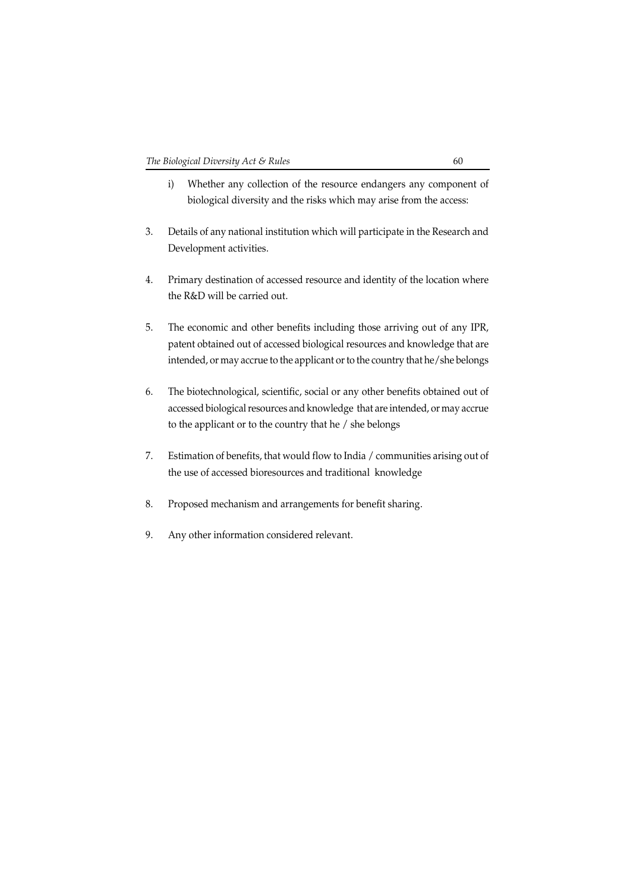i) Whether any collection of the resource endangers any component of biological diversity and the risks which may arise from the access:

3. Details of any national institution which will participate in the Research and Development activities.

4. Primary destination of accessed resource and identity of the location where the R&D will be carried out.

5. The economic and other benefits including those arriving out of any IPR, patent obtained out of accessed biological resources and knowledge that are intended, or may accrue to the applicant or to the country that he/she belongs

6. The biotechnological, scientific, social or any other benefits obtained out of accessed biological resources and knowledge that are intended, or may accrue to the applicant or to the country that he / she belongs

7. Estimation of benefits, that would flow to India / communities arising out of the use of accessed bioresources and traditional knowledge

8. Proposed mechanism and arrangements for benefit sharing.

9. Any other information considered relevant.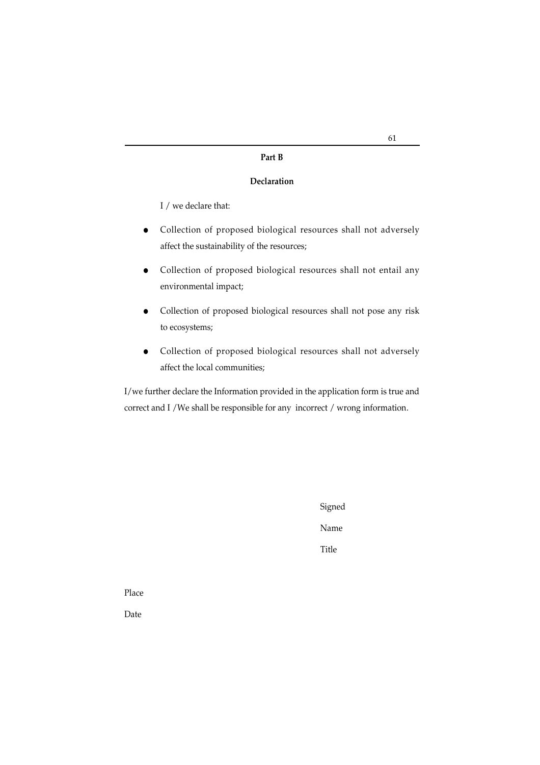**Part B**

**Declaration**

I / we declare that:

- Collection of proposed biological resources shall not adversely affect the sustainability of the resources;
- Collection of proposed biological resources shall not entail any environmental impact;
- Collection of proposed biological resources shall not pose any risk to ecosystems;
- Collection of proposed biological resources shall not adversely affect the local communities;

I/we further declare the Information provided in the application form is true and correct and I /We shall be responsible for any incorrect / wrong information.

Signed

Name

Title

Place

Date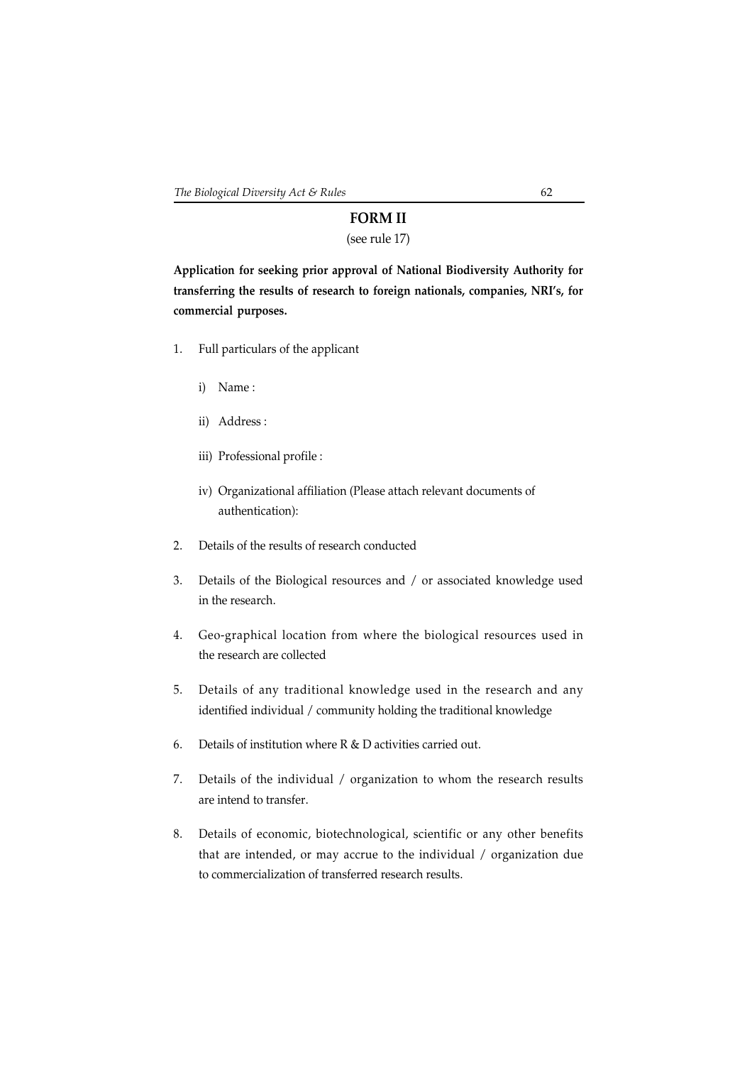## FORM II

(see rule 17)

**Application for seeking prior approval of National Biodiversity Authority for transferring the results of research to foreign nationals, companies, NRI's, for commercial purposes.**

1. Full particulars of the applicant

   i) Name :

   ii) Address :

   iii) Professional profile :

   iv) Organizational affiliation (Please attach relevant documents of authentication):

2. Details of the results of research conducted

3. Details of the Biological resources and / or associated knowledge used in the research.

4. Geo-graphical location from where the biological resources used in the research are collected

5. Details of any traditional knowledge used in the research and any identified individual / community holding the traditional knowledge

6. Details of institution where R & D activities carried out.

7. Details of the individual / organization to whom the research results are intend to transfer.

8. Details of economic, biotechnological, scientific or any other benefits that are intended, or may accrue to the individual / organization due to commercialization of transferred research results.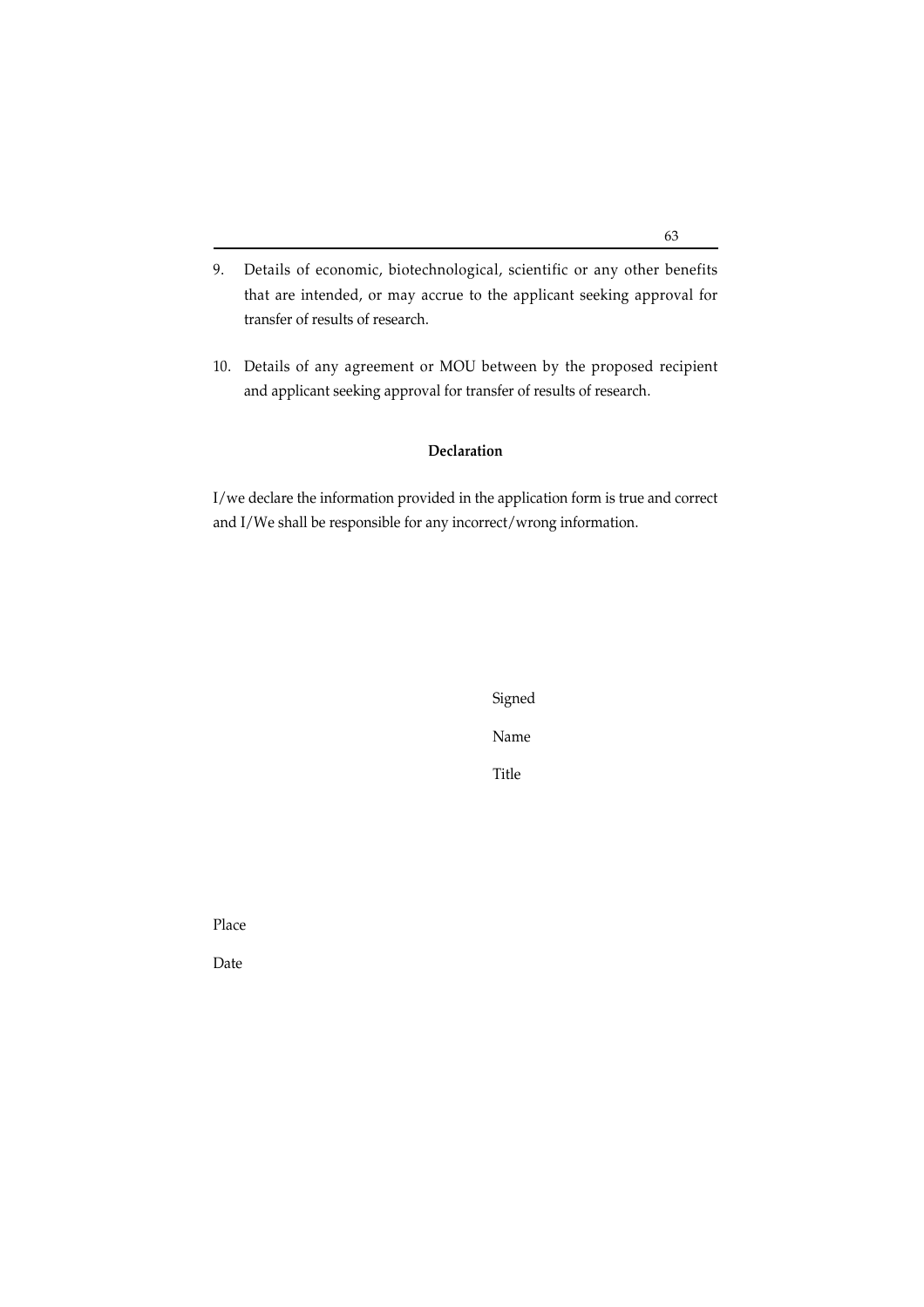9. Details of economic, biotechnological, scientific or any other benefits that are intended, or may accrue to the applicant seeking approval for transfer of results of research.

10. Details of any agreement or MOU between by the proposed recipient and applicant seeking approval for transfer of results of research.

**Declaration**

I/we declare the information provided in the application form is true and correct and I/We shall be responsible for any incorrect/wrong information.

Signed

Name

Title

Place

Date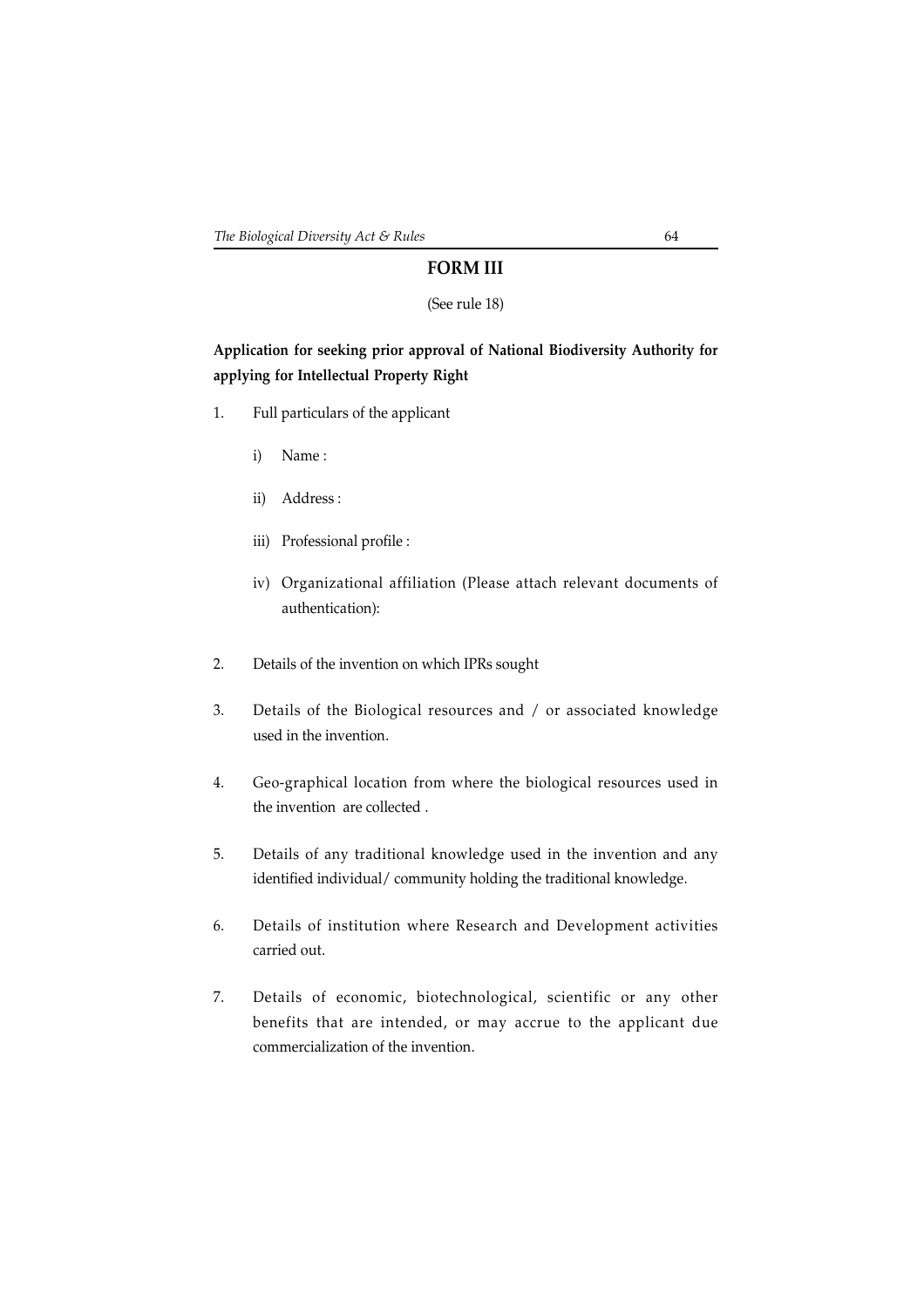## FORM III

(See rule 18)

**Application for seeking prior approval of National Biodiversity Authority for applying for Intellectual Property Right**

1. Full particulars of the applicant

   i) Name :

   ii) Address :

   iii) Professional profile :

   iv) Organizational affiliation (Please attach relevant documents of authentication):

2. Details of the invention on which IPRs sought

3. Details of the Biological resources and / or associated knowledge used in the invention.

4. Geo-graphical location from where the biological resources used in the invention are collected .

5. Details of any traditional knowledge used in the invention and any identified individual/ community holding the traditional knowledge.

6. Details of institution where Research and Development activities carried out.

7. Details of economic, biotechnological, scientific or any other benefits that are intended, or may accrue to the applicant due commercialization of the invention.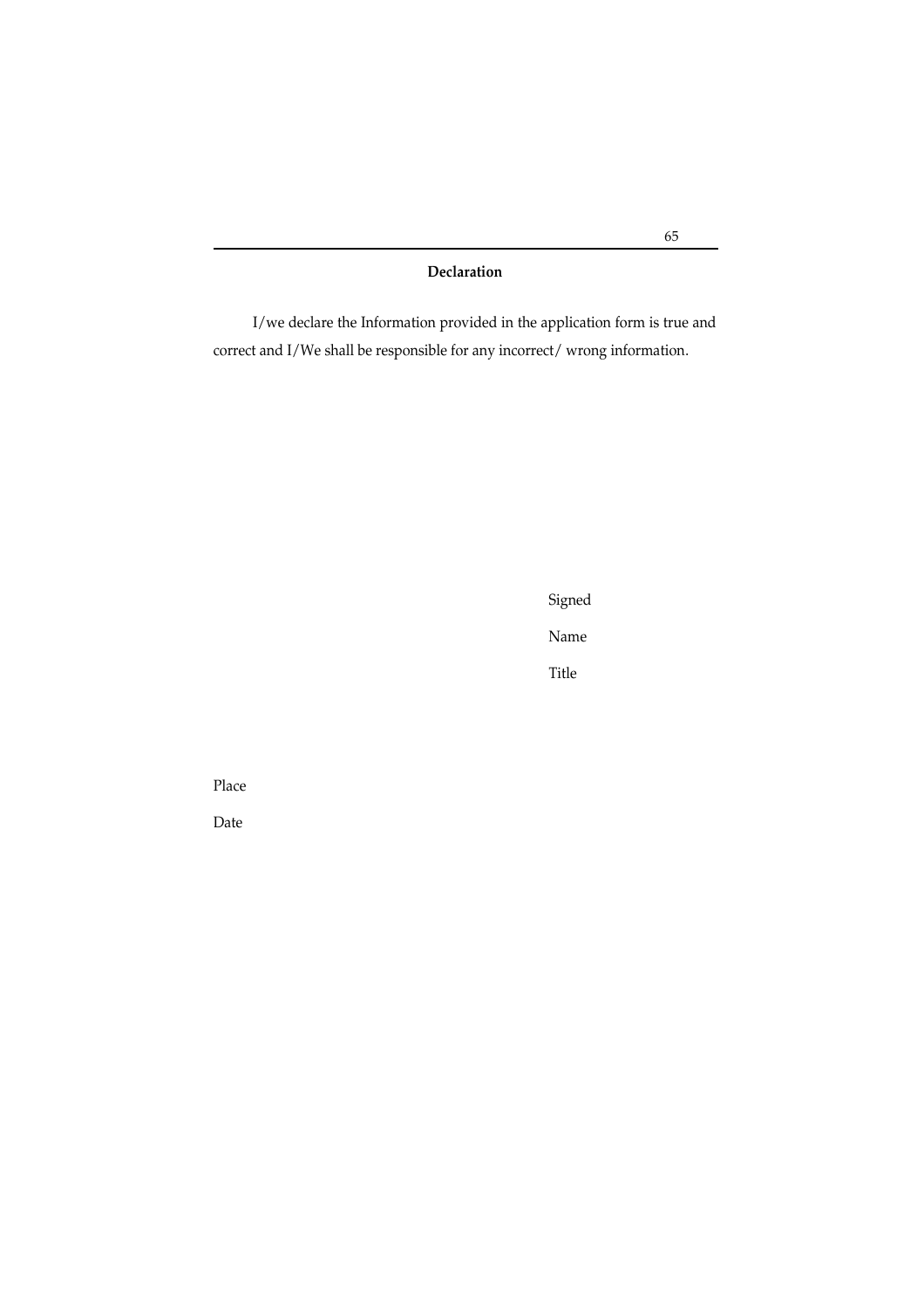**Declaration**

I/we declare the Information provided in the application form is true and correct and I/We shall be responsible for any incorrect/ wrong information.

Signed

Name

Title

Place

Date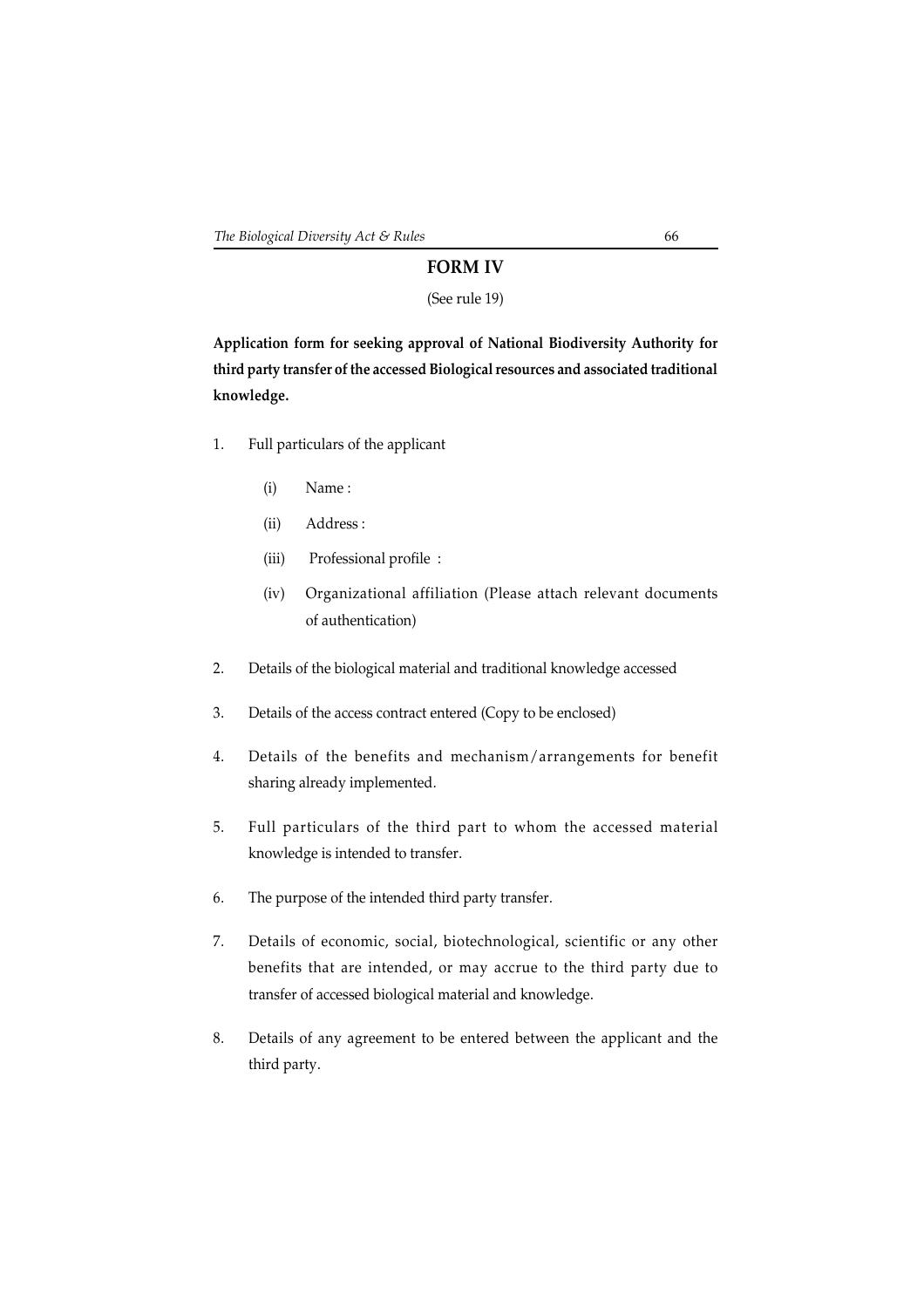## FORM IV

(See rule 19)

**Application form for seeking approval of National Biodiversity Authority for third party transfer of the accessed Biological resources and associated traditional knowledge.**

1. Full particulars of the applicant
   - (i) Name :
   - (ii) Address :
   - (iii) Professional profile :
   - (iv) Organizational affiliation (Please attach relevant documents of authentication)
2. Details of the biological material and traditional knowledge accessed
3. Details of the access contract entered (Copy to be enclosed)
4. Details of the benefits and mechanism/arrangements for benefit sharing already implemented.
5. Full particulars of the third part to whom the accessed material knowledge is intended to transfer.
6. The purpose of the intended third party transfer.
7. Details of economic, social, biotechnological, scientific or any other benefits that are intended, or may accrue to the third party due to transfer of accessed biological material and knowledge.
8. Details of any agreement to be entered between the applicant and the third party.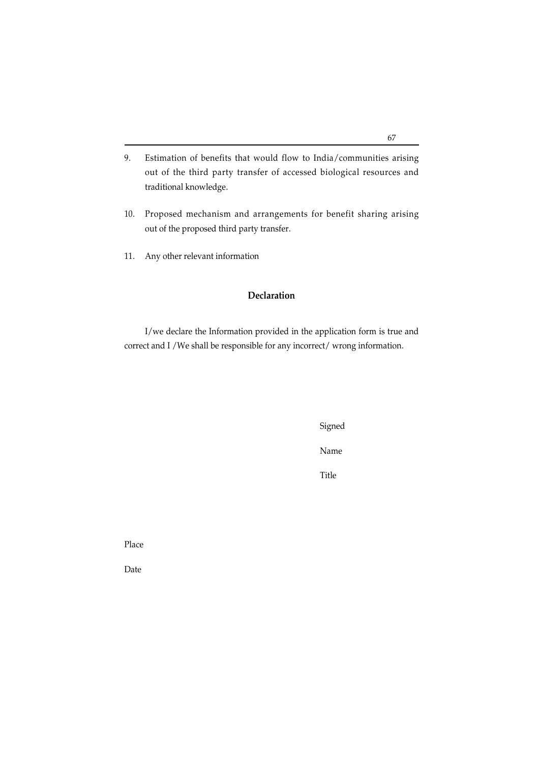9. Estimation of benefits that would flow to India/communities arising out of the third party transfer of accessed biological resources and traditional knowledge.

10. Proposed mechanism and arrangements for benefit sharing arising out of the proposed third party transfer.

11. Any other relevant information

## Declaration

I/we declare the Information provided in the application form is true and correct and I /We shall be responsible for any incorrect/ wrong information.

Signed

Name

Title

Place

Date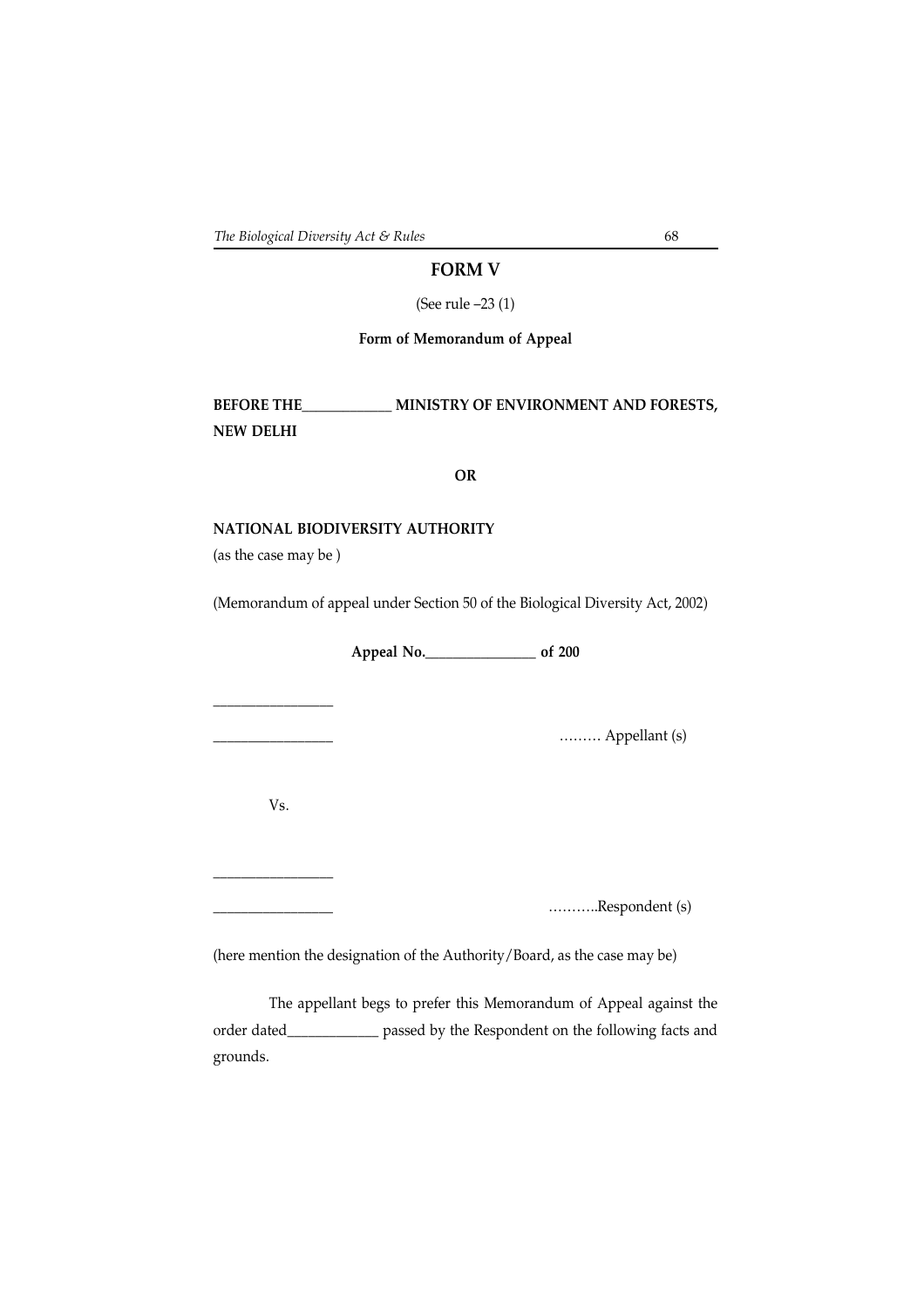# FORM V

(See rule –23 (1)

**Form of Memorandum of Appeal**

**BEFORE THE____________ MINISTRY OF ENVIRONMENT AND FORESTS, NEW DELHI**

**OR**

**NATIONAL BIODIVERSITY AUTHORITY**

(as the case may be )

(Memorandum of appeal under Section 50 of the Biological Diversity Act, 2002)

**Appeal No._______________ of 200**

________________

________________ ……… Appellant (s)

Vs.

________________

________________ ………..Respondent (s)

(here mention the designation of the Authority/Board, as the case may be)

The appellant begs to prefer this Memorandum of Appeal against the order dated____________ passed by the Respondent on the following facts and grounds.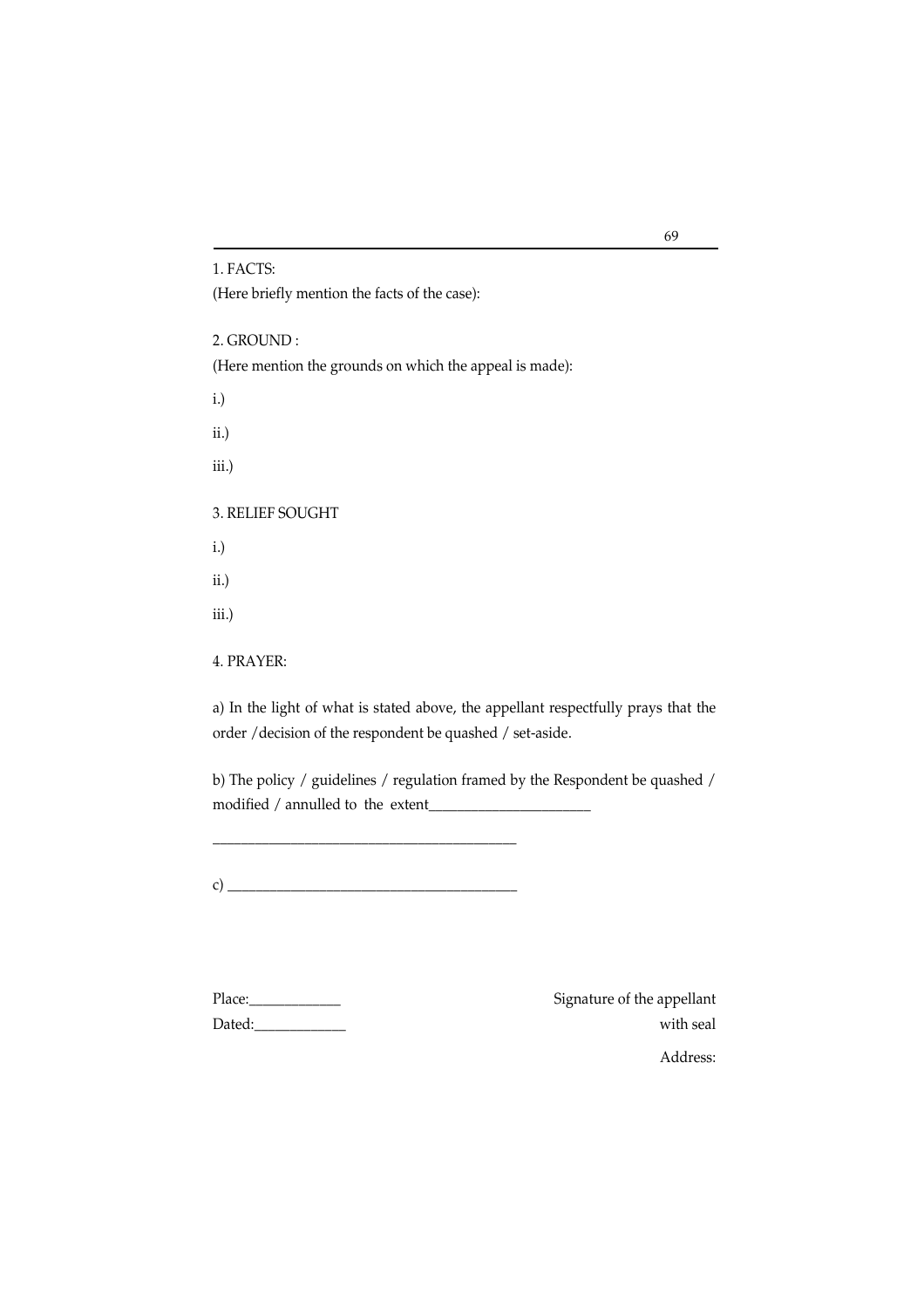1. FACTS:

(Here briefly mention the facts of the case):

2. GROUND :

(Here mention the grounds on which the appeal is made):

i.)

ii.)

iii.)

3. RELIEF SOUGHT

i.)

ii.)

iii.)

4. PRAYER:

a) In the light of what is stated above, the appellant respectfully prays that the order /decision of the respondent be quashed / set-aside.

b) The policy / guidelines / regulation framed by the Respondent be quashed / modified / annulled to the extent______________________

_________________________________________

c) _______________________________________

Place:____________

Dated:____________

Signature of the appellant with seal

Address: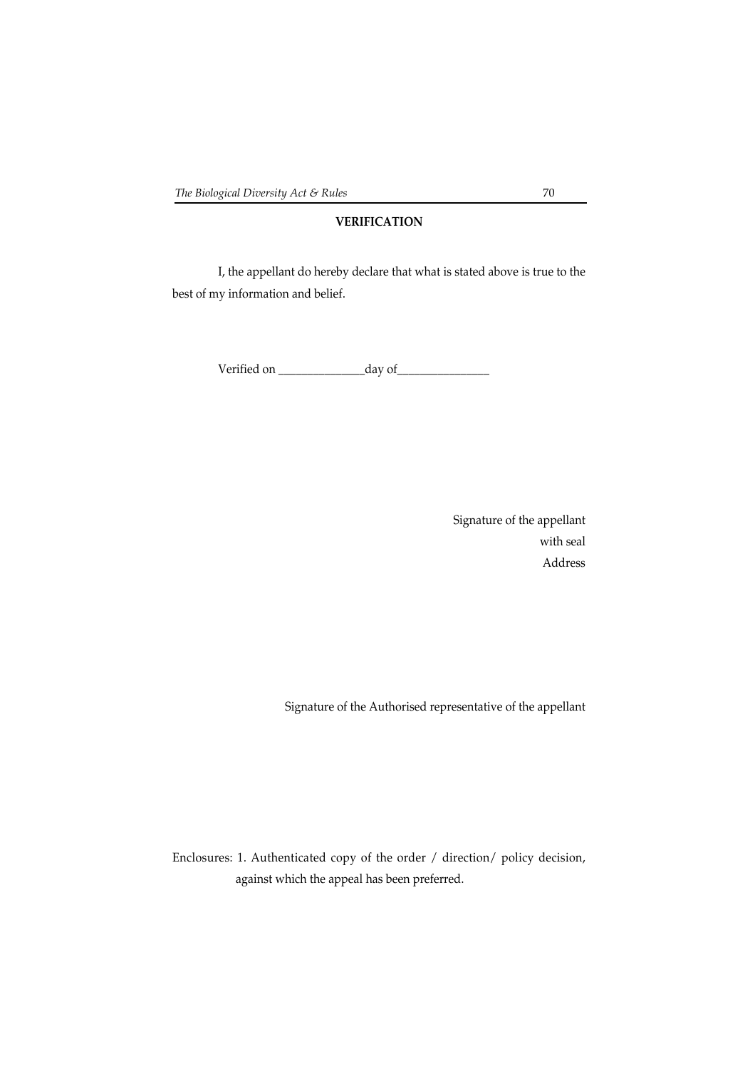**VERIFICATION**

I, the appellant do hereby declare that what is stated above is true to the best of my information and belief.

Verified on ______________day of_______________

Signature of the appellant
with seal
Address

Signature of the Authorised representative of the appellant

Enclosures: 1. Authenticated copy of the order / direction/ policy decision, against which the appeal has been preferred.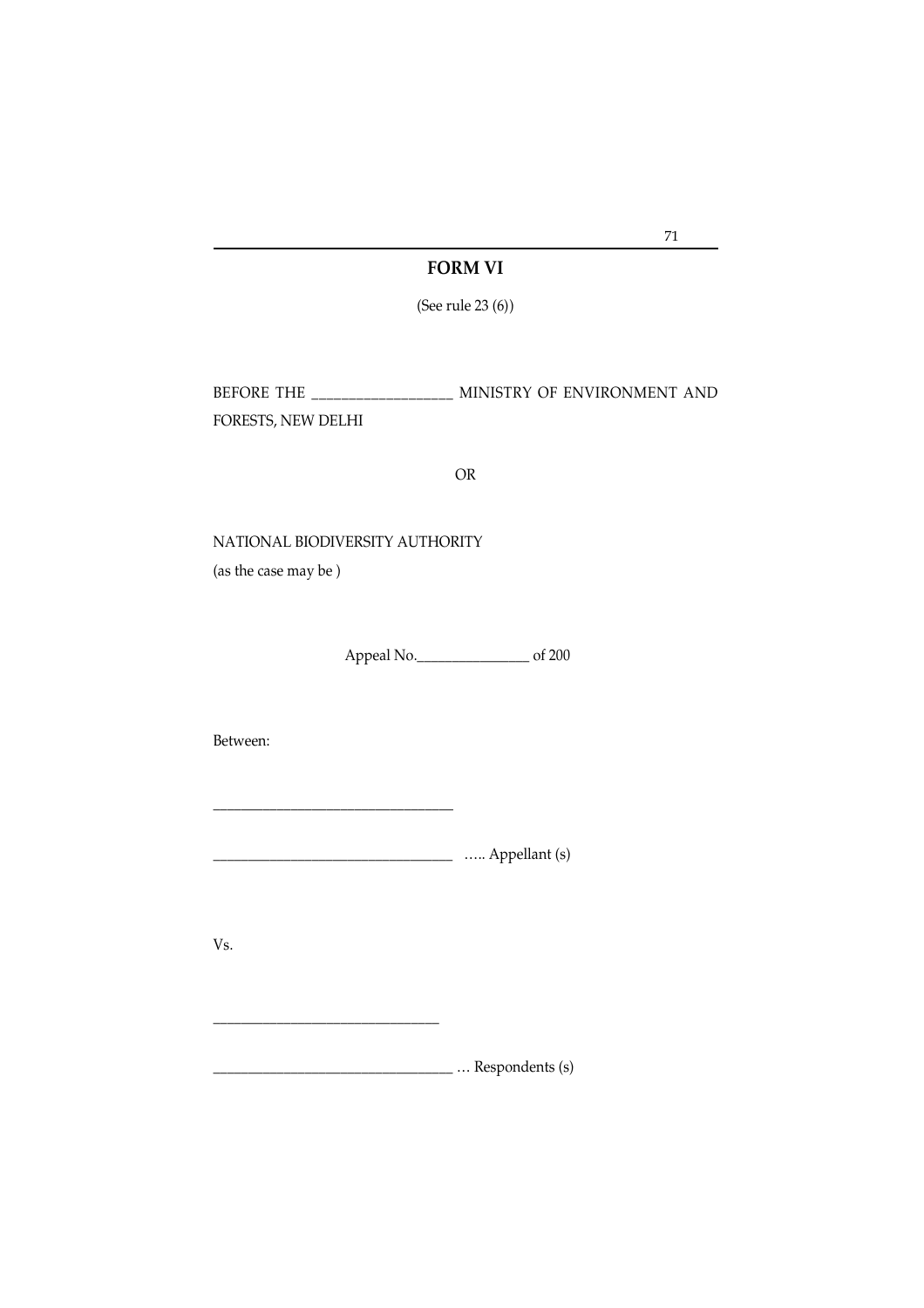## FORM VI

(See rule 23 (6))

BEFORE THE __________________ MINISTRY OF ENVIRONMENT AND FORESTS, NEW DELHI

OR

NATIONAL BIODIVERSITY AUTHORITY
(as the case may be )

Appeal No.________________ of 200

Between:

________________________________

________________________________ ….. Appellant (s)

Vs.

______________________________

________________________________ … Respondents (s)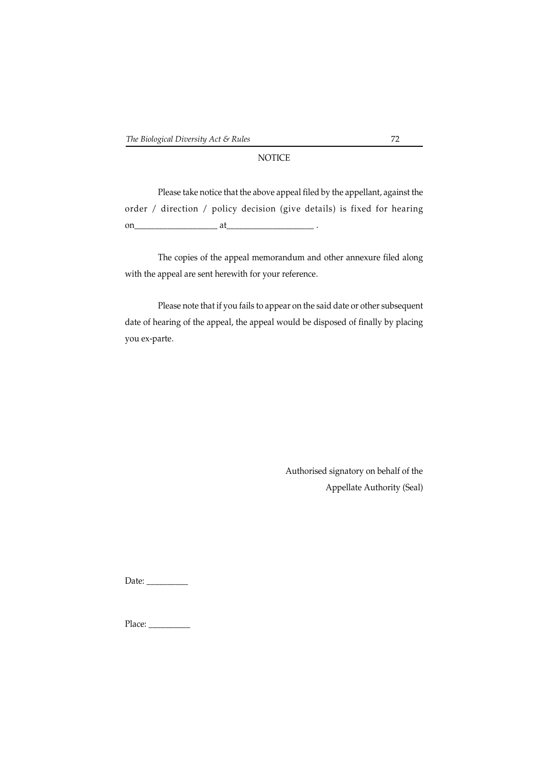## NOTICE

Please take notice that the above appeal filed by the appellant, against the order / direction / policy decision (give details) is fixed for hearing on__________________ at___________________ .

The copies of the appeal memorandum and other annexure filed along with the appeal are sent herewith for your reference.

Please note that if you fails to appear on the said date or other subsequent date of hearing of the appeal, the appeal would be disposed of finally by placing you ex-parte.

Authorised signatory on behalf of the
Appellate Authority (Seal)

Date: _________

Place: _________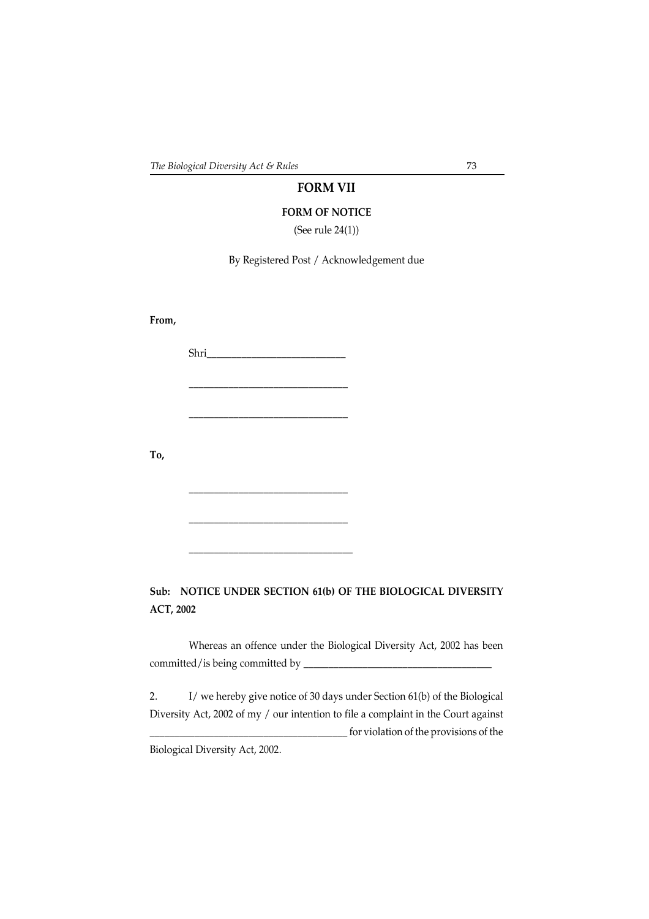## FORM VII

### FORM OF NOTICE

(See rule 24(1))

By Registered Post / Acknowledgement due

**From,**

Shri___________________________

______________________________

______________________________

**To,**

______________________________

______________________________

_______________________________

**Sub: NOTICE UNDER SECTION 61(b) OF THE BIOLOGICAL DIVERSITY ACT, 2002**

Whereas an offence under the Biological Diversity Act, 2002 has been committed/is being committed by ____________________________________

2. I/ we hereby give notice of 30 days under Section 61(b) of the Biological Diversity Act, 2002 of my / our intention to file a complaint in the Court against _____________________________________ for violation of the provisions of the Biological Diversity Act, 2002.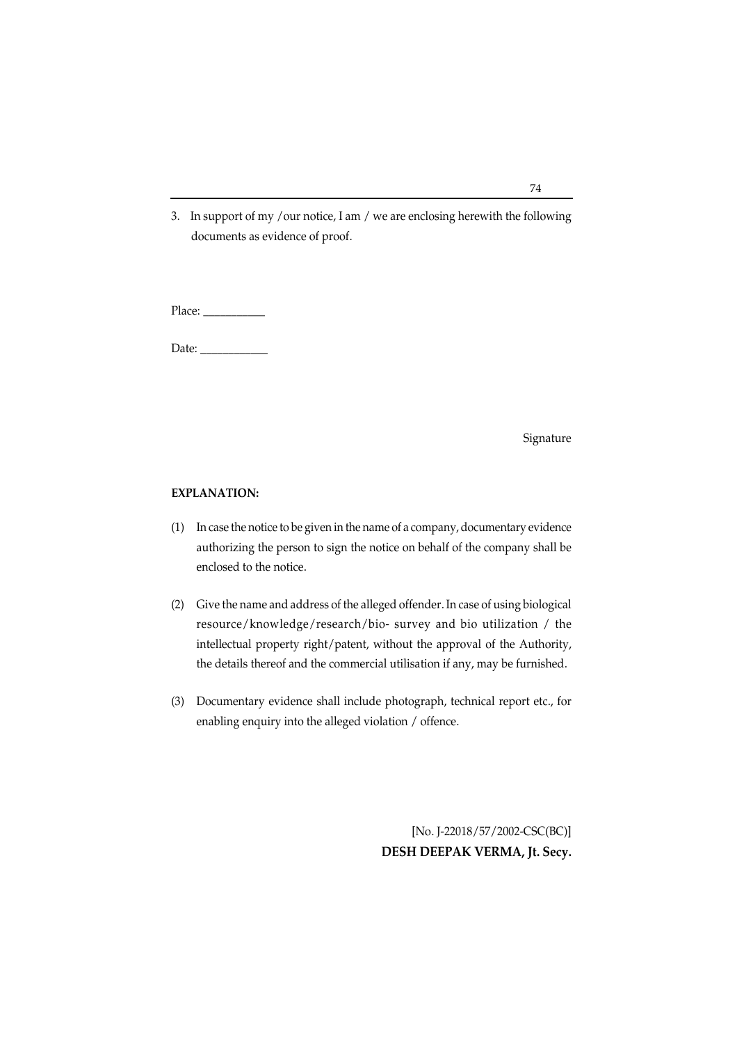3. In support of my /our notice, I am / we are enclosing herewith the following documents as evidence of proof.

Place: __________

Date: ___________

Signature

**EXPLANATION:**

(1) In case the notice to be given in the name of a company, documentary evidence authorizing the person to sign the notice on behalf of the company shall be enclosed to the notice.

(2) Give the name and address of the alleged offender. In case of using biological resource/knowledge/research/bio- survey and bio utilization / the intellectual property right/patent, without the approval of the Authority, the details thereof and the commercial utilisation if any, may be furnished.

(3) Documentary evidence shall include photograph, technical report etc., for enabling enquiry into the alleged violation / offence.

[No. J-22018/57/2002-CSC(BC)]

**DESH DEEPAK VERMA, Jt. Secy.**